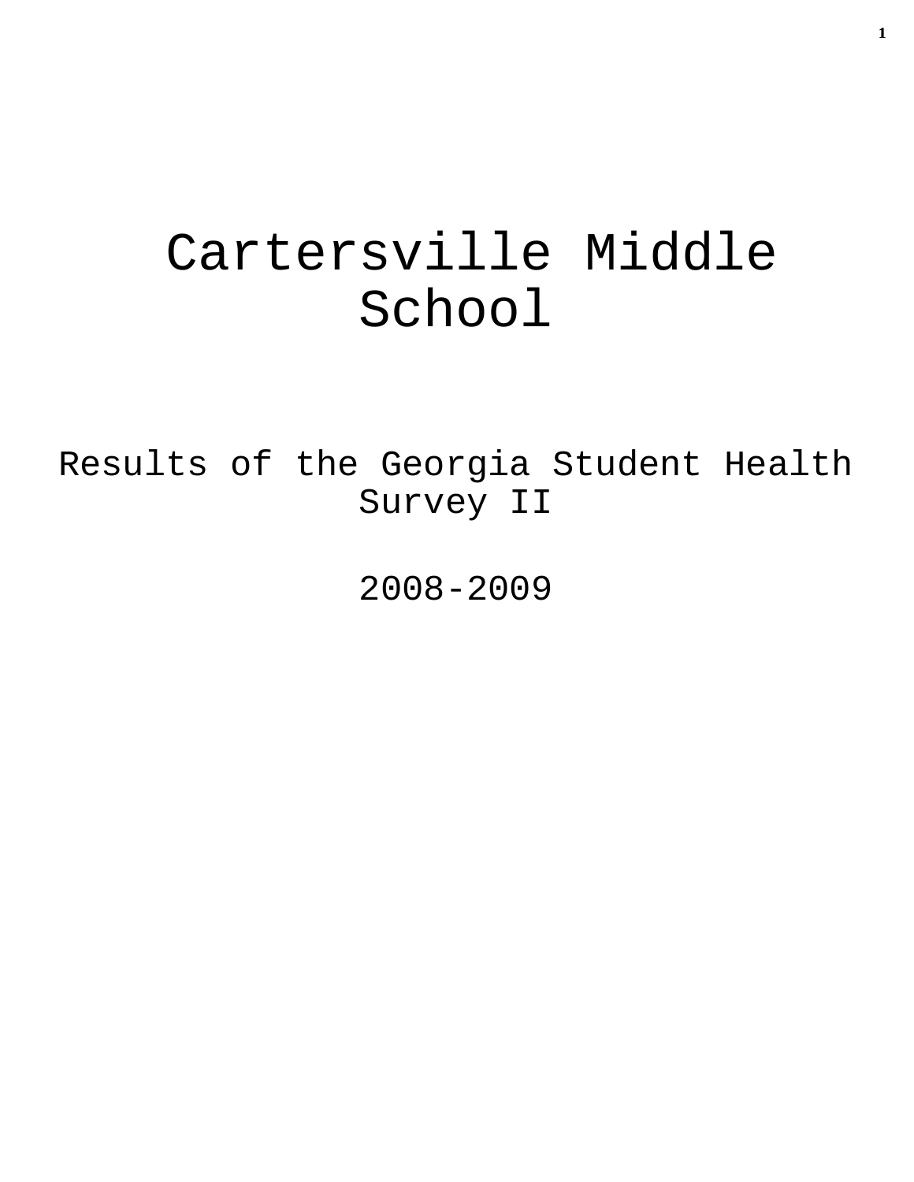# Cartersville Middle School

## Results of the Georgia Student Health Survey II

## 2008-2009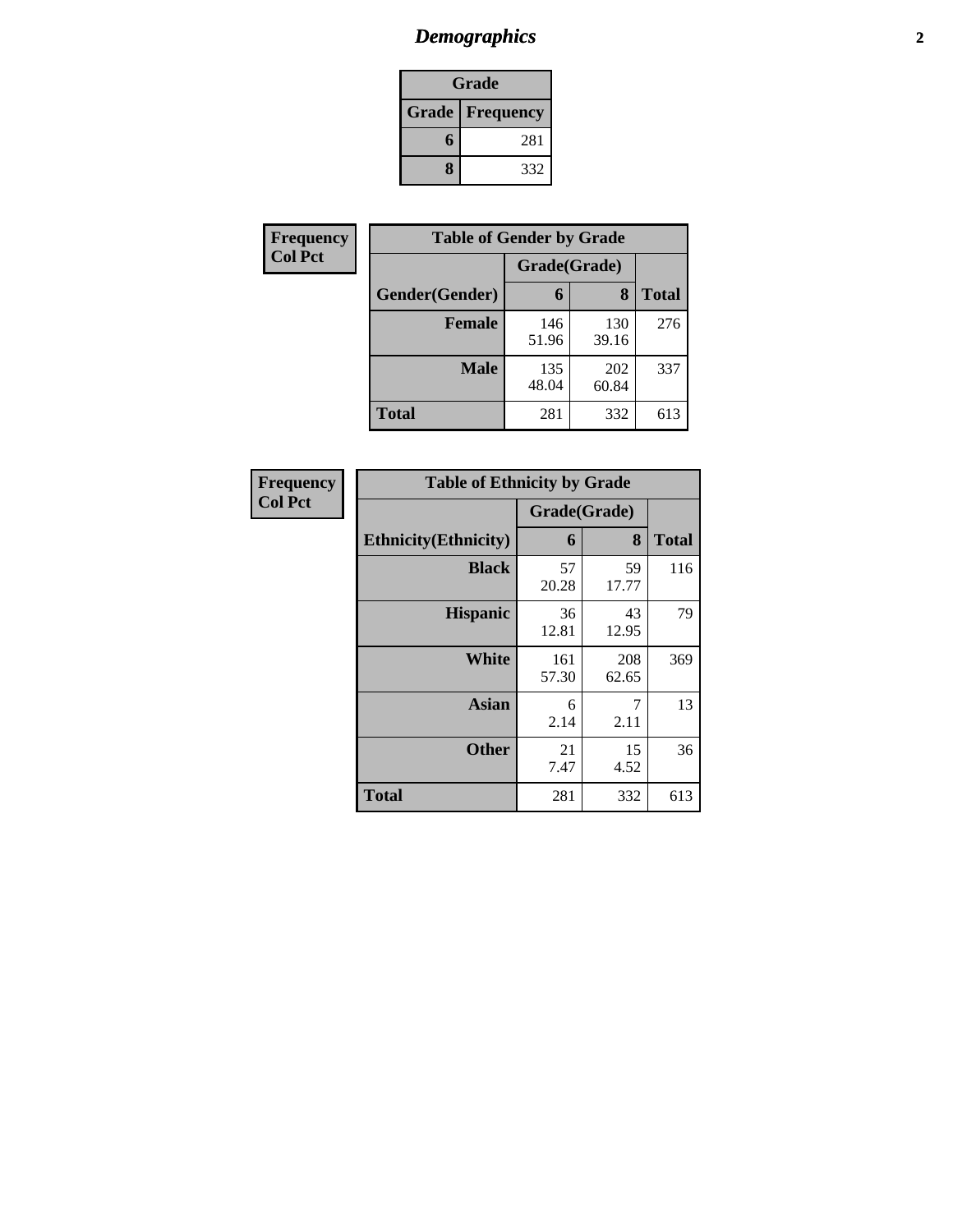# *Demographics*

| Grade | |
|---|---|
| **Grade** | **Frequency** |
| **6** | 281 |
| **8** | 332 |

**Frequency**
**Col Pct**

| Table of Gender by Grade | | | |
|---|---|---|---|
| | Grade(Grade) | | |
| **Gender(Gender)** | **6** | **8** | **Total** |
| **Female** | 146<br>51.96 | 130<br>39.16 | 276 |
| **Male** | 135<br>48.04 | 202<br>60.84 | 337 |
| **Total** | 281 | 332 | 613 |

**Frequency**
**Col Pct**

| Table of Ethnicity by Grade | | | |
|---|---|---|---|
| | Grade(Grade) | | |
| **Ethnicity(Ethnicity)** | **6** | **8** | **Total** |
| **Black** | 57<br>20.28 | 59<br>17.77 | 116 |
| **Hispanic** | 36<br>12.81 | 43<br>12.95 | 79 |
| **White** | 161<br>57.30 | 208<br>62.65 | 369 |
| **Asian** | 6<br>2.14 | 7<br>2.11 | 13 |
| **Other** | 21<br>7.47 | 15<br>4.52 | 36 |
| **Total** | 281 | 332 | 613 |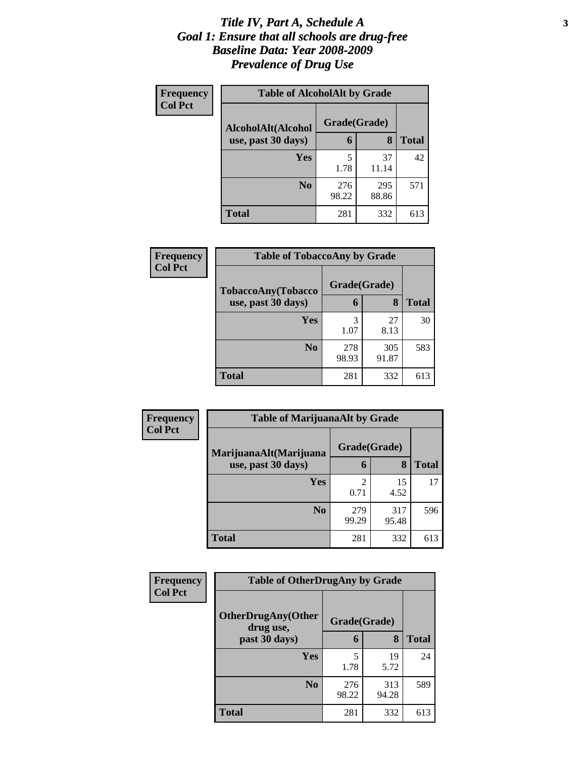# *Title IV, Part A, Schedule A*
# *Goal 1: Ensure that all schools are drug-free*
# *Baseline Data: Year 2008-2009*
# *Prevalence of Drug Use*

**Frequency**
**Col Pct**

**Table of AlcoholAlt by Grade**

| AlcoholAlt(Alcohol use, past 30 days) | Grade(Grade) 6 | 8 | Total |
|---|---|---|---|
| **Yes** | 5<br>1.78 | 37<br>11.14 | 42 |
| **No** | 276<br>98.22 | 295<br>88.86 | 571 |
| **Total** | 281 | 332 | 613 |

**Frequency**
**Col Pct**

**Table of TobaccoAny by Grade**

| TobaccoAny(Tobacco use, past 30 days) | Grade(Grade) 6 | 8 | Total |
|---|---|---|---|
| **Yes** | 3<br>1.07 | 27<br>8.13 | 30 |
| **No** | 278<br>98.93 | 305<br>91.87 | 583 |
| **Total** | 281 | 332 | 613 |

**Frequency**
**Col Pct**

**Table of MarijuanaAlt by Grade**

| MarijuanaAlt(Marijuana use, past 30 days) | Grade(Grade) 6 | 8 | Total |
|---|---|---|---|
| **Yes** | 2<br>0.71 | 15<br>4.52 | 17 |
| **No** | 279<br>99.29 | 317<br>95.48 | 596 |
| **Total** | 281 | 332 | 613 |

**Frequency**
**Col Pct**

**Table of OtherDrugAny by Grade**

| OtherDrugAny(Other drug use, past 30 days) | Grade(Grade) 6 | 8 | Total |
|---|---|---|---|
| **Yes** | 5<br>1.78 | 19<br>5.72 | 24 |
| **No** | 276<br>98.22 | 313<br>94.28 | 589 |
| **Total** | 281 | 332 | 613 |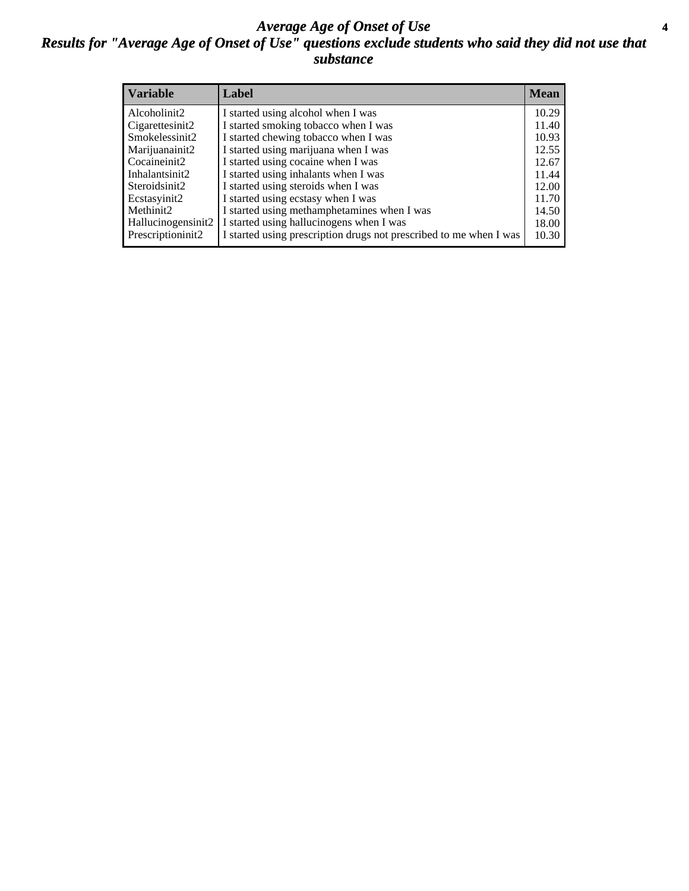# Average Age of Onset of Use

## Results for "Average Age of Onset of Use" questions exclude students who said they did not use that substance

| Variable | Label | Mean |
|---|---|---|
| Alcoholinit2 | I started using alcohol when I was | 10.29 |
| Cigarettesinit2 | I started smoking tobacco when I was | 11.40 |
| Smokelessinit2 | I started chewing tobacco when I was | 10.93 |
| Marijuanainit2 | I started using marijuana when I was | 12.55 |
| Cocaineinit2 | I started using cocaine when I was | 12.67 |
| Inhalantsinit2 | I started using inhalants when I was | 11.44 |
| Steroidsinit2 | I started using steroids when I was | 12.00 |
| Ecstasyinit2 | I started using ecstasy when I was | 11.70 |
| Methinit2 | I started using methamphetamines when I was | 14.50 |
| Hallucinogensinit2 | I started using hallucinogens when I was | 18.00 |
| Prescriptioninit2 | I started using prescription drugs not prescribed to me when I was | 10.30 |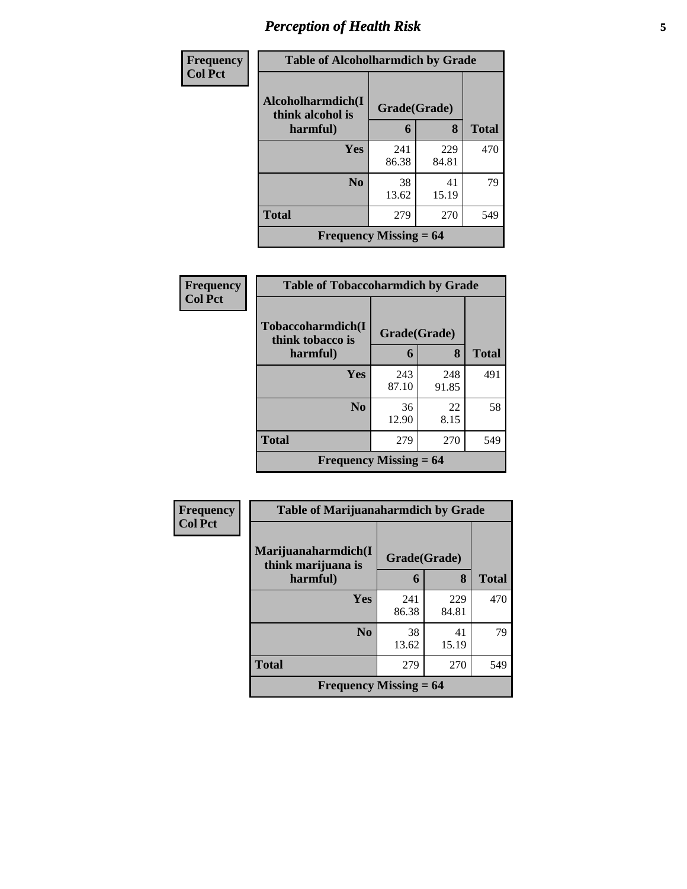# Perception of Health Risk

| Frequency<br>Col Pct | Table of Alcoholharmdich by Grade | | |
|---|---|---|---|
| Alcoholharmdich(I think alcohol is harmful) | Grade(Grade) | | |
| | 6 | 8 | Total |
| Yes | 241<br>86.38 | 229<br>84.81 | 470 |
| No | 38<br>13.62 | 41<br>15.19 | 79 |
| Total | 279 | 270 | 549 |
| Frequency Missing = 64 | | | |

| Frequency<br>Col Pct | Table of Tobaccoharmdich by Grade | | |
|---|---|---|---|
| Tobaccoharmdich(I think tobacco is harmful) | Grade(Grade) | | |
| | 6 | 8 | Total |
| Yes | 243<br>87.10 | 248<br>91.85 | 491 |
| No | 36<br>12.90 | 22<br>8.15 | 58 |
| Total | 279 | 270 | 549 |
| Frequency Missing = 64 | | | |

| Frequency<br>Col Pct | Table of Marijuanaharmdich by Grade | | |
|---|---|---|---|
| Marijuanaharmdich(I think marijuana is harmful) | Grade(Grade) | | |
| | 6 | 8 | Total |
| Yes | 241<br>86.38 | 229<br>84.81 | 470 |
| No | 38<br>13.62 | 41<br>15.19 | 79 |
| Total | 279 | 270 | 549 |
| Frequency Missing = 64 | | | |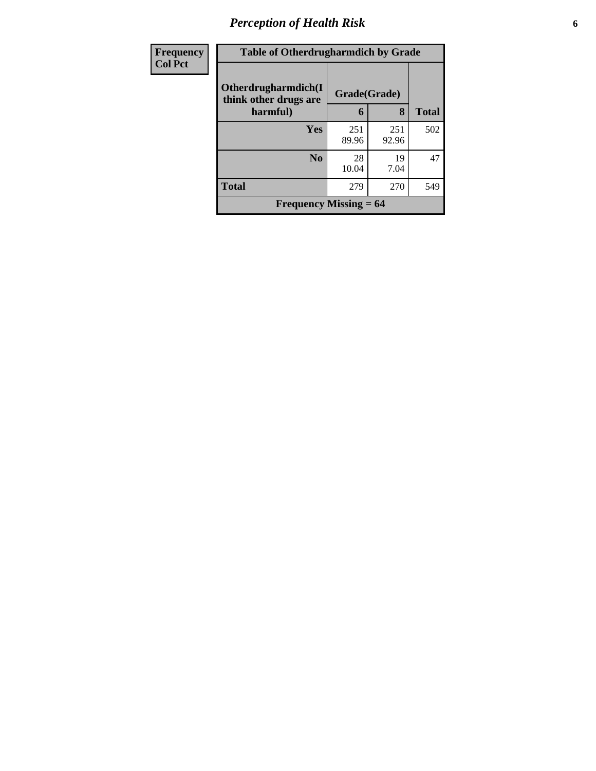# *Perception of Health Risk*

| Frequency<br>Col Pct | Table of Otherdrugharmdich by Grade | | | |
|---|---|---|---|---|
| | Otherdrugharmdich(I think other drugs are harmful) | Grade(Grade) | | |
| | | 6 | 8 | Total |
| | Yes | 251<br>89.96 | 251<br>92.96 | 502 |
| | No | 28<br>10.04 | 19<br>7.04 | 47 |
| | Total | 279 | 270 | 549 |
| | Frequency Missing = 64 | | | |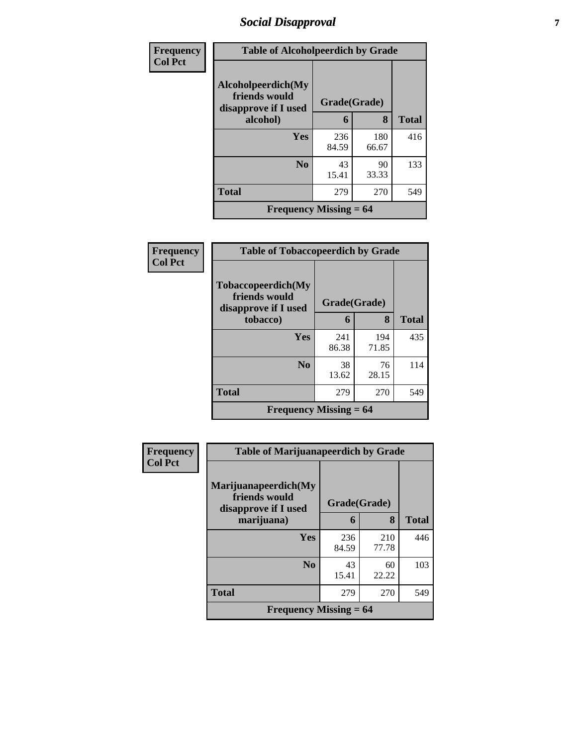| Frequency Col Pct | Table of Alcoholpeerdich by Grade | | |
|---|---|---|---|
| Alcoholpeerdich(My friends would disapprove if I used alcohol) | Grade(Grade) | | |
| | 6 | 8 | Total |
| Yes | 236<br>84.59 | 180<br>66.67 | 416 |
| No | 43<br>15.41 | 90<br>33.33 | 133 |
| Total | 279 | 270 | 549 |
| Frequency Missing = 64 | | | |

| Frequency Col Pct | Table of Tobaccopeerdich by Grade | | |
|---|---|---|---|
| Tobaccopeerdich(My friends would disapprove if I used tobacco) | Grade(Grade) | | |
| | 6 | 8 | Total |
| Yes | 241<br>86.38 | 194<br>71.85 | 435 |
| No | 38<br>13.62 | 76<br>28.15 | 114 |
| Total | 279 | 270 | 549 |
| Frequency Missing = 64 | | | |

| Frequency Col Pct | Table of Marijuanapeerdich by Grade | | |
|---|---|---|---|
| Marijuanapeerdich(My friends would disapprove if I used marijuana) | Grade(Grade) | | |
| | 6 | 8 | Total |
| Yes | 236<br>84.59 | 210<br>77.78 | 446 |
| No | 43<br>15.41 | 60<br>22.22 | 103 |
| Total | 279 | 270 | 549 |
| Frequency Missing = 64 | | | |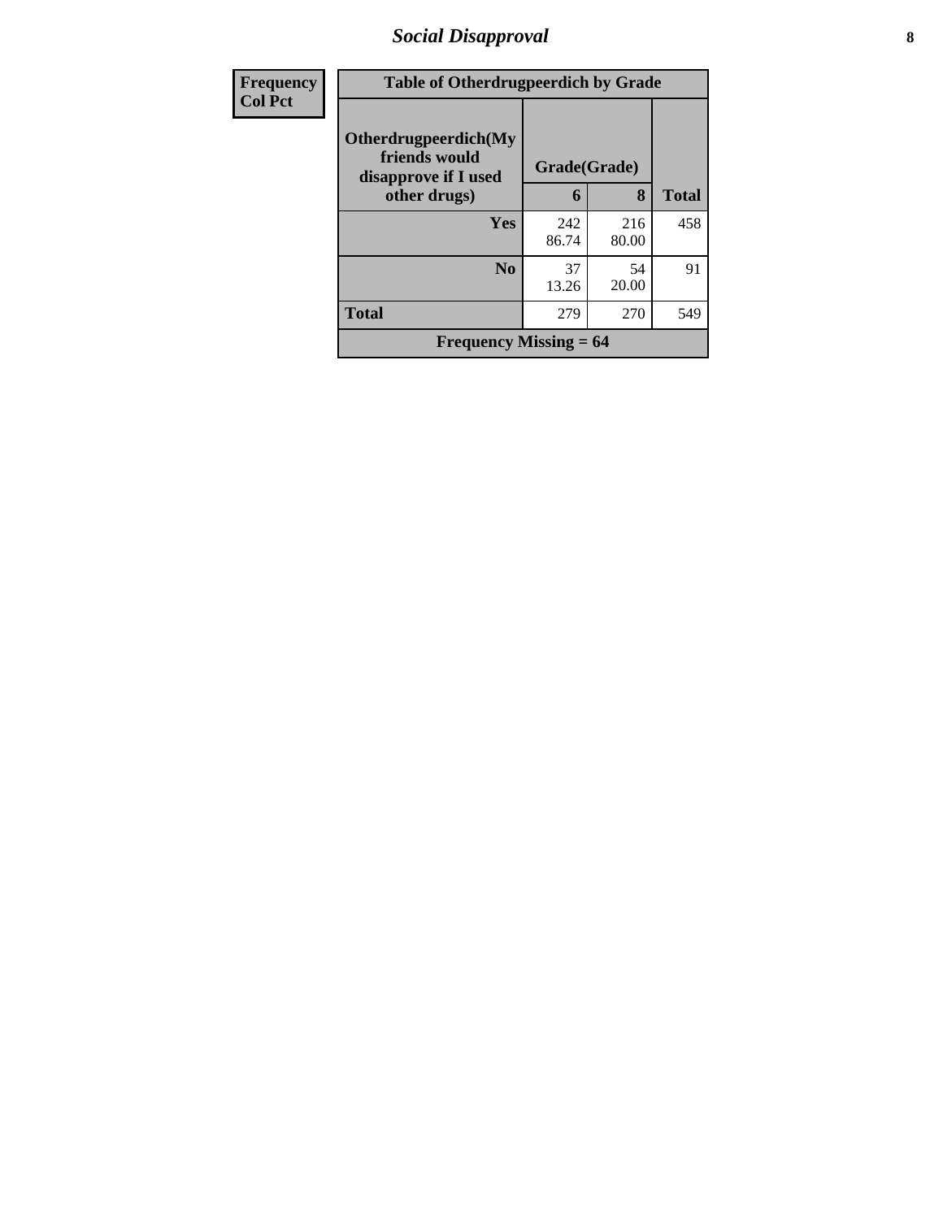| Frequency Col Pct | Table of Otherdrugpeerdich by Grade | | |
|---|---|---|---|
| Otherdrugpeerdich(My friends would disapprove if I used other drugs) | Grade(Grade) | | |
| | 6 | 8 | Total |
| Yes | 242<br>86.74 | 216<br>80.00 | 458 |
| No | 37<br>13.26 | 54<br>20.00 | 91 |
| Total | 279 | 270 | 549 |
| Frequency Missing = 64 | | | |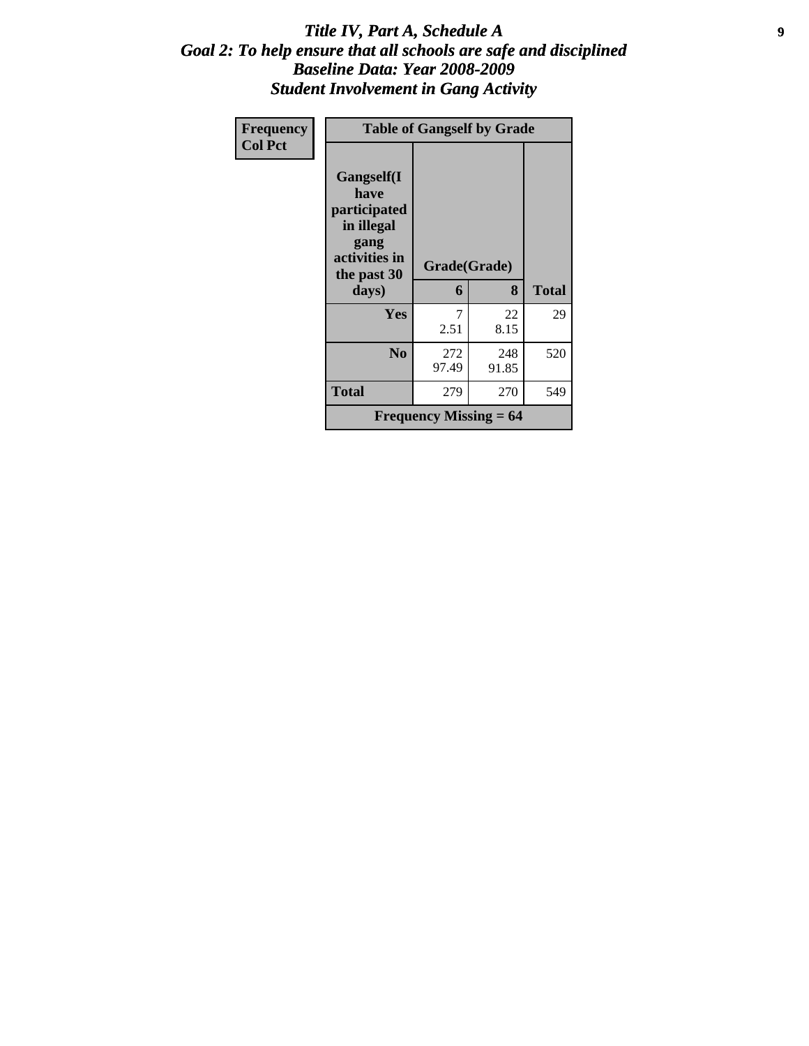# *Title IV, Part A, Schedule A*
## *Goal 2: To help ensure that all schools are safe and disciplined*
## *Baseline Data: Year 2008-2009*
## *Student Involvement in Gang Activity*

| Frequency<br>Col Pct | Table of Gangself by Grade | | |
|---|---|---|---|
| Gangself(I have participated in illegal gang activities in the past 30 days) | Grade(Grade) | | |
| | 6 | 8 | Total |
| Yes | 7<br>2.51 | 22<br>8.15 | 29 |
| No | 272<br>97.49 | 248<br>91.85 | 520 |
| Total | 279 | 270 | 549 |
| Frequency Missing = 64 | | | |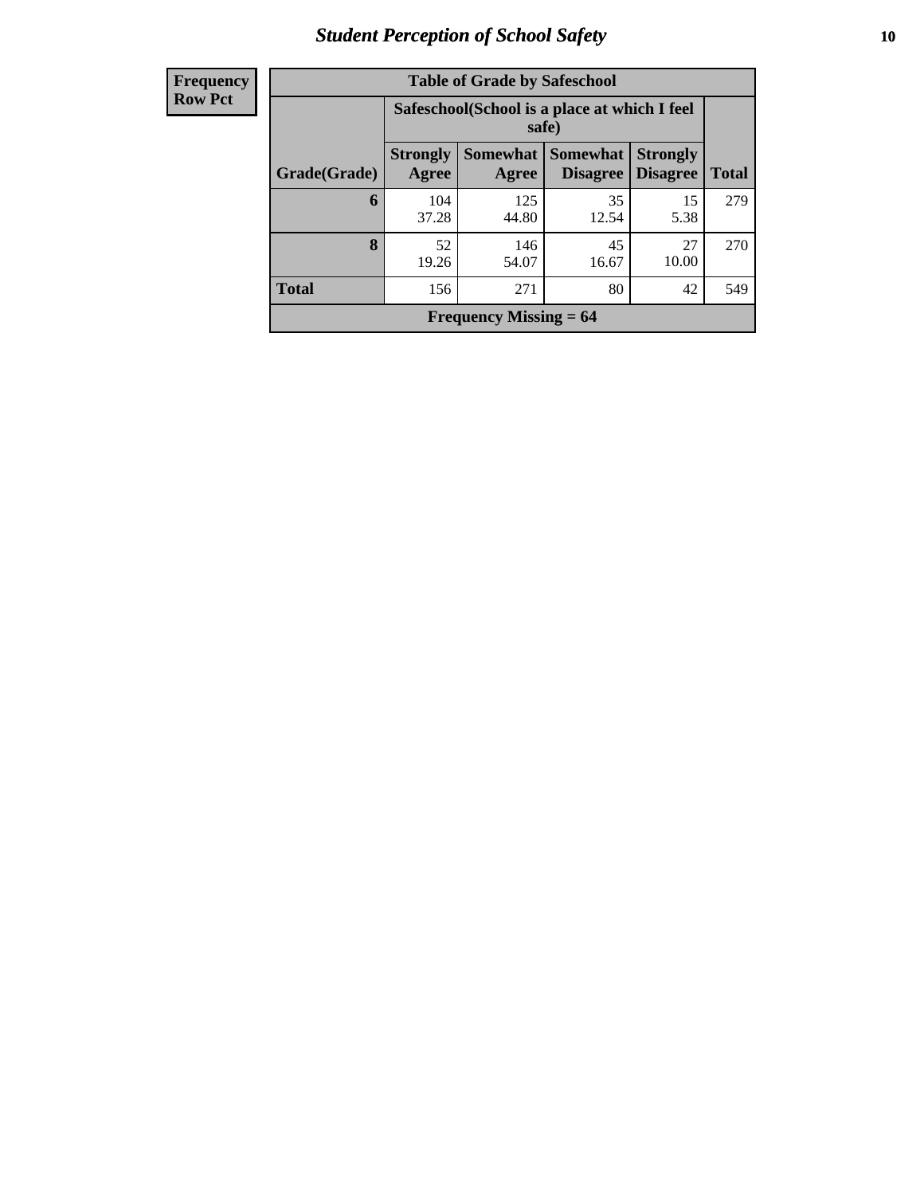# Student Perception of School Safety

| Frequency Row Pct |
|---|

**Table of Grade by Safeschool**

| Grade(Grade) | Safeschool(School is a place at which I feel safe) | | | | Total |
|---|---|---|---|---|---|
| | Strongly Agree | Somewhat Agree | Somewhat Disagree | Strongly Disagree | |
| **6** | 104<br>37.28 | 125<br>44.80 | 35<br>12.54 | 15<br>5.38 | 279 |
| **8** | 52<br>19.26 | 146<br>54.07 | 45<br>16.67 | 27<br>10.00 | 270 |
| **Total** | 156 | 271 | 80 | 42 | 549 |

**Frequency Missing = 64**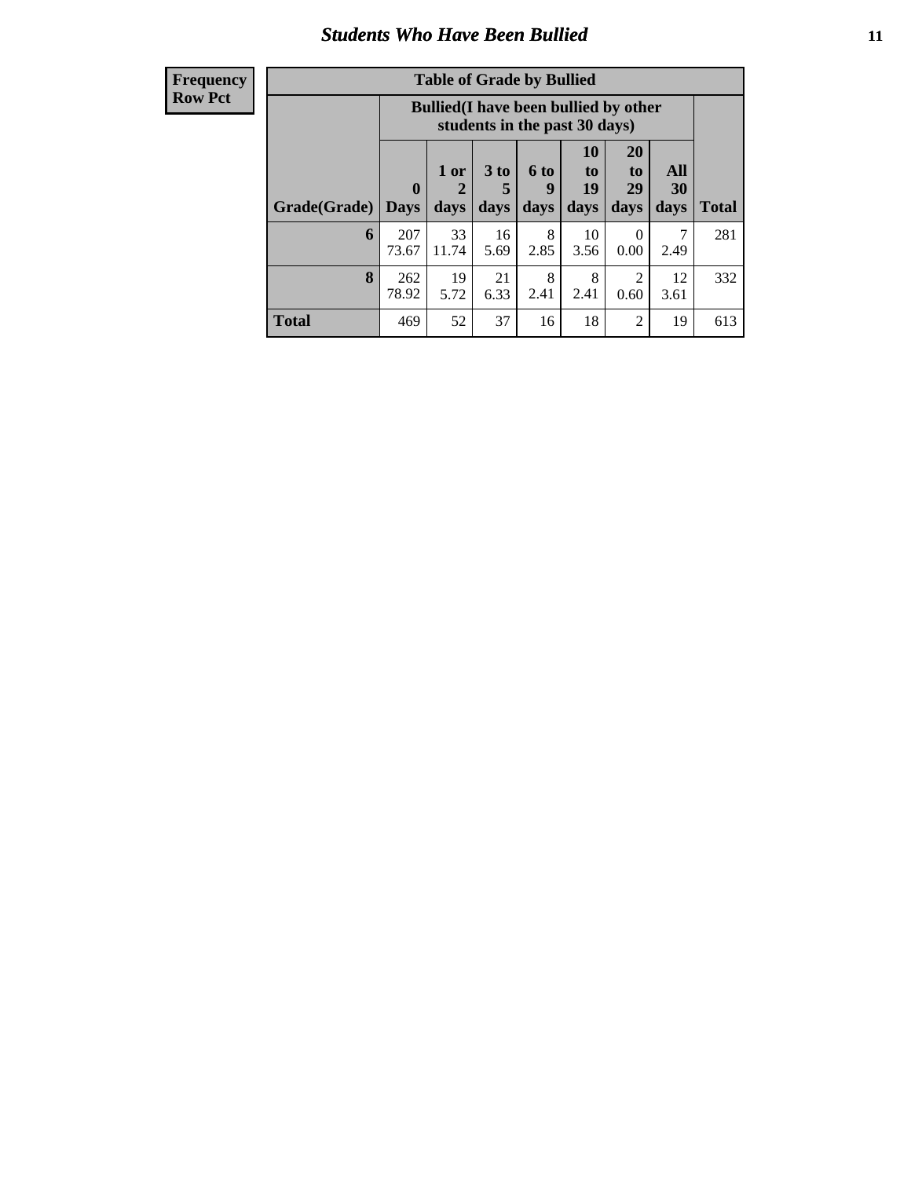## Students Who Have Been Bullied

**Frequency**
**Row Pct**

**Table of Grade by Bullied**

| | Bullied(I have been bullied by other students in the past 30 days) | | | | | | | |
|---|---|---|---|---|---|---|---|---|
| **Grade(Grade)** | **0 Days** | **1 or 2 days** | **3 to 5 days** | **6 to 9 days** | **10 to 19 days** | **20 to 29 days** | **All 30 days** | **Total** |
| **6** | 207<br>73.67 | 33<br>11.74 | 16<br>5.69 | 8<br>2.85 | 10<br>3.56 | 0<br>0.00 | 7<br>2.49 | 281 |
| **8** | 262<br>78.92 | 19<br>5.72 | 21<br>6.33 | 8<br>2.41 | 8<br>2.41 | 2<br>0.60 | 12<br>3.61 | 332 |
| **Total** | 469 | 52 | 37 | 16 | 18 | 2 | 19 | 613 |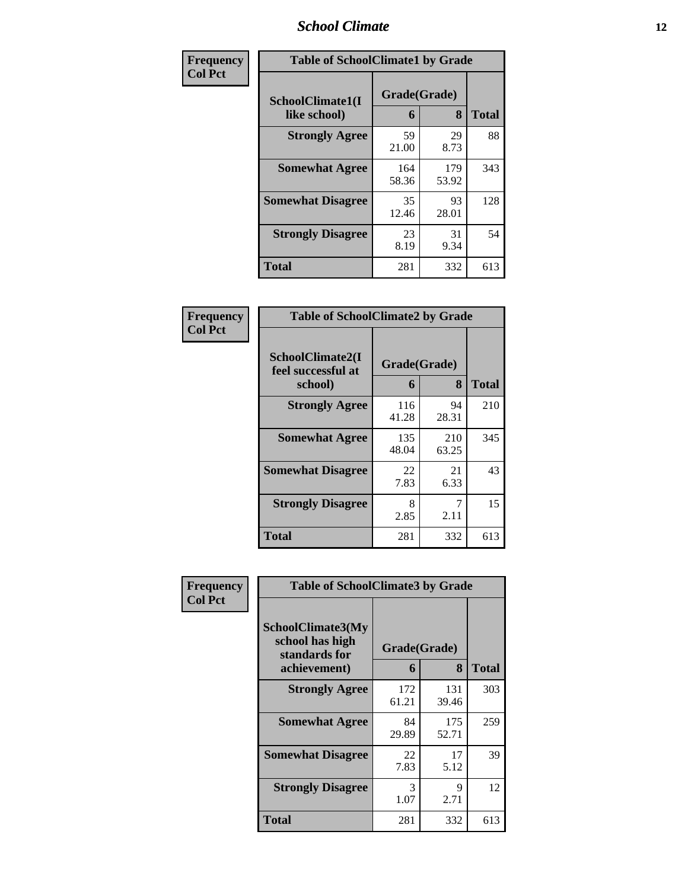Frequency
Col Pct

| Table of SchoolClimate1 by Grade | | | |
|---|---|---|---|
| SchoolClimate1(I like school) | Grade(Grade) | | Total |
| | 6 | 8 | |
| **Strongly Agree** | 59<br>21.00 | 29<br>8.73 | 88 |
| **Somewhat Agree** | 164<br>58.36 | 179<br>53.92 | 343 |
| **Somewhat Disagree** | 35<br>12.46 | 93<br>28.01 | 128 |
| **Strongly Disagree** | 23<br>8.19 | 31<br>9.34 | 54 |
| **Total** | 281 | 332 | 613 |

Frequency
Col Pct

| Table of SchoolClimate2 by Grade | | | |
|---|---|---|---|
| SchoolClimate2(I feel successful at school) | Grade(Grade) | | Total |
| | 6 | 8 | |
| **Strongly Agree** | 116<br>41.28 | 94<br>28.31 | 210 |
| **Somewhat Agree** | 135<br>48.04 | 210<br>63.25 | 345 |
| **Somewhat Disagree** | 22<br>7.83 | 21<br>6.33 | 43 |
| **Strongly Disagree** | 8<br>2.85 | 7<br>2.11 | 15 |
| **Total** | 281 | 332 | 613 |

Frequency
Col Pct

| Table of SchoolClimate3 by Grade | | | |
|---|---|---|---|
| SchoolClimate3(My school has high standards for achievement) | Grade(Grade) | | Total |
| | 6 | 8 | |
| **Strongly Agree** | 172<br>61.21 | 131<br>39.46 | 303 |
| **Somewhat Agree** | 84<br>29.89 | 175<br>52.71 | 259 |
| **Somewhat Disagree** | 22<br>7.83 | 17<br>5.12 | 39 |
| **Strongly Disagree** | 3<br>1.07 | 9<br>2.71 | 12 |
| **Total** | 281 | 332 | 613 |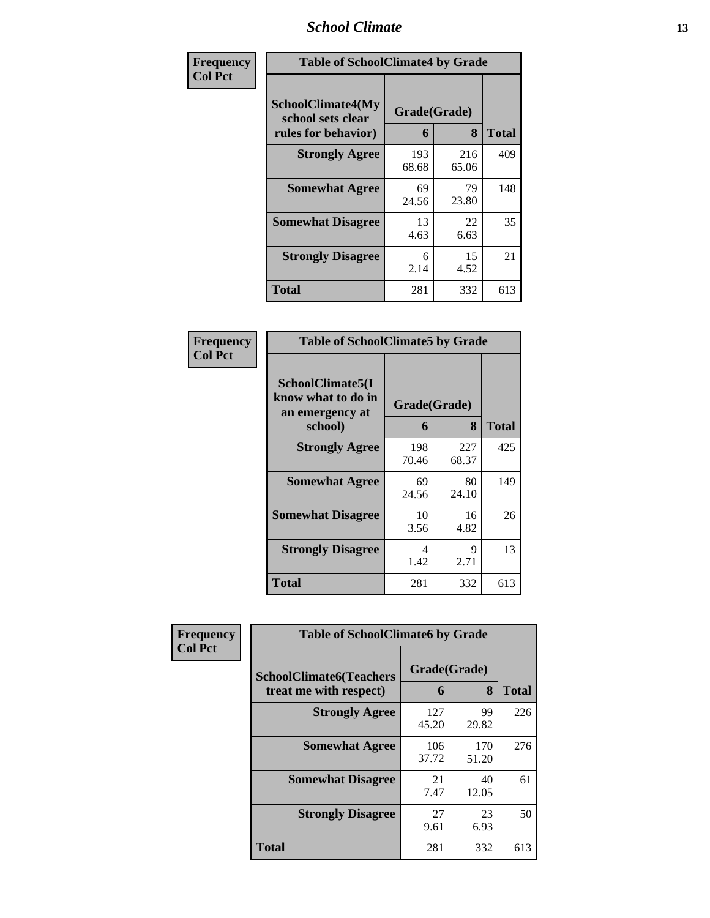| Frequency<br>Col Pct | Table of SchoolClimate4 by Grade | | |
|---|---|---|---|
| SchoolClimate4(My school sets clear rules for behavior) | Grade(Grade) | | |
| | 6 | 8 | Total |
| Strongly Agree | 193<br>68.68 | 216<br>65.06 | 409 |
| Somewhat Agree | 69<br>24.56 | 79<br>23.80 | 148 |
| Somewhat Disagree | 13<br>4.63 | 22<br>6.63 | 35 |
| Strongly Disagree | 6<br>2.14 | 15<br>4.52 | 21 |
| Total | 281 | 332 | 613 |

| Frequency<br>Col Pct | Table of SchoolClimate5 by Grade | | |
|---|---|---|---|
| SchoolClimate5(I know what to do in an emergency at school) | Grade(Grade) | | |
| | 6 | 8 | Total |
| Strongly Agree | 198<br>70.46 | 227<br>68.37 | 425 |
| Somewhat Agree | 69<br>24.56 | 80<br>24.10 | 149 |
| Somewhat Disagree | 10<br>3.56 | 16<br>4.82 | 26 |
| Strongly Disagree | 4<br>1.42 | 9<br>2.71 | 13 |
| Total | 281 | 332 | 613 |

| Frequency<br>Col Pct | Table of SchoolClimate6 by Grade | | |
|---|---|---|---|
| SchoolClimate6(Teachers treat me with respect) | Grade(Grade) | | |
| | 6 | 8 | Total |
| Strongly Agree | 127<br>45.20 | 99<br>29.82 | 226 |
| Somewhat Agree | 106<br>37.72 | 170<br>51.20 | 276 |
| Somewhat Disagree | 21<br>7.47 | 40<br>12.05 | 61 |
| Strongly Disagree | 27<br>9.61 | 23<br>6.93 | 50 |
| Total | 281 | 332 | 613 |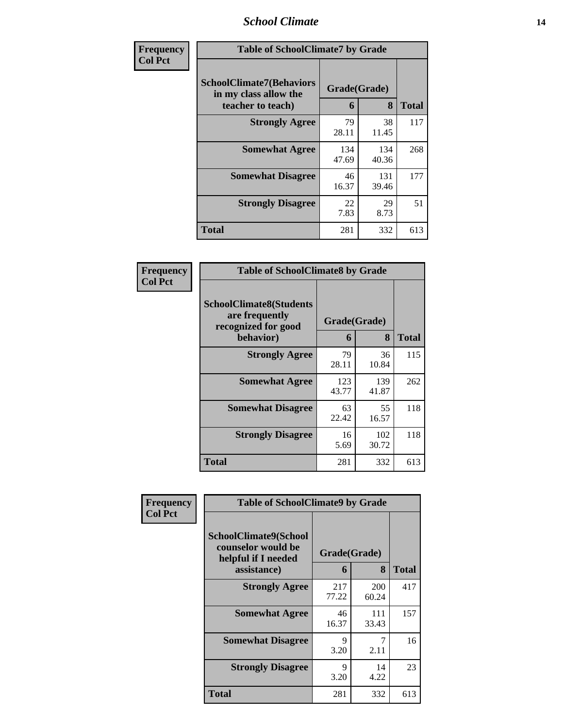| Frequency<br>Col Pct |
|---|

| Table of SchoolClimate7 by Grade | | | |
|---|---|---|---|
| SchoolClimate7(Behaviors in my class allow the teacher to teach) | Grade(Grade) | | |
| | 6 | 8 | Total |
| Strongly Agree | 79<br>28.11 | 38<br>11.45 | 117 |
| Somewhat Agree | 134<br>47.69 | 134<br>40.36 | 268 |
| Somewhat Disagree | 46<br>16.37 | 131<br>39.46 | 177 |
| Strongly Disagree | 22<br>7.83 | 29<br>8.73 | 51 |
| Total | 281 | 332 | 613 |

| Frequency<br>Col Pct |
|---|

| Table of SchoolClimate8 by Grade | | | |
|---|---|---|---|
| SchoolClimate8(Students are frequently recognized for good behavior) | Grade(Grade) | | |
| | 6 | 8 | Total |
| Strongly Agree | 79<br>28.11 | 36<br>10.84 | 115 |
| Somewhat Agree | 123<br>43.77 | 139<br>41.87 | 262 |
| Somewhat Disagree | 63<br>22.42 | 55<br>16.57 | 118 |
| Strongly Disagree | 16<br>5.69 | 102<br>30.72 | 118 |
| Total | 281 | 332 | 613 |

| Frequency<br>Col Pct |
|---|

| Table of SchoolClimate9 by Grade | | | |
|---|---|---|---|
| SchoolClimate9(School counselor would be helpful if I needed assistance) | Grade(Grade) | | |
| | 6 | 8 | Total |
| Strongly Agree | 217<br>77.22 | 200<br>60.24 | 417 |
| Somewhat Agree | 46<br>16.37 | 111<br>33.43 | 157 |
| Somewhat Disagree | 9<br>3.20 | 7<br>2.11 | 16 |
| Strongly Disagree | 9<br>3.20 | 14<br>4.22 | 23 |
| Total | 281 | 332 | 613 |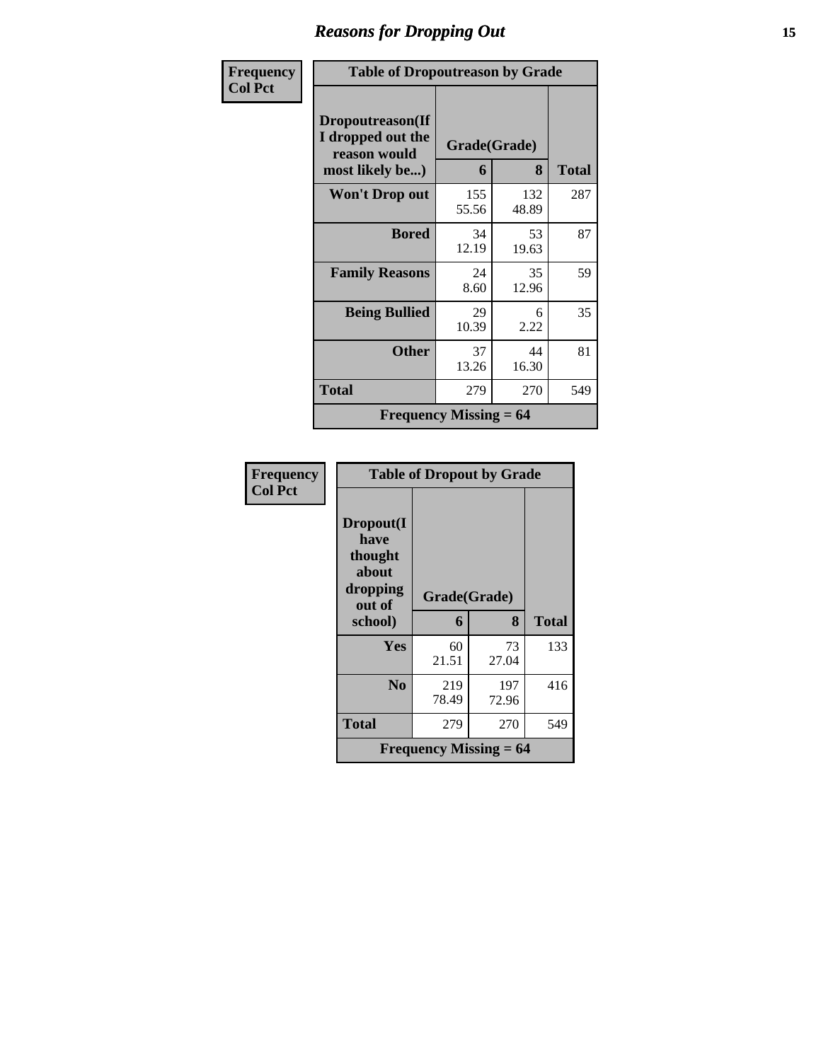# Reasons for Dropping Out

**Frequency**
**Col Pct**

| Table of Dropoutreason by Grade | | | |
|---|---|---|---|
| **Dropoutreason(If I dropped out the reason would most likely be...)** | **Grade(Grade)** | | |
| | **6** | **8** | **Total** |
| **Won't Drop out** | 155<br>55.56 | 132<br>48.89 | 287 |
| **Bored** | 34<br>12.19 | 53<br>19.63 | 87 |
| **Family Reasons** | 24<br>8.60 | 35<br>12.96 | 59 |
| **Being Bullied** | 29<br>10.39 | 6<br>2.22 | 35 |
| **Other** | 37<br>13.26 | 44<br>16.30 | 81 |
| **Total** | 279 | 270 | 549 |
| **Frequency Missing = 64** | | | |

**Frequency**
**Col Pct**

| Table of Dropout by Grade | | | |
|---|---|---|---|
| **Dropout(I have thought about dropping out of school)** | **Grade(Grade)** | | |
| | **6** | **8** | **Total** |
| **Yes** | 60<br>21.51 | 73<br>27.04 | 133 |
| **No** | 219<br>78.49 | 197<br>72.96 | 416 |
| **Total** | 279 | 270 | 549 |
| **Frequency Missing = 64** | | | |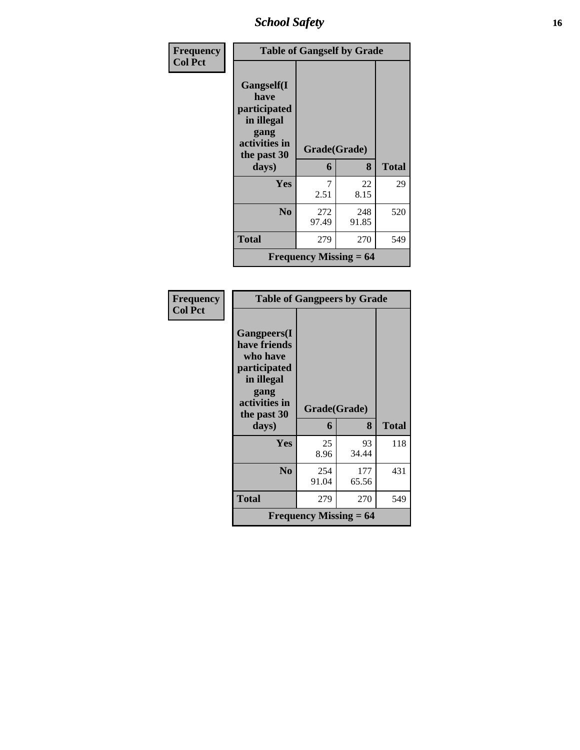| Frequency<br>Col Pct | Table of Gangself by Grade | | |
|---|---|---|---|
| Gangself(I have participated in illegal gang activities in the past 30 days) | Grade(Grade) | | |
| | 6 | 8 | Total |
| Yes | 7<br>2.51 | 22<br>8.15 | 29 |
| No | 272<br>97.49 | 248<br>91.85 | 520 |
| Total | 279 | 270 | 549 |
| Frequency Missing = 64 | | | |

| Frequency<br>Col Pct | Table of Gangpeers by Grade | | |
|---|---|---|---|
| Gangpeers(I have friends who have participated in illegal gang activities in the past 30 days) | Grade(Grade) | | |
| | 6 | 8 | Total |
| Yes | 25<br>8.96 | 93<br>34.44 | 118 |
| No | 254<br>91.04 | 177<br>65.56 | 431 |
| Total | 279 | 270 | 549 |
| Frequency Missing = 64 | | | |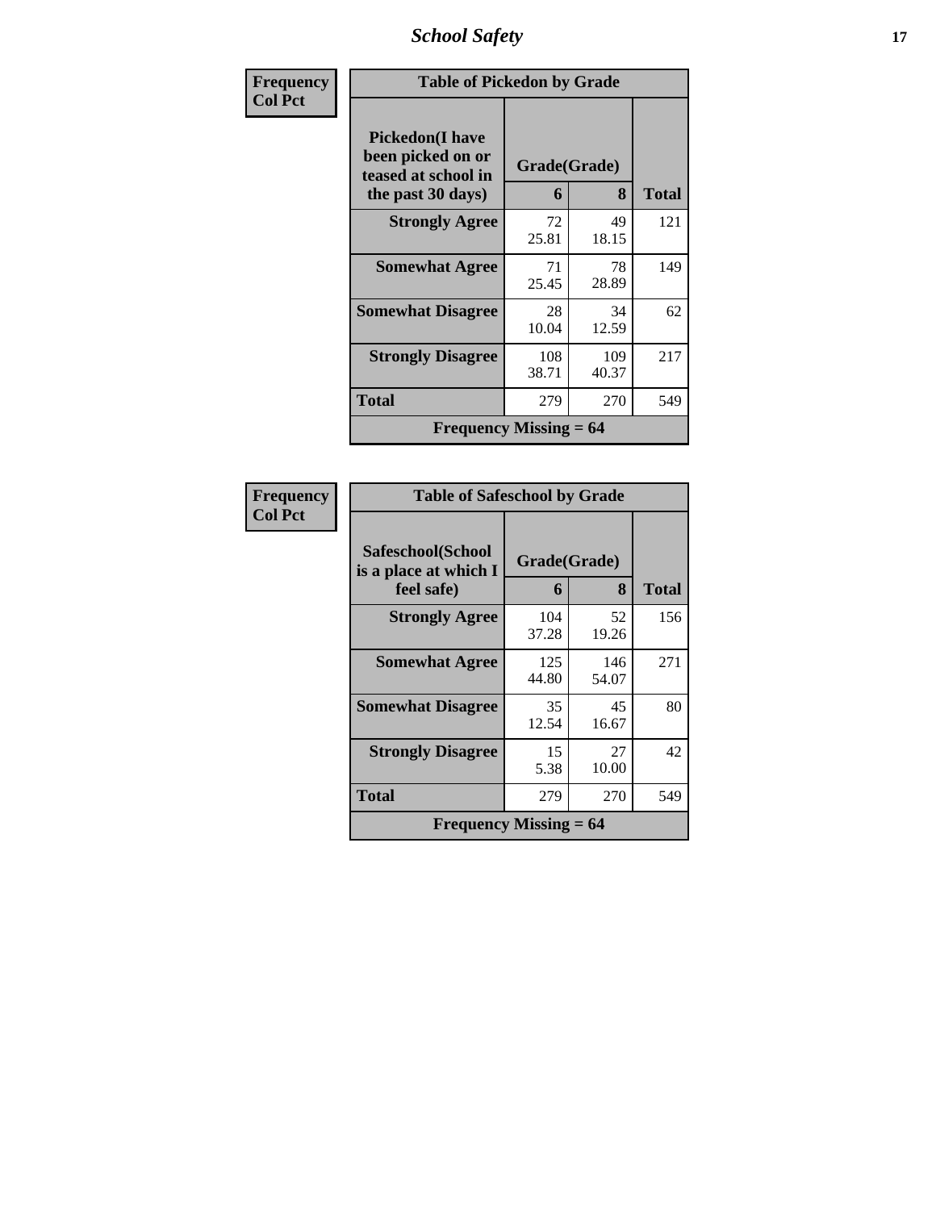| Frequency<br>Col Pct | Table of Pickedon by Grade | | |
|---|---|---|---|
| **Pickedon(I have been picked on or teased at school in the past 30 days)** | **Grade(Grade)** | | |
| | **6** | **8** | **Total** |
| **Strongly Agree** | 72<br>25.81 | 49<br>18.15 | 121 |
| **Somewhat Agree** | 71<br>25.45 | 78<br>28.89 | 149 |
| **Somewhat Disagree** | 28<br>10.04 | 34<br>12.59 | 62 |
| **Strongly Disagree** | 108<br>38.71 | 109<br>40.37 | 217 |
| **Total** | 279 | 270 | 549 |
| **Frequency Missing = 64** | | | |

| Frequency<br>Col Pct | Table of Safeschool by Grade | | |
|---|---|---|---|
| **Safeschool(School is a place at which I feel safe)** | **Grade(Grade)** | | |
| | **6** | **8** | **Total** |
| **Strongly Agree** | 104<br>37.28 | 52<br>19.26 | 156 |
| **Somewhat Agree** | 125<br>44.80 | 146<br>54.07 | 271 |
| **Somewhat Disagree** | 35<br>12.54 | 45<br>16.67 | 80 |
| **Strongly Disagree** | 15<br>5.38 | 27<br>10.00 | 42 |
| **Total** | 279 | 270 | 549 |
| **Frequency Missing = 64** | | | |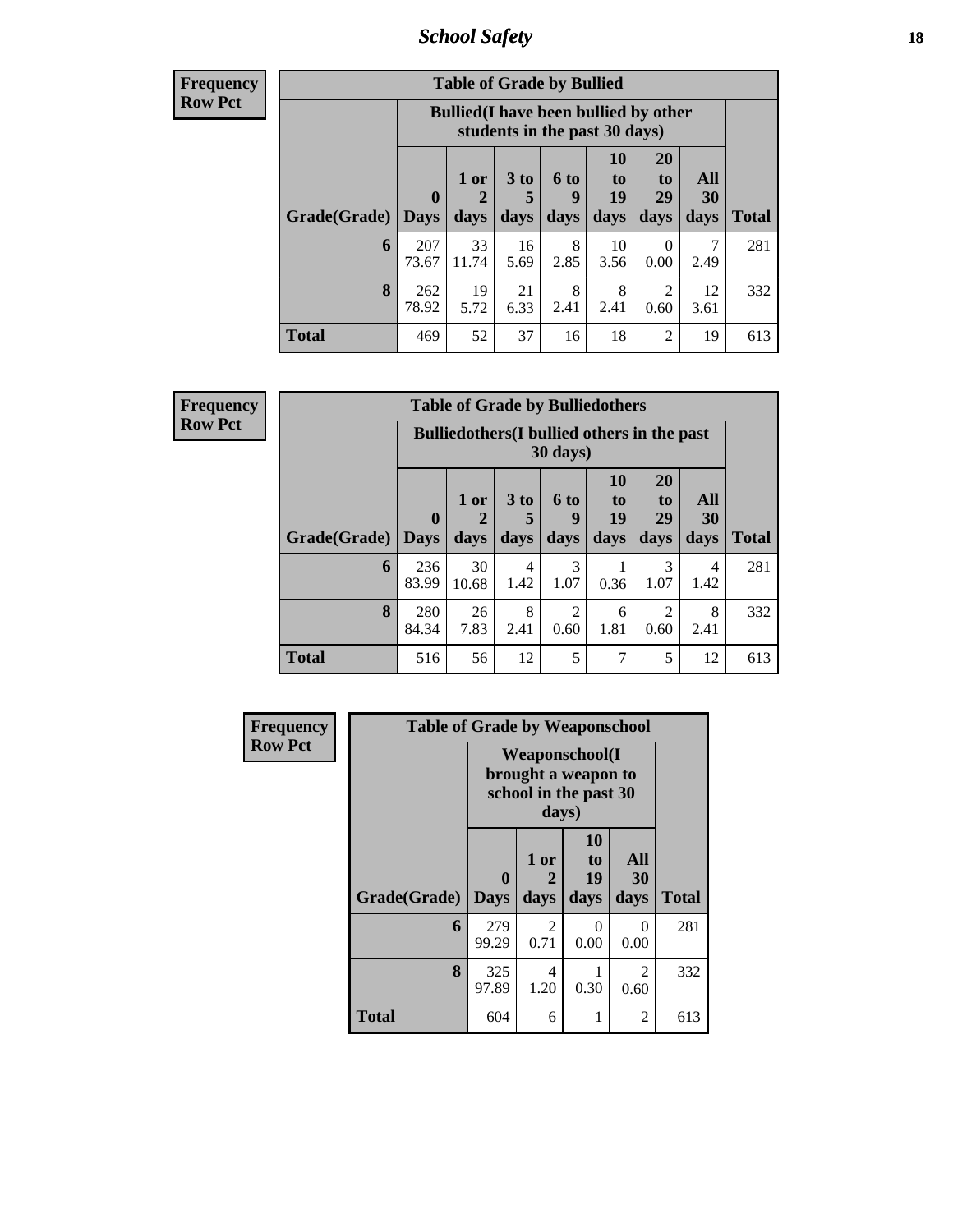**Frequency**
**Row Pct**

| Table of Grade by Bullied | | | | | | | | |
|---|---|---|---|---|---|---|---|---|
| | Bullied(I have been bullied by other students in the past 30 days) | | | | | | | |
| Grade(Grade) | 0 Days | 1 or 2 days | 3 to 5 days | 6 to 9 days | 10 to 19 days | 20 to 29 days | All 30 days | Total |
| 6 | 207<br>73.67 | 33<br>11.74 | 16<br>5.69 | 8<br>2.85 | 10<br>3.56 | 0<br>0.00 | 7<br>2.49 | 281 |
| 8 | 262<br>78.92 | 19<br>5.72 | 21<br>6.33 | 8<br>2.41 | 8<br>2.41 | 2<br>0.60 | 12<br>3.61 | 332 |
| Total | 469 | 52 | 37 | 16 | 18 | 2 | 19 | 613 |

**Frequency**
**Row Pct**

| Table of Grade by Bulliedothers | | | | | | | | |
|---|---|---|---|---|---|---|---|---|
| | Bulliedothers(I bullied others in the past 30 days) | | | | | | | |
| Grade(Grade) | 0 Days | 1 or 2 days | 3 to 5 days | 6 to 9 days | 10 to 19 days | 20 to 29 days | All 30 days | Total |
| 6 | 236<br>83.99 | 30<br>10.68 | 4<br>1.42 | 3<br>1.07 | 1<br>0.36 | 3<br>1.07 | 4<br>1.42 | 281 |
| 8 | 280<br>84.34 | 26<br>7.83 | 8<br>2.41 | 2<br>0.60 | 6<br>1.81 | 2<br>0.60 | 8<br>2.41 | 332 |
| Total | 516 | 56 | 12 | 5 | 7 | 5 | 12 | 613 |

**Frequency**
**Row Pct**

| Table of Grade by Weaponschool | | | | | |
|---|---|---|---|---|---|
| | Weaponschool(I brought a weapon to school in the past 30 days) | | | | |
| Grade(Grade) | 0 Days | 1 or 2 days | 10 to 19 days | All 30 days | Total |
| 6 | 279<br>99.29 | 2<br>0.71 | 0<br>0.00 | 0<br>0.00 | 281 |
| 8 | 325<br>97.89 | 4<br>1.20 | 1<br>0.30 | 2<br>0.60 | 332 |
| Total | 604 | 6 | 1 | 2 | 613 |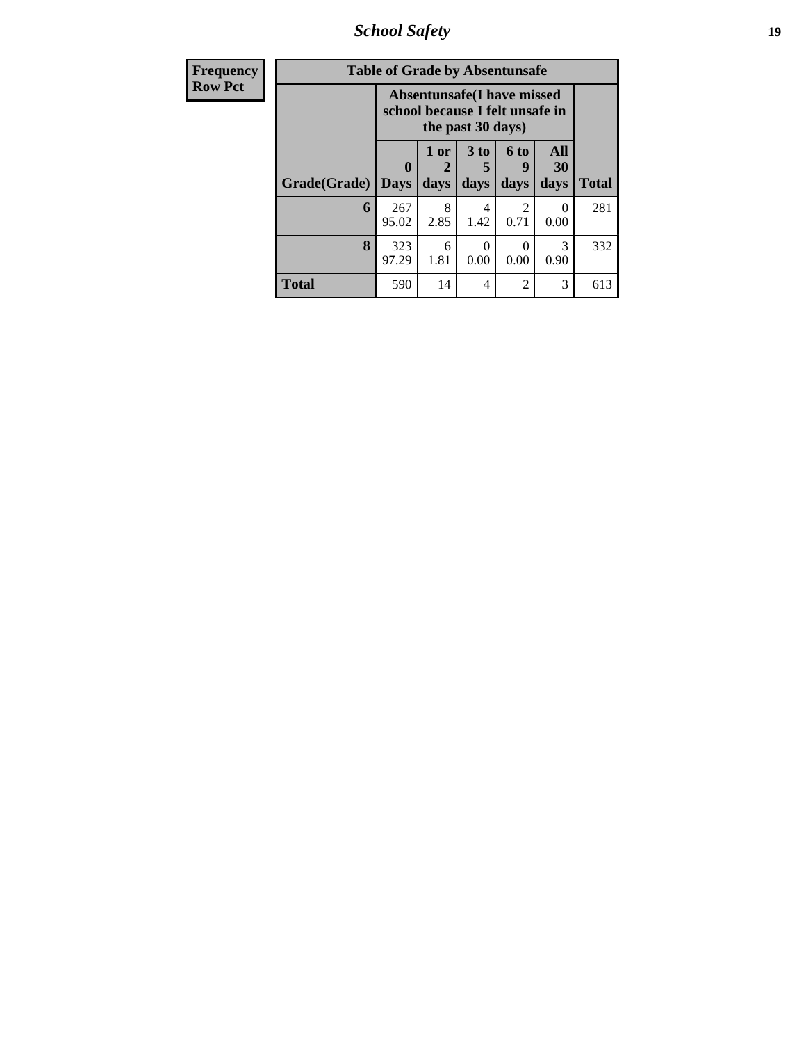| Frequency Row Pct | Table of Grade by Absentunsafe | | | | | |
|---|---|---|---|---|---|---|
| | Absentunsafe(I have missed school because I felt unsafe in the past 30 days) | | | | | |
| Grade(Grade) | 0 Days | 1 or 2 days | 3 to 5 days | 6 to 9 days | All 30 days | Total |
| 6 | 267 95.02 | 8 2.85 | 4 1.42 | 2 0.71 | 0 0.00 | 281 |
| 8 | 323 97.29 | 6 1.81 | 0 0.00 | 0 0.00 | 3 0.90 | 332 |
| Total | 590 | 14 | 4 | 2 | 3 | 613 |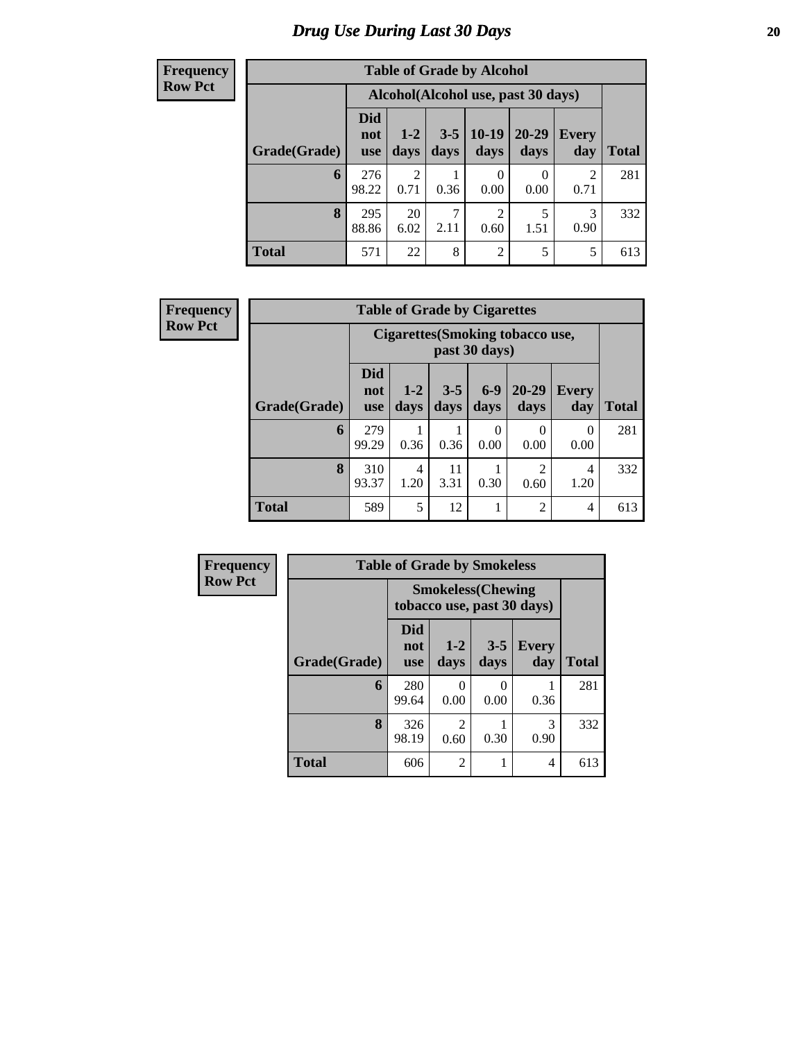# Drug Use During Last 30 Days

**Frequency**
**Row Pct**

| Table of Grade by Alcohol | | | | | | | |
|---|---|---|---|---|---|---|---|
| | Alcohol(Alcohol use, past 30 days) | | | | | | |
| Grade(Grade) | Did not use | 1-2 days | 3-5 days | 10-19 days | 20-29 days | Every day | Total |
| 6 | 276<br>98.22 | 2<br>0.71 | 1<br>0.36 | 0<br>0.00 | 0<br>0.00 | 2<br>0.71 | 281 |
| 8 | 295<br>88.86 | 20<br>6.02 | 7<br>2.11 | 2<br>0.60 | 5<br>1.51 | 3<br>0.90 | 332 |
| Total | 571 | 22 | 8 | 2 | 5 | 5 | 613 |

**Frequency**
**Row Pct**

| Table of Grade by Cigarettes | | | | | | | |
|---|---|---|---|---|---|---|---|
| | Cigarettes(Smoking tobacco use, past 30 days) | | | | | | |
| Grade(Grade) | Did not use | 1-2 days | 3-5 days | 6-9 days | 20-29 days | Every day | Total |
| 6 | 279<br>99.29 | 1<br>0.36 | 1<br>0.36 | 0<br>0.00 | 0<br>0.00 | 0<br>0.00 | 281 |
| 8 | 310<br>93.37 | 4<br>1.20 | 11<br>3.31 | 1<br>0.30 | 2<br>0.60 | 4<br>1.20 | 332 |
| Total | 589 | 5 | 12 | 1 | 2 | 4 | 613 |

**Frequency**
**Row Pct**

| Table of Grade by Smokeless | | | | | |
|---|---|---|---|---|---|
| | Smokeless(Chewing tobacco use, past 30 days) | | | | |
| Grade(Grade) | Did not use | 1-2 days | 3-5 days | Every day | Total |
| 6 | 280<br>99.64 | 0<br>0.00 | 0<br>0.00 | 1<br>0.36 | 281 |
| 8 | 326<br>98.19 | 2<br>0.60 | 1<br>0.30 | 3<br>0.90 | 332 |
| Total | 606 | 2 | 1 | 4 | 613 |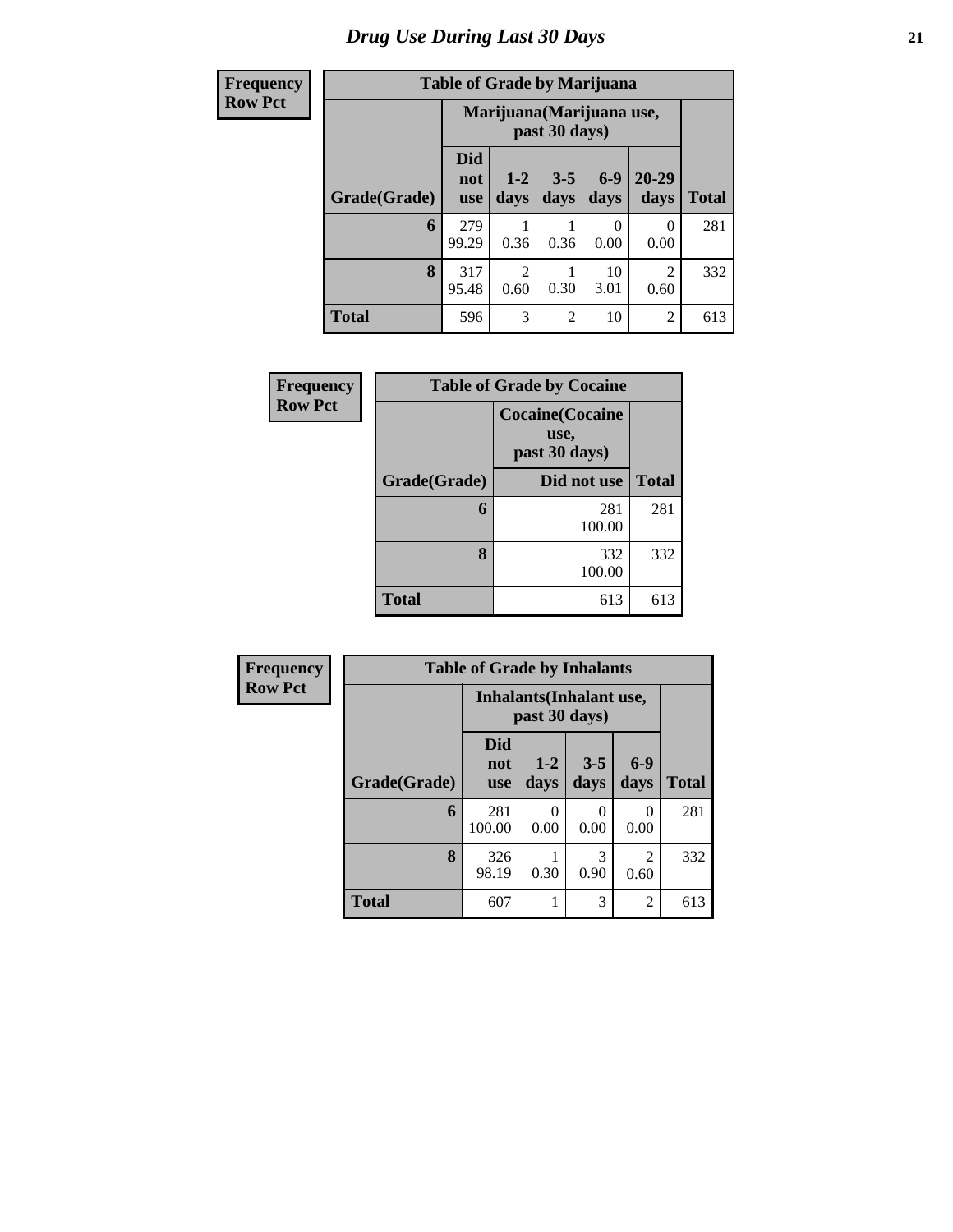# Drug Use During Last 30 Days

| Frequency<br>Row Pct | Table of Grade by Marijuana | | | | | |
|---|---|---|---|---|---|---|
| | Marijuana(Marijuana use, past 30 days) | | | | | |
| Grade(Grade) | Did not use | 1-2 days | 3-5 days | 6-9 days | 20-29 days | Total |
| 6 | 279<br>99.29 | 1<br>0.36 | 1<br>0.36 | 0<br>0.00 | 0<br>0.00 | 281 |
| 8 | 317<br>95.48 | 2<br>0.60 | 1<br>0.30 | 10<br>3.01 | 2<br>0.60 | 332 |
| Total | 596 | 3 | 2 | 10 | 2 | 613 |

| Frequency<br>Row Pct | Table of Grade by Cocaine | |
|---|---|---|
| | Cocaine(Cocaine use, past 30 days) | |
| Grade(Grade) | Did not use | Total |
| 6 | 281<br>100.00 | 281 |
| 8 | 332<br>100.00 | 332 |
| Total | 613 | 613 |

| Frequency<br>Row Pct | Table of Grade by Inhalants | | | | |
|---|---|---|---|---|---|
| | Inhalants(Inhalant use, past 30 days) | | | | |
| Grade(Grade) | Did not use | 1-2 days | 3-5 days | 6-9 days | Total |
| 6 | 281<br>100.00 | 0<br>0.00 | 0<br>0.00 | 0<br>0.00 | 281 |
| 8 | 326<br>98.19 | 1<br>0.30 | 3<br>0.90 | 2<br>0.60 | 332 |
| Total | 607 | 1 | 3 | 2 | 613 |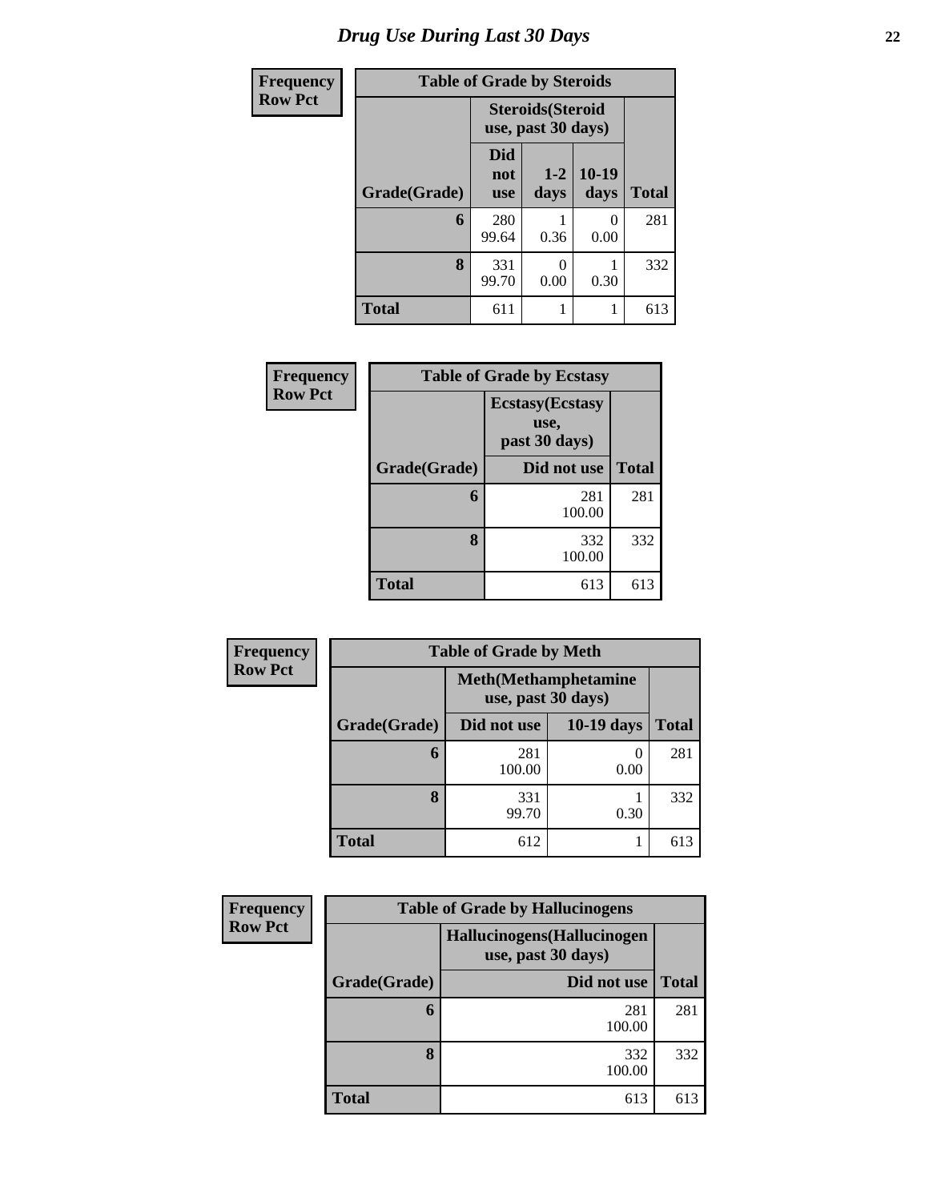# Drug Use During Last 30 Days

**Frequency**
**Row Pct**

**Table of Grade by Steroids**

| Grade(Grade) | Steroids(Steroid use, past 30 days) | | | Total |
|---|---|---|---|---|
| | Did not use | 1-2 days | 10-19 days | |
| 6 | 280<br>99.64 | 1<br>0.36 | 0<br>0.00 | 281 |
| 8 | 331<br>99.70 | 0<br>0.00 | 1<br>0.30 | 332 |
| Total | 611 | 1 | 1 | 613 |

**Frequency**
**Row Pct**

**Table of Grade by Ecstasy**

| Grade(Grade) | Ecstasy(Ecstasy use, past 30 days) | Total |
|---|---|---|
| | Did not use | |
| 6 | 281<br>100.00 | 281 |
| 8 | 332<br>100.00 | 332 |
| Total | 613 | 613 |

**Frequency**
**Row Pct**

**Table of Grade by Meth**

| Grade(Grade) | Meth(Methamphetamine use, past 30 days) | | Total |
|---|---|---|---|
| | Did not use | 10-19 days | |
| 6 | 281<br>100.00 | 0<br>0.00 | 281 |
| 8 | 331<br>99.70 | 1<br>0.30 | 332 |
| Total | 612 | 1 | 613 |

**Frequency**
**Row Pct**

**Table of Grade by Hallucinogens**

| Grade(Grade) | Hallucinogens(Hallucinogen use, past 30 days) | Total |
|---|---|---|
| | Did not use | |
| 6 | 281<br>100.00 | 281 |
| 8 | 332<br>100.00 | 332 |
| Total | 613 | 613 |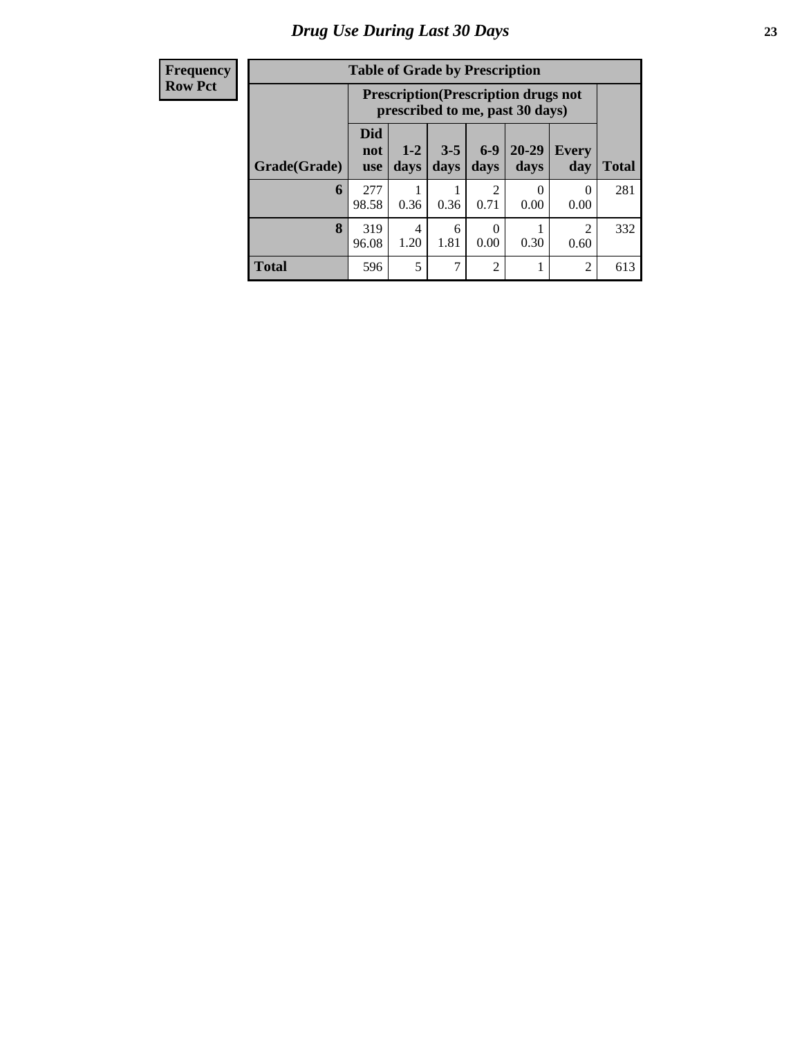## Drug Use During Last 30 Days

| Frequency<br>Row Pct |
|---|

**Table of Grade by Prescription**

| Grade(Grade) | Prescription(Prescription drugs not prescribed to me, past 30 days) | | | | | | Total |
|---|---|---|---|---|---|---|---|
| | Did not use | 1-2 days | 3-5 days | 6-9 days | 20-29 days | Every day | |
| **6** | 277<br>98.58 | 1<br>0.36 | 1<br>0.36 | 2<br>0.71 | 0<br>0.00 | 0<br>0.00 | 281 |
| **8** | 319<br>96.08 | 4<br>1.20 | 6<br>1.81 | 0<br>0.00 | 1<br>0.30 | 2<br>0.60 | 332 |
| **Total** | 596 | 5 | 7 | 2 | 1 | 2 | 613 |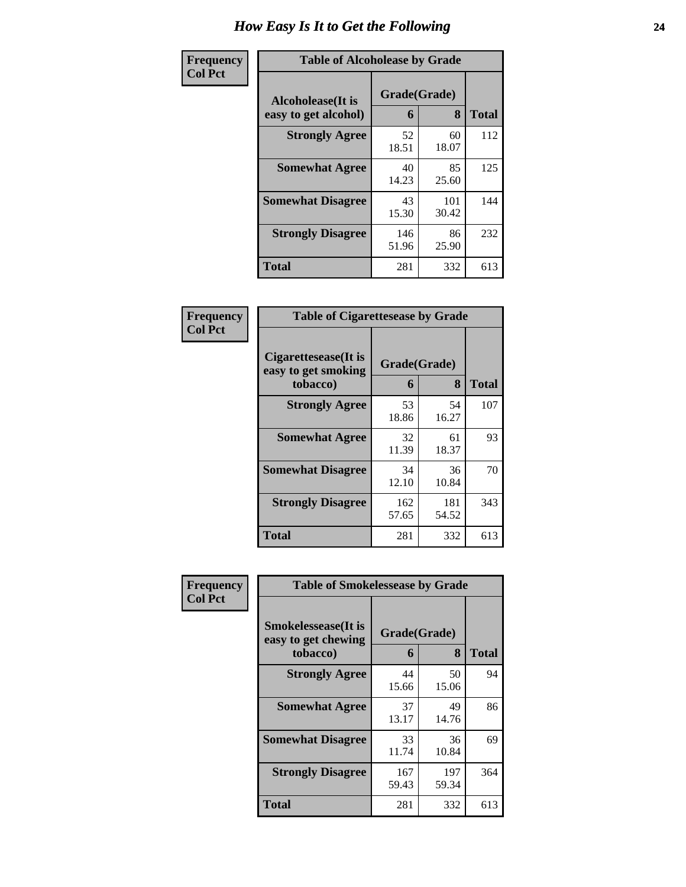# How Easy Is It to Get the Following

**Frequency**
**Col Pct**

**Table of Alcoholease by Grade**

| Alcoholease(It is easy to get alcohol) | Grade(Grade) 6 | 8 | Total |
|---|---|---|---|
| **Strongly Agree** | 52<br>18.51 | 60<br>18.07 | 112 |
| **Somewhat Agree** | 40<br>14.23 | 85<br>25.60 | 125 |
| **Somewhat Disagree** | 43<br>15.30 | 101<br>30.42 | 144 |
| **Strongly Disagree** | 146<br>51.96 | 86<br>25.90 | 232 |
| **Total** | 281 | 332 | 613 |

**Frequency**
**Col Pct**

**Table of Cigarettesease by Grade**

| Cigarettesease(It is easy to get smoking tobacco) | Grade(Grade) 6 | 8 | Total |
|---|---|---|---|
| **Strongly Agree** | 53<br>18.86 | 54<br>16.27 | 107 |
| **Somewhat Agree** | 32<br>11.39 | 61<br>18.37 | 93 |
| **Somewhat Disagree** | 34<br>12.10 | 36<br>10.84 | 70 |
| **Strongly Disagree** | 162<br>57.65 | 181<br>54.52 | 343 |
| **Total** | 281 | 332 | 613 |

**Frequency**
**Col Pct**

**Table of Smokelessease by Grade**

| Smokelessease(It is easy to get chewing tobacco) | Grade(Grade) 6 | 8 | Total |
|---|---|---|---|
| **Strongly Agree** | 44<br>15.66 | 50<br>15.06 | 94 |
| **Somewhat Agree** | 37<br>13.17 | 49<br>14.76 | 86 |
| **Somewhat Disagree** | 33<br>11.74 | 36<br>10.84 | 69 |
| **Strongly Disagree** | 167<br>59.43 | 197<br>59.34 | 364 |
| **Total** | 281 | 332 | 613 |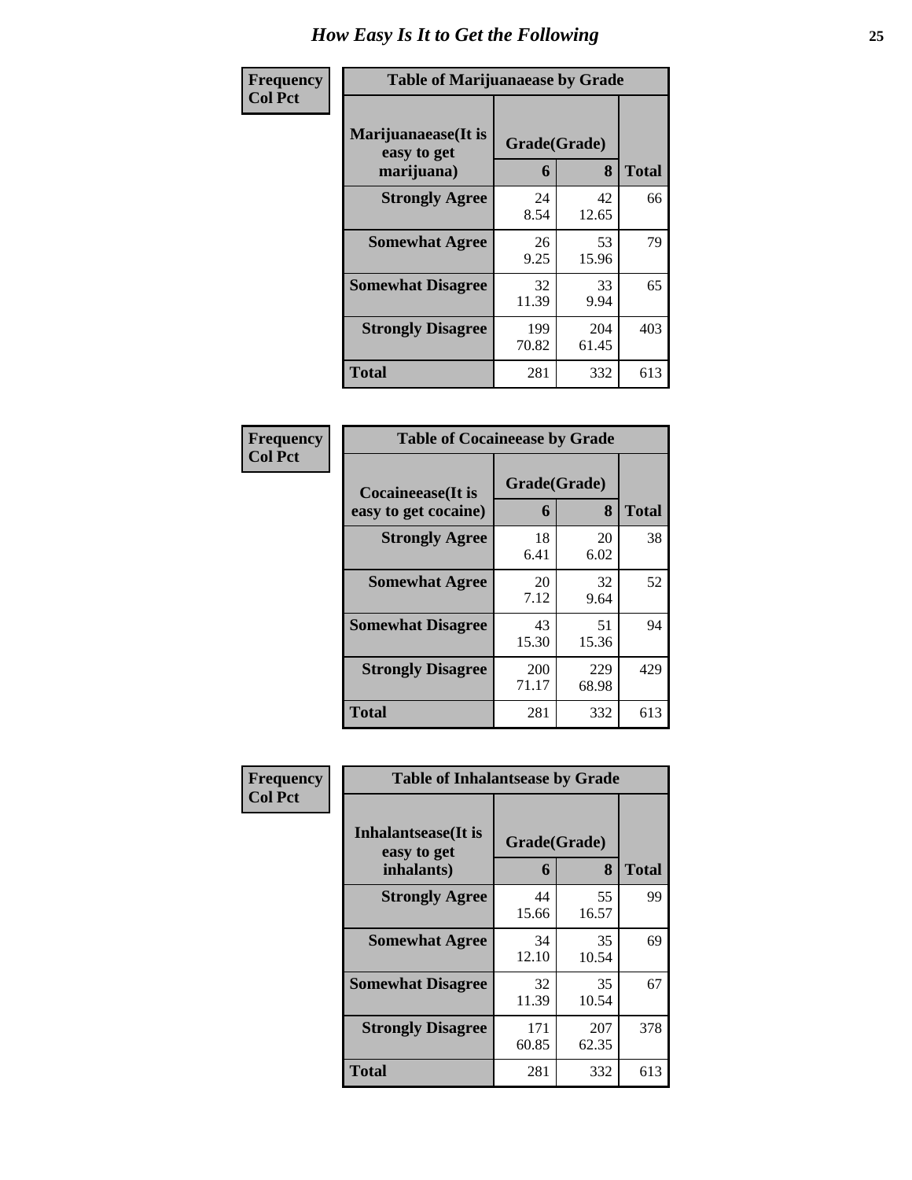# How Easy Is It to Get the Following

**Frequency**
**Col Pct**

| Table of Marijuanaease by Grade | | | |
|---|---|---|---|
| **Marijuanaease(It is easy to get marijuana)** | **Grade(Grade)** | | **Total** |
| | **6** | **8** | |
| **Strongly Agree** | 24<br>8.54 | 42<br>12.65 | 66 |
| **Somewhat Agree** | 26<br>9.25 | 53<br>15.96 | 79 |
| **Somewhat Disagree** | 32<br>11.39 | 33<br>9.94 | 65 |
| **Strongly Disagree** | 199<br>70.82 | 204<br>61.45 | 403 |
| **Total** | 281 | 332 | 613 |

**Frequency**
**Col Pct**

| Table of Cocaineease by Grade | | | |
|---|---|---|---|
| **Cocaineease(It is easy to get cocaine)** | **Grade(Grade)** | | **Total** |
| | **6** | **8** | |
| **Strongly Agree** | 18<br>6.41 | 20<br>6.02 | 38 |
| **Somewhat Agree** | 20<br>7.12 | 32<br>9.64 | 52 |
| **Somewhat Disagree** | 43<br>15.30 | 51<br>15.36 | 94 |
| **Strongly Disagree** | 200<br>71.17 | 229<br>68.98 | 429 |
| **Total** | 281 | 332 | 613 |

**Frequency**
**Col Pct**

| Table of Inhalantsease by Grade | | | |
|---|---|---|---|
| **Inhalantsease(It is easy to get inhalants)** | **Grade(Grade)** | | **Total** |
| | **6** | **8** | |
| **Strongly Agree** | 44<br>15.66 | 55<br>16.57 | 99 |
| **Somewhat Agree** | 34<br>12.10 | 35<br>10.54 | 69 |
| **Somewhat Disagree** | 32<br>11.39 | 35<br>10.54 | 67 |
| **Strongly Disagree** | 171<br>60.85 | 207<br>62.35 | 378 |
| **Total** | 281 | 332 | 613 |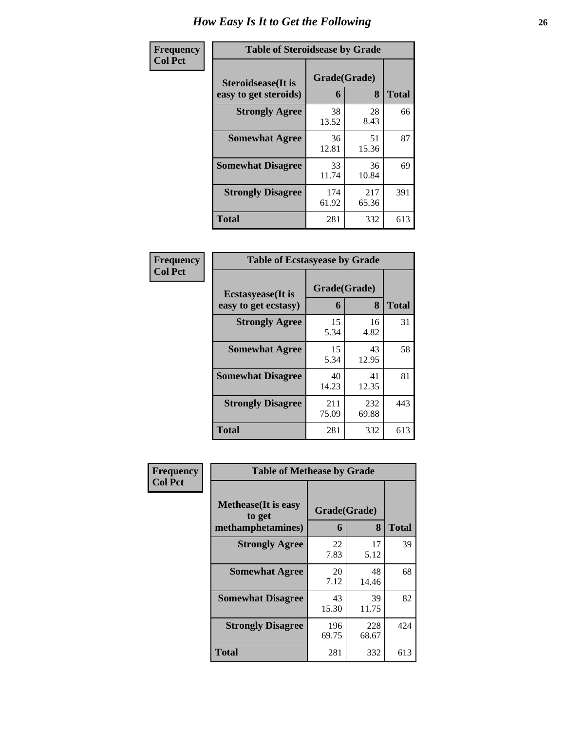# How Easy Is It to Get the Following

**Frequency**
**Col Pct**

**Table of Steroidsease by Grade**

| Steroidsease(It is easy to get steroids) | Grade(Grade) | | Total |
|---|---|---|---|
| | 6 | 8 | |
| **Strongly Agree** | 38<br>13.52 | 28<br>8.43 | 66 |
| **Somewhat Agree** | 36<br>12.81 | 51<br>15.36 | 87 |
| **Somewhat Disagree** | 33<br>11.74 | 36<br>10.84 | 69 |
| **Strongly Disagree** | 174<br>61.92 | 217<br>65.36 | 391 |
| **Total** | 281 | 332 | 613 |

**Frequency**
**Col Pct**

**Table of Ecstasyease by Grade**

| Ecstasyease(It is easy to get ecstasy) | Grade(Grade) | | Total |
|---|---|---|---|
| | 6 | 8 | |
| **Strongly Agree** | 15<br>5.34 | 16<br>4.82 | 31 |
| **Somewhat Agree** | 15<br>5.34 | 43<br>12.95 | 58 |
| **Somewhat Disagree** | 40<br>14.23 | 41<br>12.35 | 81 |
| **Strongly Disagree** | 211<br>75.09 | 232<br>69.88 | 443 |
| **Total** | 281 | 332 | 613 |

**Frequency**
**Col Pct**

**Table of Methease by Grade**

| Methease(It is easy to get methamphetamines) | Grade(Grade) | | Total |
|---|---|---|---|
| | 6 | 8 | |
| **Strongly Agree** | 22<br>7.83 | 17<br>5.12 | 39 |
| **Somewhat Agree** | 20<br>7.12 | 48<br>14.46 | 68 |
| **Somewhat Disagree** | 43<br>15.30 | 39<br>11.75 | 82 |
| **Strongly Disagree** | 196<br>69.75 | 228<br>68.67 | 424 |
| **Total** | 281 | 332 | 613 |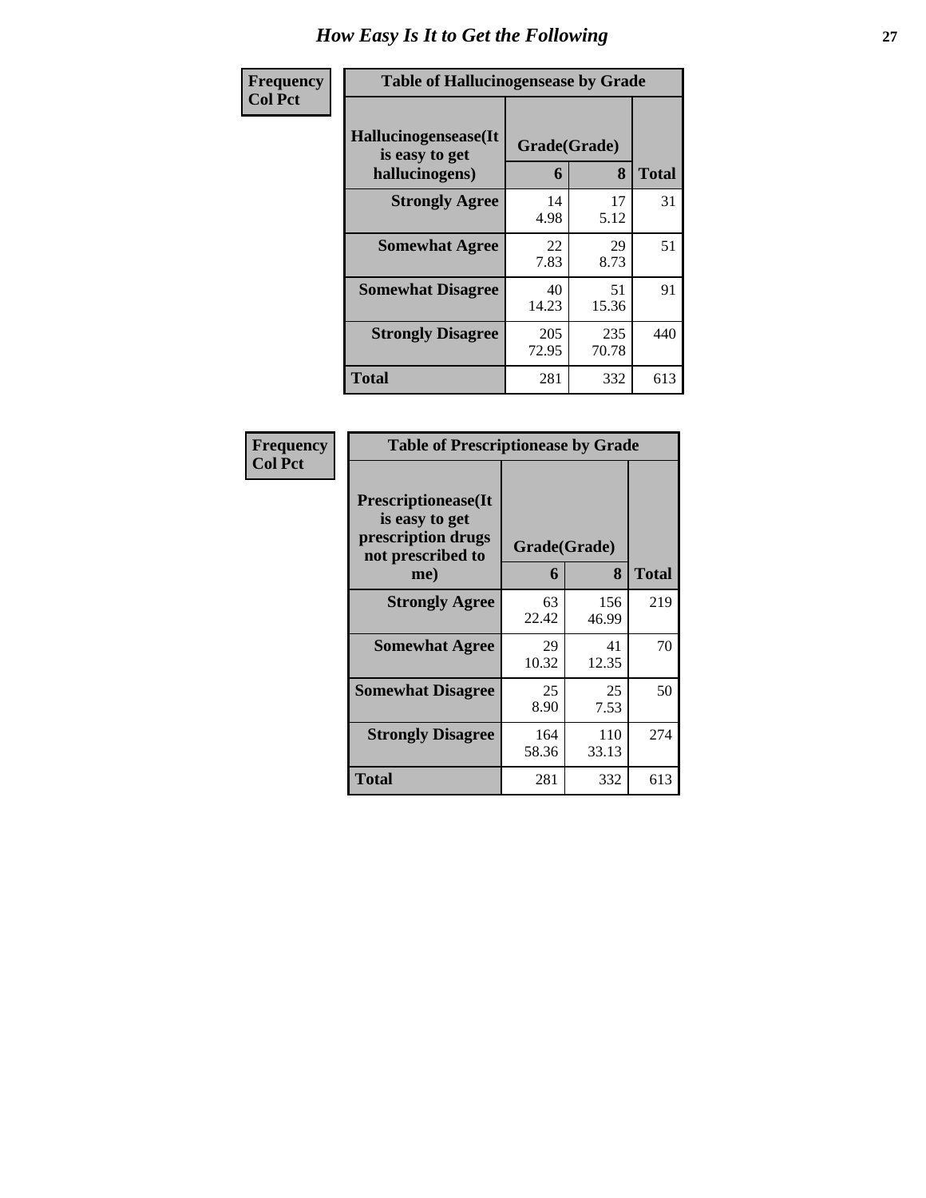# How Easy Is It to Get the Following

| Frequency<br>Col Pct | Table of Hallucinogensease by Grade | | |
|---|---|---|---|
| Hallucinogensease(It is easy to get hallucinogens) | Grade(Grade) | | |
| | 6 | 8 | Total |
| Strongly Agree | 14<br>4.98 | 17<br>5.12 | 31 |
| Somewhat Agree | 22<br>7.83 | 29<br>8.73 | 51 |
| Somewhat Disagree | 40<br>14.23 | 51<br>15.36 | 91 |
| Strongly Disagree | 205<br>72.95 | 235<br>70.78 | 440 |
| Total | 281 | 332 | 613 |

| Frequency<br>Col Pct | Table of Prescriptionease by Grade | | |
|---|---|---|---|
| Prescriptionease(It is easy to get prescription drugs not prescribed to me) | Grade(Grade) | | |
| | 6 | 8 | Total |
| Strongly Agree | 63<br>22.42 | 156<br>46.99 | 219 |
| Somewhat Agree | 29<br>10.32 | 41<br>12.35 | 70 |
| Somewhat Disagree | 25<br>8.90 | 25<br>7.53 | 50 |
| Strongly Disagree | 164<br>58.36 | 110<br>33.13 | 274 |
| Total | 281 | 332 | 613 |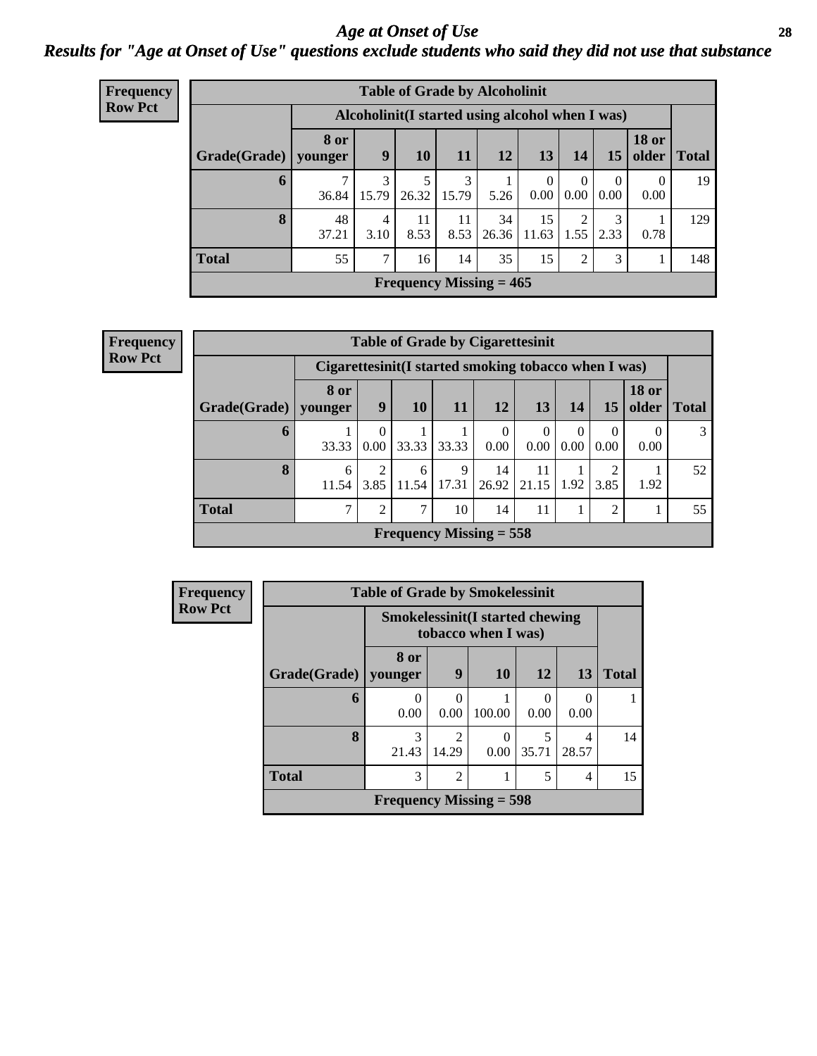# *Age at Onset of Use*

## *Results for "Age at Onset of Use" questions exclude students who said they did not use that substance*

**Frequency**
**Row Pct**

| Table of Grade by Alcoholinit | | | | | | | | | | |
|---|---|---|---|---|---|---|---|---|---|---|
| | Alcoholinit(I started using alcohol when I was) | | | | | | | | | |
| Grade(Grade) | 8 or younger | 9 | 10 | 11 | 12 | 13 | 14 | 15 | 18 or older | Total |
| 6 | 7<br>36.84 | 3<br>15.79 | 5<br>26.32 | 3<br>15.79 | 1<br>5.26 | 0<br>0.00 | 0<br>0.00 | 0<br>0.00 | 0<br>0.00 | 19 |
| 8 | 48<br>37.21 | 4<br>3.10 | 11<br>8.53 | 11<br>8.53 | 34<br>26.36 | 15<br>11.63 | 2<br>1.55 | 3<br>2.33 | 1<br>0.78 | 129 |
| Total | 55 | 7 | 16 | 14 | 35 | 15 | 2 | 3 | 1 | 148 |
| Frequency Missing = 465 | | | | | | | | | | |

**Frequency**
**Row Pct**

| Table of Grade by Cigarettesinit | | | | | | | | | | |
|---|---|---|---|---|---|---|---|---|---|---|
| | Cigarettesinit(I started smoking tobacco when I was) | | | | | | | | | |
| Grade(Grade) | 8 or younger | 9 | 10 | 11 | 12 | 13 | 14 | 15 | 18 or older | Total |
| 6 | 1<br>33.33 | 0<br>0.00 | 1<br>33.33 | 1<br>33.33 | 0<br>0.00 | 0<br>0.00 | 0<br>0.00 | 0<br>0.00 | 0<br>0.00 | 3 |
| 8 | 6<br>11.54 | 2<br>3.85 | 6<br>11.54 | 9<br>17.31 | 14<br>26.92 | 11<br>21.15 | 1<br>1.92 | 2<br>3.85 | 1<br>1.92 | 52 |
| Total | 7 | 2 | 7 | 10 | 14 | 11 | 1 | 2 | 1 | 55 |
| Frequency Missing = 558 | | | | | | | | | | |

**Frequency**
**Row Pct**

| Table of Grade by Smokelessinit | | | | | | |
|---|---|---|---|---|---|---|
| | Smokelessinit(I started chewing tobacco when I was) | | | | | |
| Grade(Grade) | 8 or younger | 9 | 10 | 12 | 13 | Total |
| 6 | 0<br>0.00 | 0<br>0.00 | 1<br>100.00 | 0<br>0.00 | 0<br>0.00 | 1 |
| 8 | 3<br>21.43 | 2<br>14.29 | 0<br>0.00 | 5<br>35.71 | 4<br>28.57 | 14 |
| Total | 3 | 2 | 1 | 5 | 4 | 15 |
| Frequency Missing = 598 | | | | | | |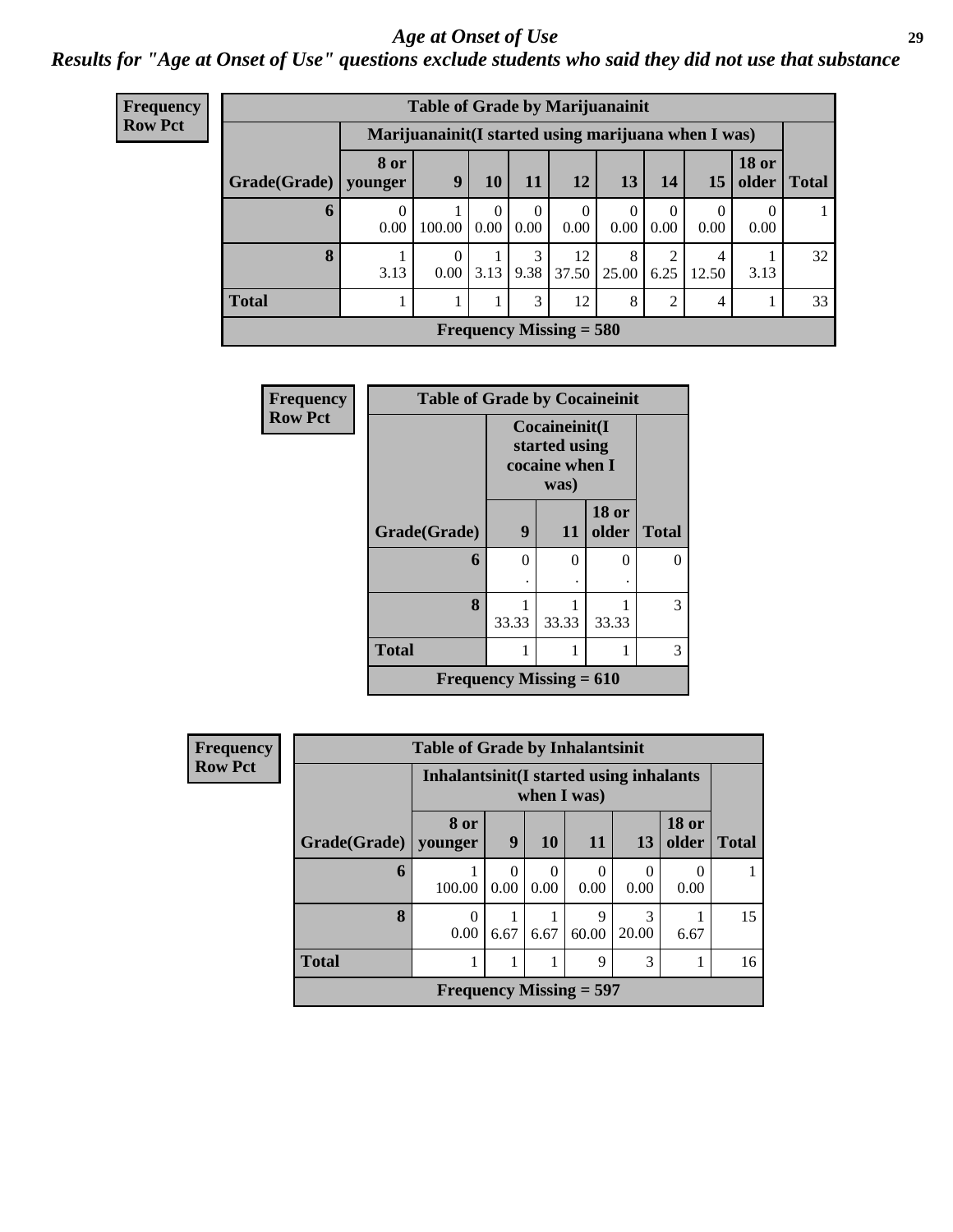## Age at Onset of Use

### Results for "Age at Onset of Use" questions exclude students who said they did not use that substance

**Frequency**
**Row Pct**

**Table of Grade by Marijuanainit**

| | Marijuanainit(I started using marijuana when I was) | | | | | | | | | |
|---|---|---|---|---|---|---|---|---|---|---|
| Grade(Grade) | 8 or younger | 9 | 10 | 11 | 12 | 13 | 14 | 15 | 18 or older | Total |
| 6 | 0<br>0.00 | 1<br>100.00 | 0<br>0.00 | 0<br>0.00 | 0<br>0.00 | 0<br>0.00 | 0<br>0.00 | 0<br>0.00 | 0<br>0.00 | 1 |
| 8 | 1<br>3.13 | 0<br>0.00 | 1<br>3.13 | 3<br>9.38 | 12<br>37.50 | 8<br>25.00 | 2<br>6.25 | 4<br>12.50 | 1<br>3.13 | 32 |
| Total | 1 | 1 | 1 | 3 | 12 | 8 | 2 | 4 | 1 | 33 |

**Frequency Missing = 580**

**Frequency**
**Row Pct**

**Table of Grade by Cocaineinit**

| | Cocaineinit(I started using cocaine when I was) | | | |
|---|---|---|---|---|
| Grade(Grade) | 9 | 11 | 18 or older | Total |
| 6 | 0<br>. | 0<br>. | 0<br>. | 0 |
| 8 | 1<br>33.33 | 1<br>33.33 | 1<br>33.33 | 3 |
| Total | 1 | 1 | 1 | 3 |

**Frequency Missing = 610**

**Frequency**
**Row Pct**

**Table of Grade by Inhalantsinit**

| | Inhalantsinit(I started using inhalants when I was) | | | | | | |
|---|---|---|---|---|---|---|---|
| Grade(Grade) | 8 or younger | 9 | 10 | 11 | 13 | 18 or older | Total |
| 6 | 1<br>100.00 | 0<br>0.00 | 0<br>0.00 | 0<br>0.00 | 0<br>0.00 | 0<br>0.00 | 1 |
| 8 | 0<br>0.00 | 1<br>6.67 | 1<br>6.67 | 9<br>60.00 | 3<br>20.00 | 1<br>6.67 | 15 |
| Total | 1 | 1 | 1 | 9 | 3 | 1 | 16 |

**Frequency Missing = 597**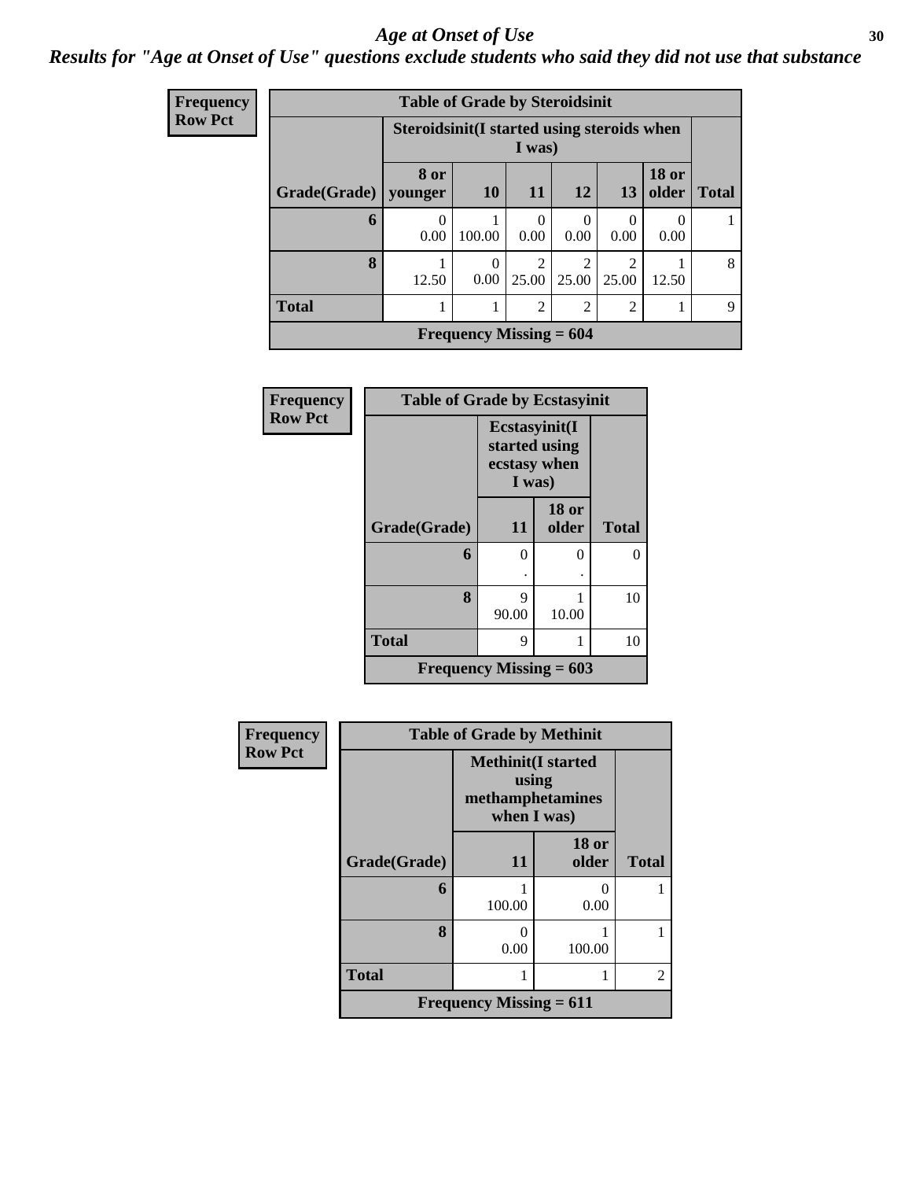## Age at Onset of Use

### Results for "Age at Onset of Use" questions exclude students who said they did not use that substance

**Frequency**
**Row Pct**

| Table of Grade by Steroidsinit | | | | | | | |
|---|---|---|---|---|---|---|---|
| | Steroidsinit(I started using steroids when I was) | | | | | | |
| Grade(Grade) | 8 or younger | 10 | 11 | 12 | 13 | 18 or older | Total |
| 6 | 0<br>0.00 | 1<br>100.00 | 0<br>0.00 | 0<br>0.00 | 0<br>0.00 | 0<br>0.00 | 1 |
| 8 | 1<br>12.50 | 0<br>0.00 | 2<br>25.00 | 2<br>25.00 | 2<br>25.00 | 1<br>12.50 | 8 |
| Total | 1 | 1 | 2 | 2 | 2 | 1 | 9 |
| Frequency Missing = 604 | | | | | | | |

**Frequency**
**Row Pct**

| Table of Grade by Ecstasyinit | | | |
|---|---|---|---|
| | Ecstasyinit(I started using ecstasy when I was) | | |
| Grade(Grade) | 11 | 18 or older | Total |
| 6 | 0<br>. | 0<br>. | 0 |
| 8 | 9<br>90.00 | 1<br>10.00 | 10 |
| Total | 9 | 1 | 10 |
| Frequency Missing = 603 | | | |

**Frequency**
**Row Pct**

| Table of Grade by Methinit | | | |
|---|---|---|---|
| | Methinit(I started using methamphetamines when I was) | | |
| Grade(Grade) | 11 | 18 or older | Total |
| 6 | 1<br>100.00 | 0<br>0.00 | 1 |
| 8 | 0<br>0.00 | 1<br>100.00 | 1 |
| Total | 1 | 1 | 2 |
| Frequency Missing = 611 | | | |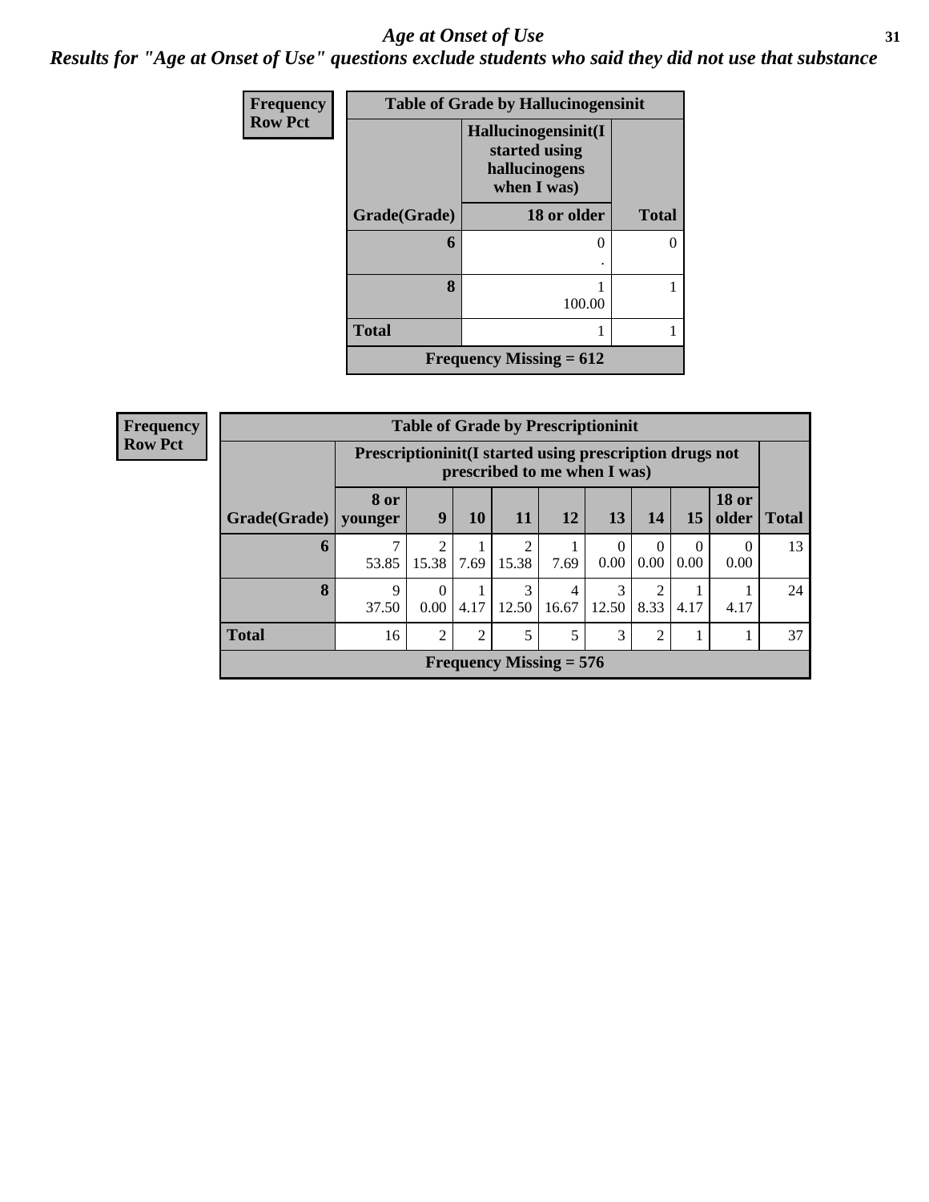# *Age at Onset of Use*

***Results for "Age at Onset of Use" questions exclude students who said they did not use that substance***

**Frequency**
**Row Pct**

| Table of Grade by Hallucinogensinit | | |
|---|---|---|
| | Hallucinogensinit(I started using hallucinogens when I was) | |
| Grade(Grade) | 18 or older | Total |
| 6 | 0<br>. | 0 |
| 8 | 1<br>100.00 | 1 |
| Total | 1 | 1 |
| Frequency Missing = 612 | | |

**Frequency**
**Row Pct**

| Table of Grade by Prescriptioninit | | | | | | | | | | |
|---|---|---|---|---|---|---|---|---|---|---|
| | Prescriptioninit(I started using prescription drugs not prescribed to me when I was) | | | | | | | | | |
| Grade(Grade) | 8 or younger | 9 | 10 | 11 | 12 | 13 | 14 | 15 | 18 or older | Total |
| 6 | 7<br>53.85 | 2<br>15.38 | 1<br>7.69 | 2<br>15.38 | 1<br>7.69 | 0<br>0.00 | 0<br>0.00 | 0<br>0.00 | 0<br>0.00 | 13 |
| 8 | 9<br>37.50 | 0<br>0.00 | 1<br>4.17 | 3<br>12.50 | 4<br>16.67 | 3<br>12.50 | 2<br>8.33 | 1<br>4.17 | 1<br>4.17 | 24 |
| Total | 16 | 2 | 2 | 5 | 5 | 3 | 2 | 1 | 1 | 37 |
| Frequency Missing = 576 | | | | | | | | | | |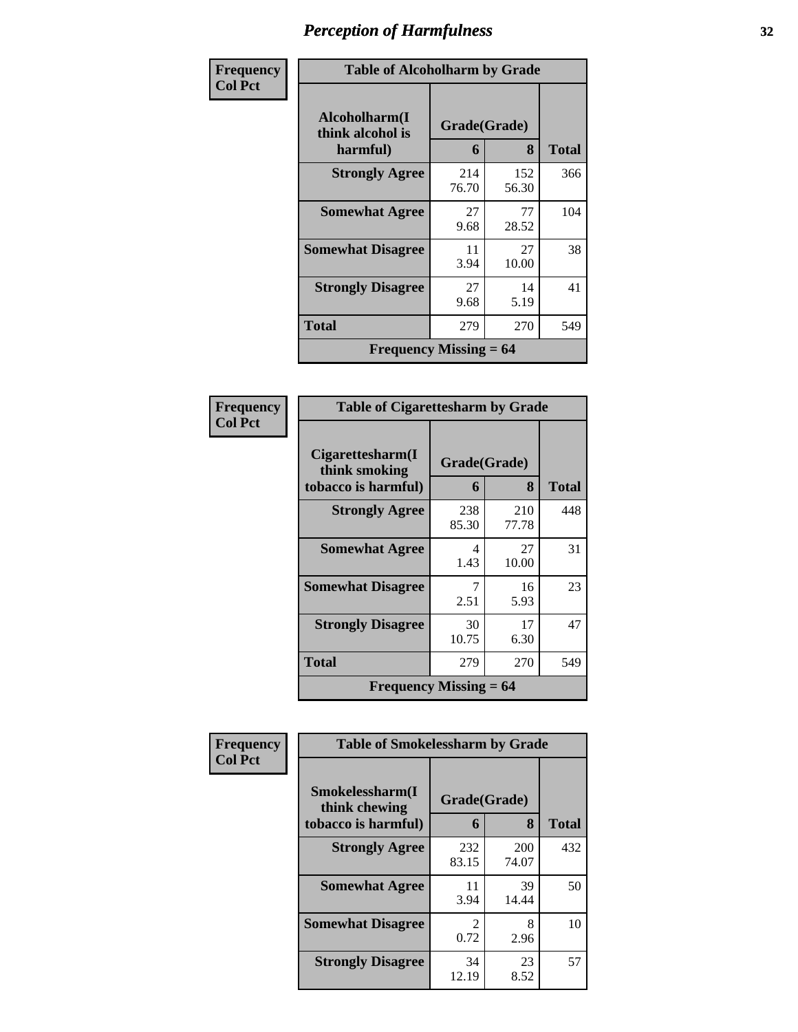# Perception of Harmfulness

| Frequency Col Pct |
|---|

**Table of Alcoholharm by Grade**

| Alcoholharm(I think alcohol is harmful) | Grade(Grade) 6 | 8 | Total |
|---|---|---|---|
| Strongly Agree | 214 76.70 | 152 56.30 | 366 |
| Somewhat Agree | 27 9.68 | 77 28.52 | 104 |
| Somewhat Disagree | 11 3.94 | 27 10.00 | 38 |
| Strongly Disagree | 27 9.68 | 14 5.19 | 41 |
| Total | 279 | 270 | 549 |
| Frequency Missing = 64 | | | |

| Frequency Col Pct |
|---|

**Table of Cigarettesharm by Grade**

| Cigarettesharm(I think smoking tobacco is harmful) | Grade(Grade) 6 | 8 | Total |
|---|---|---|---|
| Strongly Agree | 238 85.30 | 210 77.78 | 448 |
| Somewhat Agree | 4 1.43 | 27 10.00 | 31 |
| Somewhat Disagree | 7 2.51 | 16 5.93 | 23 |
| Strongly Disagree | 30 10.75 | 17 6.30 | 47 |
| Total | 279 | 270 | 549 |
| Frequency Missing = 64 | | | |

| Frequency Col Pct |
|---|

**Table of Smokelessharm by Grade**

| Smokelessharm(I think chewing tobacco is harmful) | Grade(Grade) 6 | 8 | Total |
|---|---|---|---|
| Strongly Agree | 232 83.15 | 200 74.07 | 432 |
| Somewhat Agree | 11 3.94 | 39 14.44 | 50 |
| Somewhat Disagree | 2 0.72 | 8 2.96 | 10 |
| Strongly Disagree | 34 12.19 | 23 8.52 | 57 |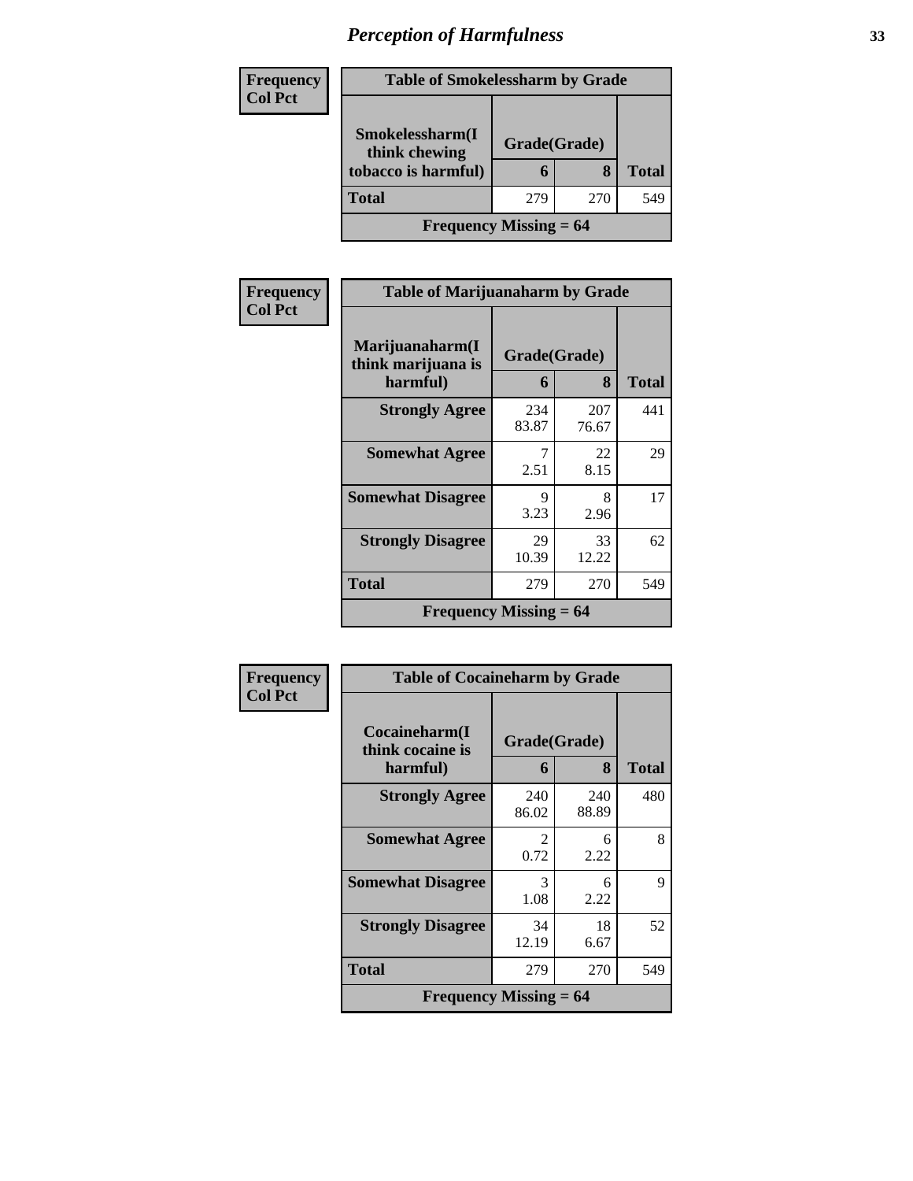# Perception of Harmfulness

**Frequency**
**Col Pct**

| Table of Smokelessharm by Grade | | | |
|---|---|---|---|
| Smokelessharm(I think chewing tobacco is harmful) | Grade(Grade) | | Total |
| | 6 | 8 | |
| **Total** | 279 | 270 | 549 |
| Frequency Missing = 64 | | | |

**Frequency**
**Col Pct**

| Table of Marijuanaharm by Grade | | | |
|---|---|---|---|
| Marijuanaharm(I think marijuana is harmful) | Grade(Grade) | | Total |
| | 6 | 8 | |
| **Strongly Agree** | 234<br>83.87 | 207<br>76.67 | 441 |
| **Somewhat Agree** | 7<br>2.51 | 22<br>8.15 | 29 |
| **Somewhat Disagree** | 9<br>3.23 | 8<br>2.96 | 17 |
| **Strongly Disagree** | 29<br>10.39 | 33<br>12.22 | 62 |
| **Total** | 279 | 270 | 549 |
| Frequency Missing = 64 | | | |

**Frequency**
**Col Pct**

| Table of Cocaineharm by Grade | | | |
|---|---|---|---|
| Cocaineharm(I think cocaine is harmful) | Grade(Grade) | | Total |
| | 6 | 8 | |
| **Strongly Agree** | 240<br>86.02 | 240<br>88.89 | 480 |
| **Somewhat Agree** | 2<br>0.72 | 6<br>2.22 | 8 |
| **Somewhat Disagree** | 3<br>1.08 | 6<br>2.22 | 9 |
| **Strongly Disagree** | 34<br>12.19 | 18<br>6.67 | 52 |
| **Total** | 279 | 270 | 549 |
| Frequency Missing = 64 | | | |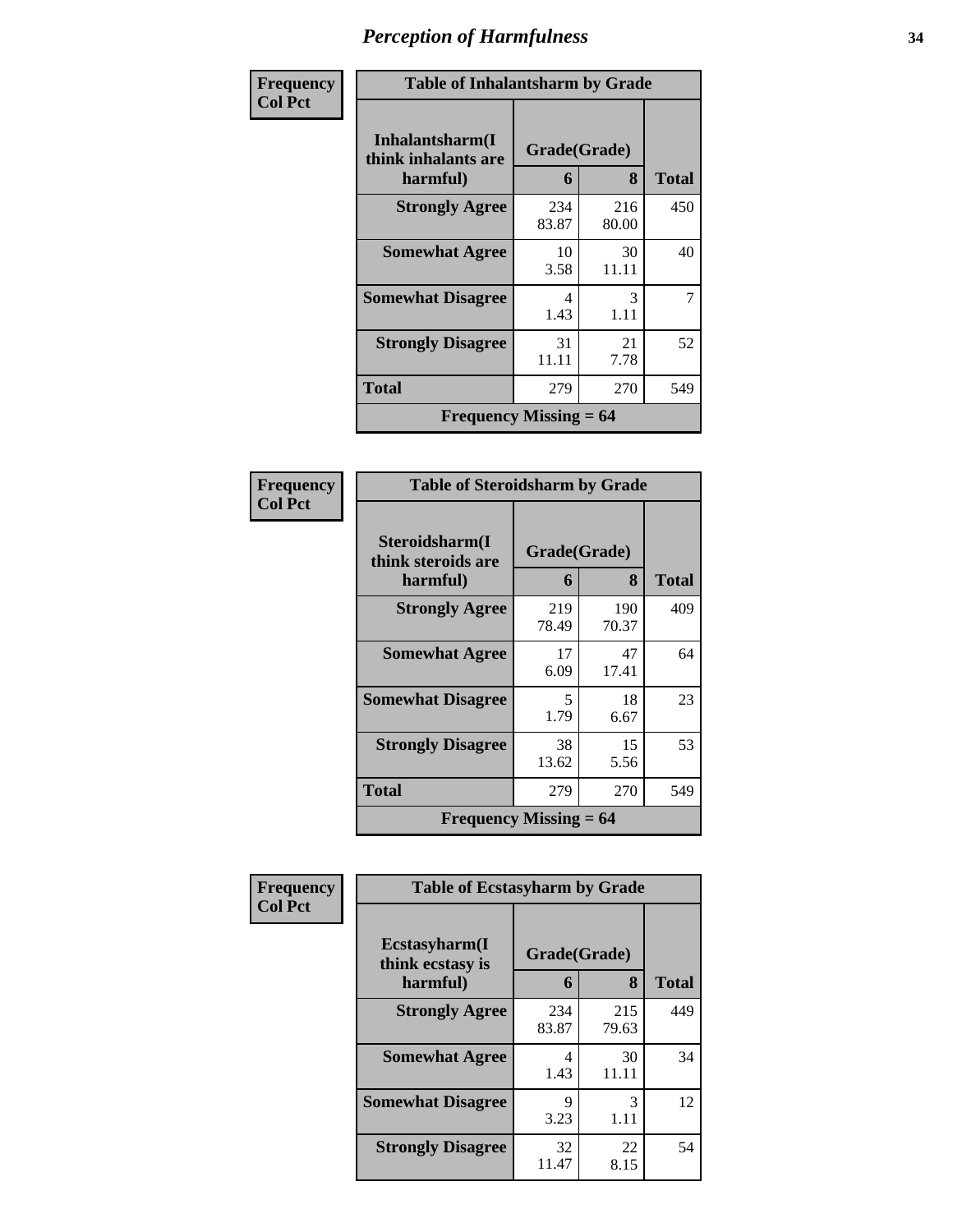# Perception of Harmfulness

| Frequency Col Pct | Table of Inhalantsharm by Grade | | |
|---|---|---|---|
| Inhalantsharm(I think inhalants are harmful) | Grade(Grade) | | |
| | 6 | 8 | Total |
| Strongly Agree | 234<br>83.87 | 216<br>80.00 | 450 |
| Somewhat Agree | 10<br>3.58 | 30<br>11.11 | 40 |
| Somewhat Disagree | 4<br>1.43 | 3<br>1.11 | 7 |
| Strongly Disagree | 31<br>11.11 | 21<br>7.78 | 52 |
| Total | 279 | 270 | 549 |
| Frequency Missing = 64 | | | |

| Frequency Col Pct | Table of Steroidsharm by Grade | | |
|---|---|---|---|
| Steroidsharm(I think steroids are harmful) | Grade(Grade) | | |
| | 6 | 8 | Total |
| Strongly Agree | 219<br>78.49 | 190<br>70.37 | 409 |
| Somewhat Agree | 17<br>6.09 | 47<br>17.41 | 64 |
| Somewhat Disagree | 5<br>1.79 | 18<br>6.67 | 23 |
| Strongly Disagree | 38<br>13.62 | 15<br>5.56 | 53 |
| Total | 279 | 270 | 549 |
| Frequency Missing = 64 | | | |

| Frequency Col Pct | Table of Ecstasyharm by Grade | | |
|---|---|---|---|
| Ecstasyharm(I think ecstasy is harmful) | Grade(Grade) | | |
| | 6 | 8 | Total |
| Strongly Agree | 234<br>83.87 | 215<br>79.63 | 449 |
| Somewhat Agree | 4<br>1.43 | 30<br>11.11 | 34 |
| Somewhat Disagree | 9<br>3.23 | 3<br>1.11 | 12 |
| Strongly Disagree | 32<br>11.47 | 22<br>8.15 | 54 |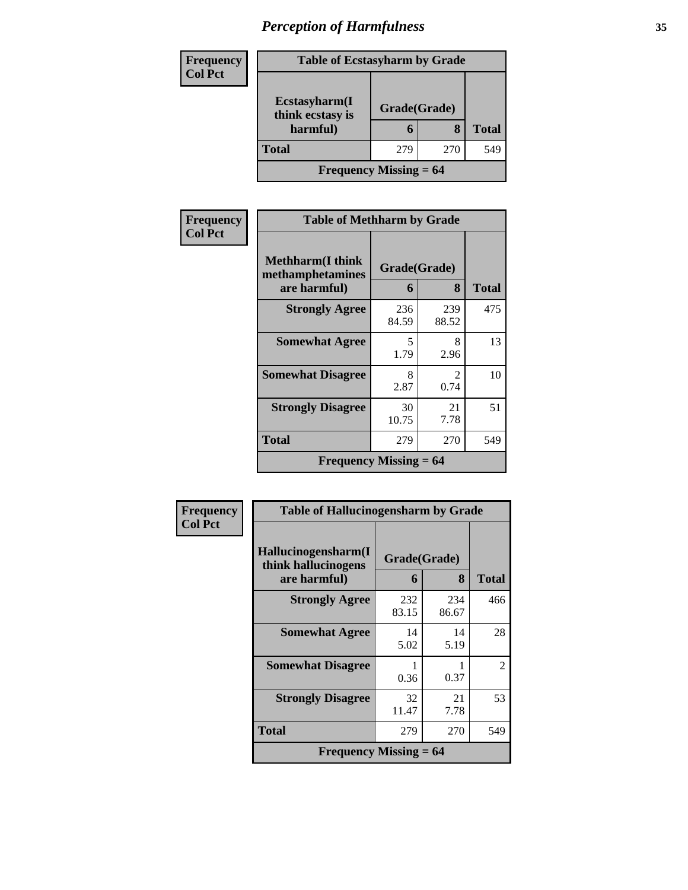# Perception of Harmfulness

**Frequency**
**Col Pct**

| Table of Ecstasyharm by Grade | | | |
|---|---|---|---|
| **Ecstasyharm(I think ecstasy is harmful)** | **Grade(Grade)** | | **Total** |
| | **6** | **8** | |
| **Total** | 279 | 270 | 549 |
| **Frequency Missing = 64** | | | |

**Frequency**
**Col Pct**

| Table of Methharm by Grade | | | |
|---|---|---|---|
| **Methharm(I think methamphetamines are harmful)** | **Grade(Grade)** | | **Total** |
| | **6** | **8** | |
| **Strongly Agree** | 236<br>84.59 | 239<br>88.52 | 475 |
| **Somewhat Agree** | 5<br>1.79 | 8<br>2.96 | 13 |
| **Somewhat Disagree** | 8<br>2.87 | 2<br>0.74 | 10 |
| **Strongly Disagree** | 30<br>10.75 | 21<br>7.78 | 51 |
| **Total** | 279 | 270 | 549 |
| **Frequency Missing = 64** | | | |

**Frequency**
**Col Pct**

| Table of Hallucinogensharm by Grade | | | |
|---|---|---|---|
| **Hallucinogensharm(I think hallucinogens are harmful)** | **Grade(Grade)** | | **Total** |
| | **6** | **8** | |
| **Strongly Agree** | 232<br>83.15 | 234<br>86.67 | 466 |
| **Somewhat Agree** | 14<br>5.02 | 14<br>5.19 | 28 |
| **Somewhat Disagree** | 1<br>0.36 | 1<br>0.37 | 2 |
| **Strongly Disagree** | 32<br>11.47 | 21<br>7.78 | 53 |
| **Total** | 279 | 270 | 549 |
| **Frequency Missing = 64** | | | |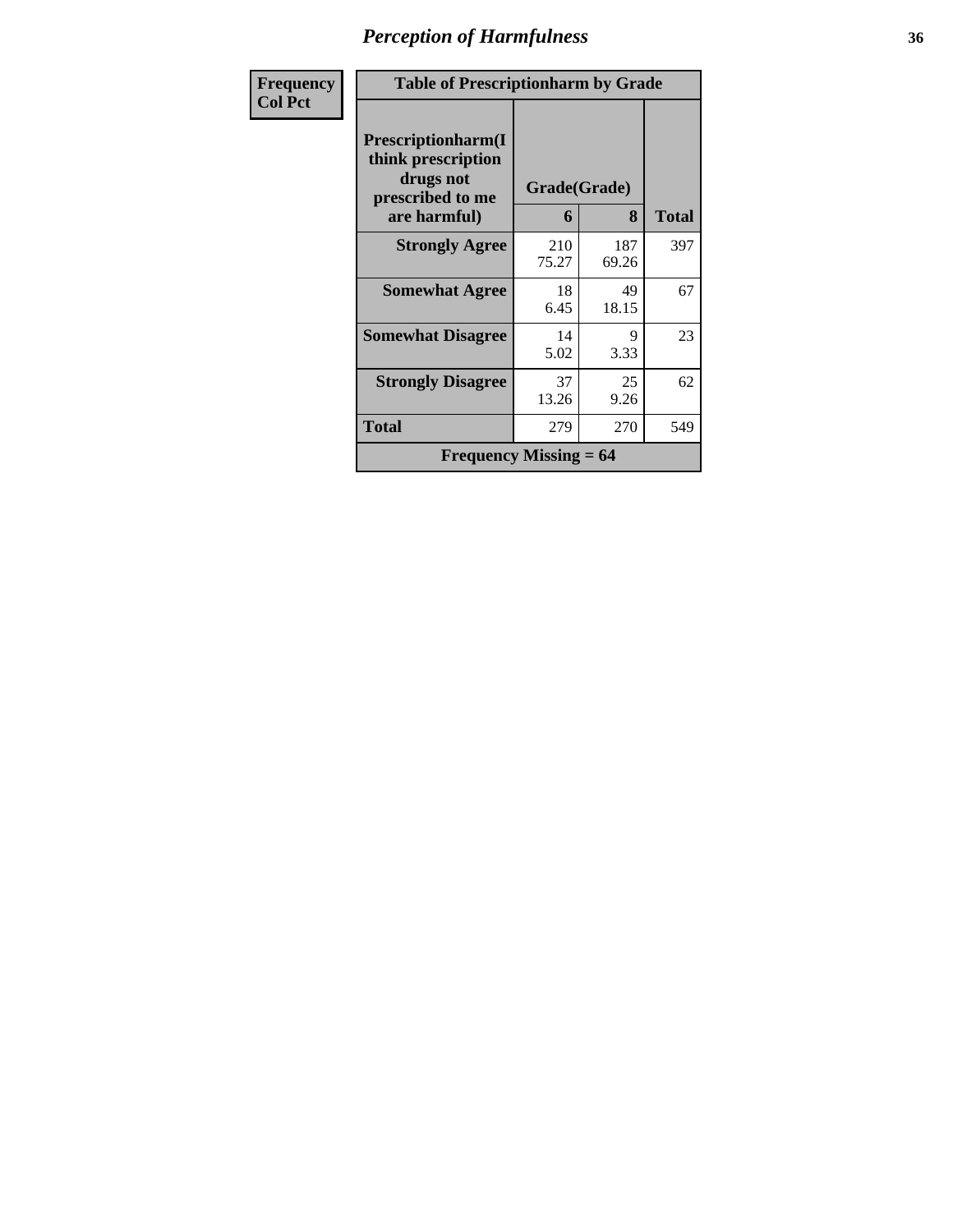# Perception of Harmfulness

| Frequency<br>Col Pct | | | |
|---|---|---|---|

**Table of Prescriptionharm by Grade**

| Prescriptionharm(I think prescription drugs not prescribed to me are harmful) | Grade(Grade) | | Total |
|---|---|---|---|
| | 6 | 8 | |
| **Strongly Agree** | 210<br>75.27 | 187<br>69.26 | 397 |
| **Somewhat Agree** | 18<br>6.45 | 49<br>18.15 | 67 |
| **Somewhat Disagree** | 14<br>5.02 | 9<br>3.33 | 23 |
| **Strongly Disagree** | 37<br>13.26 | 25<br>9.26 | 62 |
| **Total** | 279 | 270 | 549 |
| **Frequency Missing = 64** | | | |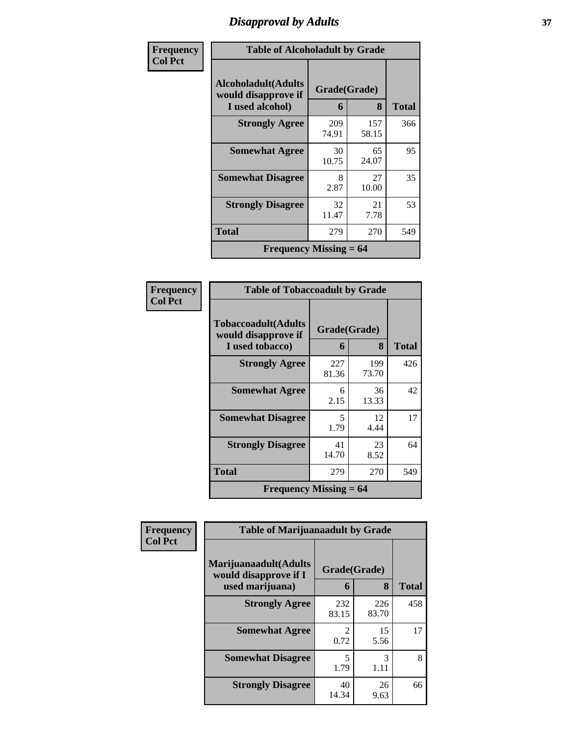# Disapproval by Adults

**Frequency / Col Pct**

**Table of Alcoholadult by Grade**

| Alcoholadult(Adults would disapprove if I used alcohol) | Grade(Grade) 6 | 8 | Total |
|---|---|---|---|
| Strongly Agree | 209<br>74.91 | 157<br>58.15 | 366 |
| Somewhat Agree | 30<br>10.75 | 65<br>24.07 | 95 |
| Somewhat Disagree | 8<br>2.87 | 27<br>10.00 | 35 |
| Strongly Disagree | 32<br>11.47 | 21<br>7.78 | 53 |
| Total | 279 | 270 | 549 |
| Frequency Missing = 64 | | | |

**Frequency / Col Pct**

**Table of Tobaccoadult by Grade**

| Tobaccoadult(Adults would disapprove if I used tobacco) | Grade(Grade) 6 | 8 | Total |
|---|---|---|---|
| Strongly Agree | 227<br>81.36 | 199<br>73.70 | 426 |
| Somewhat Agree | 6<br>2.15 | 36<br>13.33 | 42 |
| Somewhat Disagree | 5<br>1.79 | 12<br>4.44 | 17 |
| Strongly Disagree | 41<br>14.70 | 23<br>8.52 | 64 |
| Total | 279 | 270 | 549 |
| Frequency Missing = 64 | | | |

**Frequency / Col Pct**

**Table of Marijuanaadult by Grade**

| Marijuanaadult(Adults would disapprove if I used marijuana) | Grade(Grade) 6 | 8 | Total |
|---|---|---|---|
| Strongly Agree | 232<br>83.15 | 226<br>83.70 | 458 |
| Somewhat Agree | 2<br>0.72 | 15<br>5.56 | 17 |
| Somewhat Disagree | 5<br>1.79 | 3<br>1.11 | 8 |
| Strongly Disagree | 40<br>14.34 | 26<br>9.63 | 66 |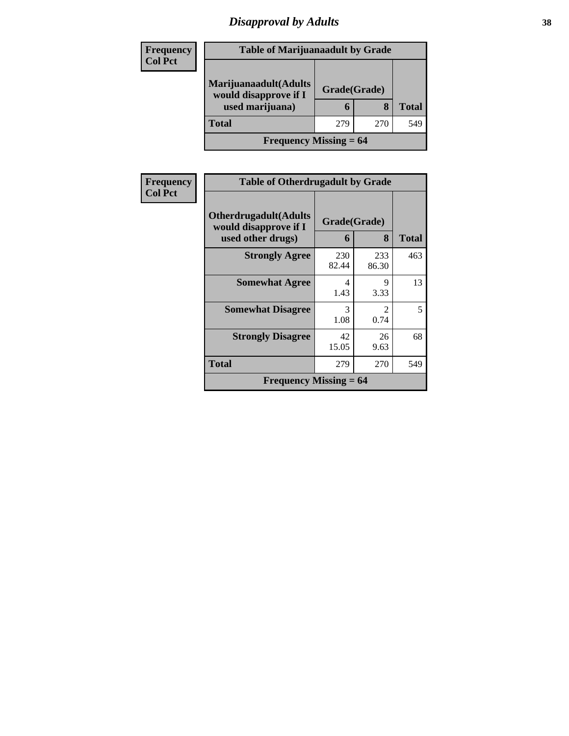# *Disapproval by Adults*

**Frequency**
**Col Pct**

| Table of Marijuanaadult by Grade | | | |
|---|---|---|---|
| Marijuanaadult(Adults would disapprove if I used marijuana) | Grade(Grade) | | |
| | 6 | 8 | Total |
| **Total** | 279 | 270 | 549 |
| **Frequency Missing = 64** | | | |

**Frequency**
**Col Pct**

| Table of Otherdrugadult by Grade | | | |
|---|---|---|---|
| Otherdrugadult(Adults would disapprove if I used other drugs) | Grade(Grade) | | |
| | 6 | 8 | Total |
| **Strongly Agree** | 230<br>82.44 | 233<br>86.30 | 463 |
| **Somewhat Agree** | 4<br>1.43 | 9<br>3.33 | 13 |
| **Somewhat Disagree** | 3<br>1.08 | 2<br>0.74 | 5 |
| **Strongly Disagree** | 42<br>15.05 | 26<br>9.63 | 68 |
| **Total** | 279 | 270 | 549 |
| **Frequency Missing = 64** | | | |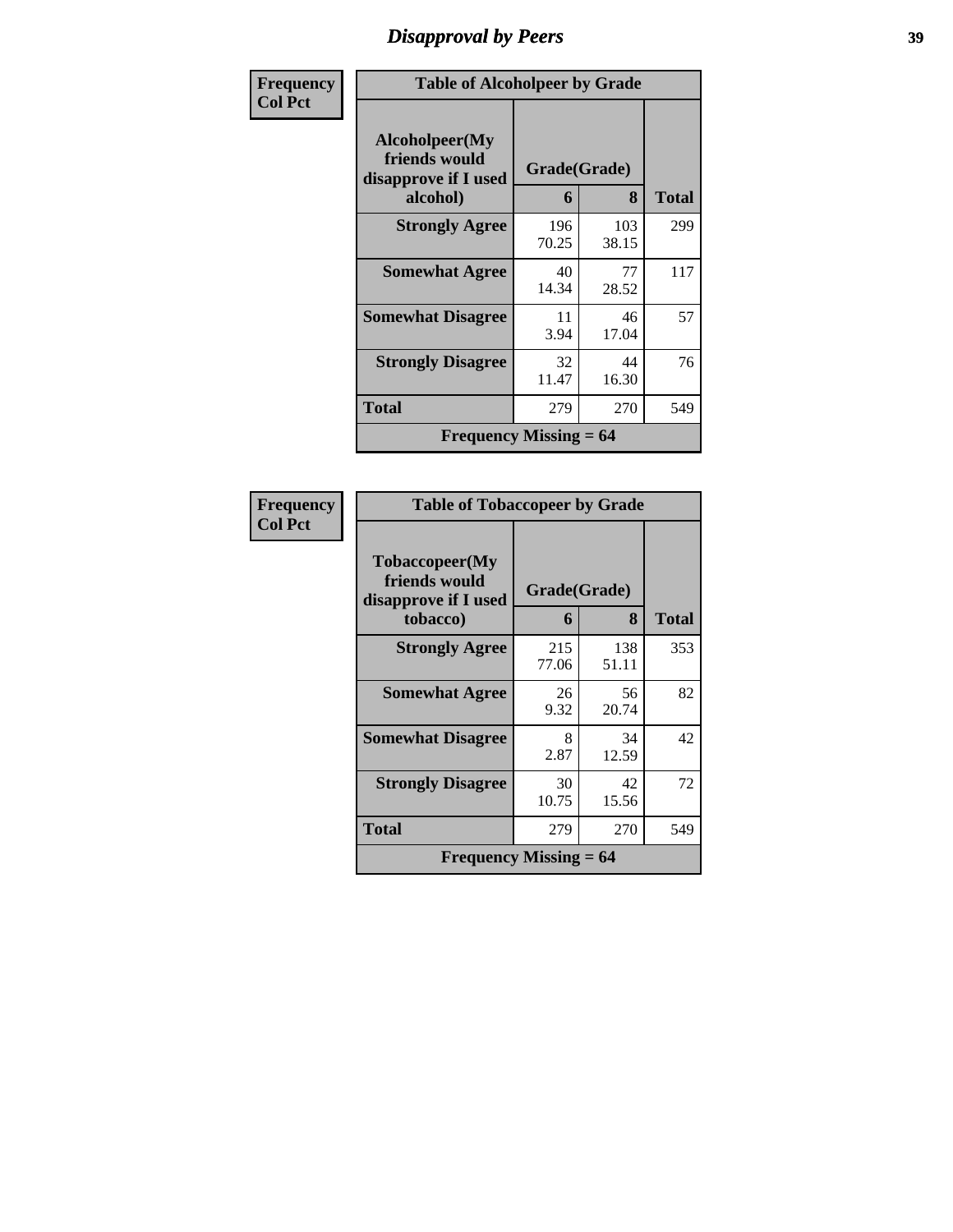Frequency
Col Pct

**Table of Alcoholpeer by Grade**

| Alcoholpeer(My friends would disapprove if I used alcohol) | Grade(Grade) | | Total |
|---|---|---|---|
| | 6 | 8 | |
| **Strongly Agree** | 196<br>70.25 | 103<br>38.15 | 299 |
| **Somewhat Agree** | 40<br>14.34 | 77<br>28.52 | 117 |
| **Somewhat Disagree** | 11<br>3.94 | 46<br>17.04 | 57 |
| **Strongly Disagree** | 32<br>11.47 | 44<br>16.30 | 76 |
| **Total** | 279 | 270 | 549 |
| **Frequency Missing = 64** | | | |

Frequency
Col Pct

**Table of Tobaccopeer by Grade**

| Tobaccopeer(My friends would disapprove if I used tobacco) | Grade(Grade) | | Total |
|---|---|---|---|
| | 6 | 8 | |
| **Strongly Agree** | 215<br>77.06 | 138<br>51.11 | 353 |
| **Somewhat Agree** | 26<br>9.32 | 56<br>20.74 | 82 |
| **Somewhat Disagree** | 8<br>2.87 | 34<br>12.59 | 42 |
| **Strongly Disagree** | 30<br>10.75 | 42<br>15.56 | 72 |
| **Total** | 279 | 270 | 549 |
| **Frequency Missing = 64** | | | |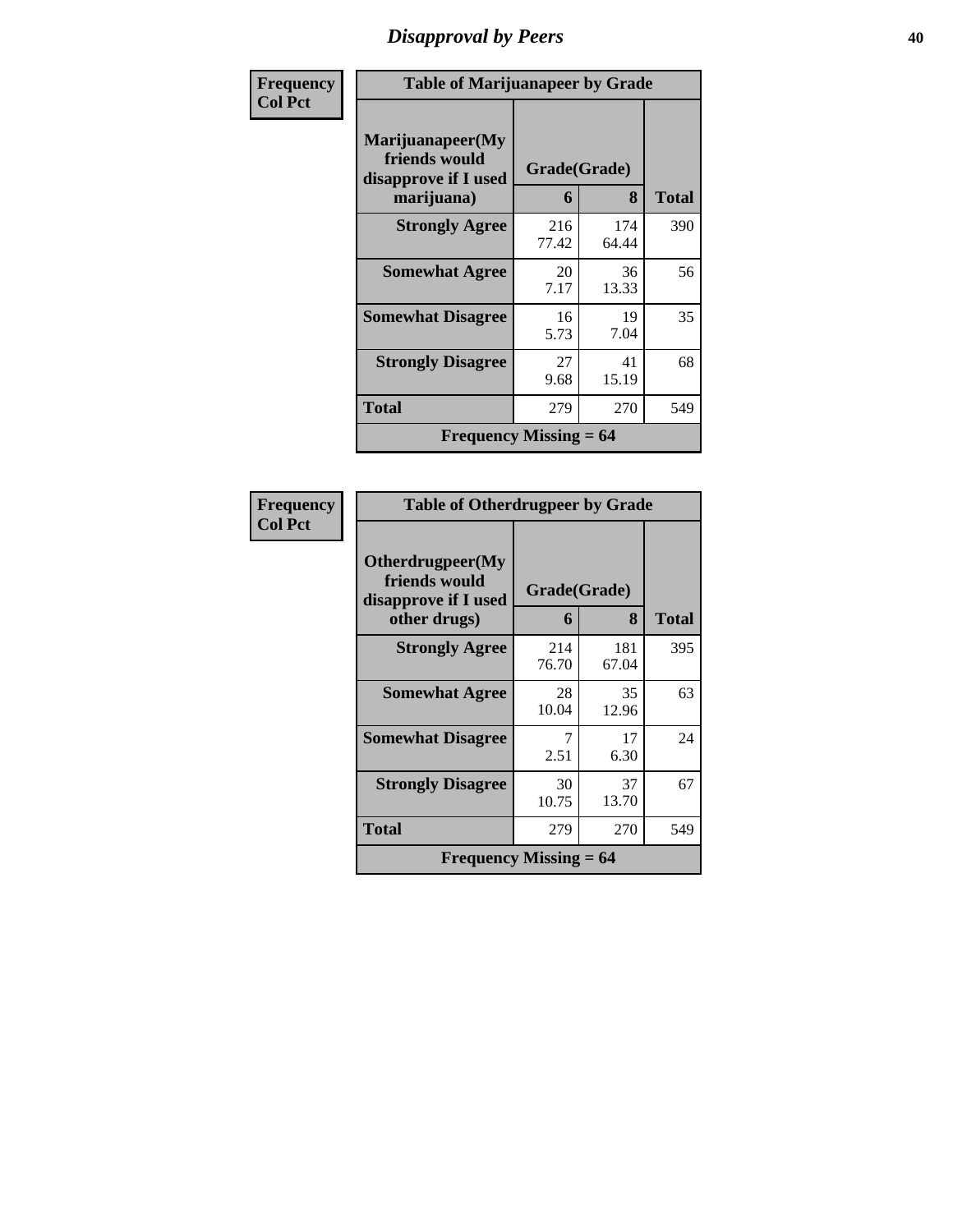# Disapproval by Peers

| Frequency<br>Col Pct | Table of Marijuanapeer by Grade | | |
|---|---|---|---|
| **Marijuanapeer(My friends would disapprove if I used marijuana)** | **Grade(Grade)** | | |
| | **6** | **8** | **Total** |
| **Strongly Agree** | 216<br>77.42 | 174<br>64.44 | 390 |
| **Somewhat Agree** | 20<br>7.17 | 36<br>13.33 | 56 |
| **Somewhat Disagree** | 16<br>5.73 | 19<br>7.04 | 35 |
| **Strongly Disagree** | 27<br>9.68 | 41<br>15.19 | 68 |
| **Total** | 279 | 270 | 549 |
| **Frequency Missing = 64** | | | |

| Frequency<br>Col Pct | Table of Otherdrugpeer by Grade | | |
|---|---|---|---|
| **Otherdrugpeer(My friends would disapprove if I used other drugs)** | **Grade(Grade)** | | |
| | **6** | **8** | **Total** |
| **Strongly Agree** | 214<br>76.70 | 181<br>67.04 | 395 |
| **Somewhat Agree** | 28<br>10.04 | 35<br>12.96 | 63 |
| **Somewhat Disagree** | 7<br>2.51 | 17<br>6.30 | 24 |
| **Strongly Disagree** | 30<br>10.75 | 37<br>13.70 | 67 |
| **Total** | 279 | 270 | 549 |
| **Frequency Missing = 64** | | | |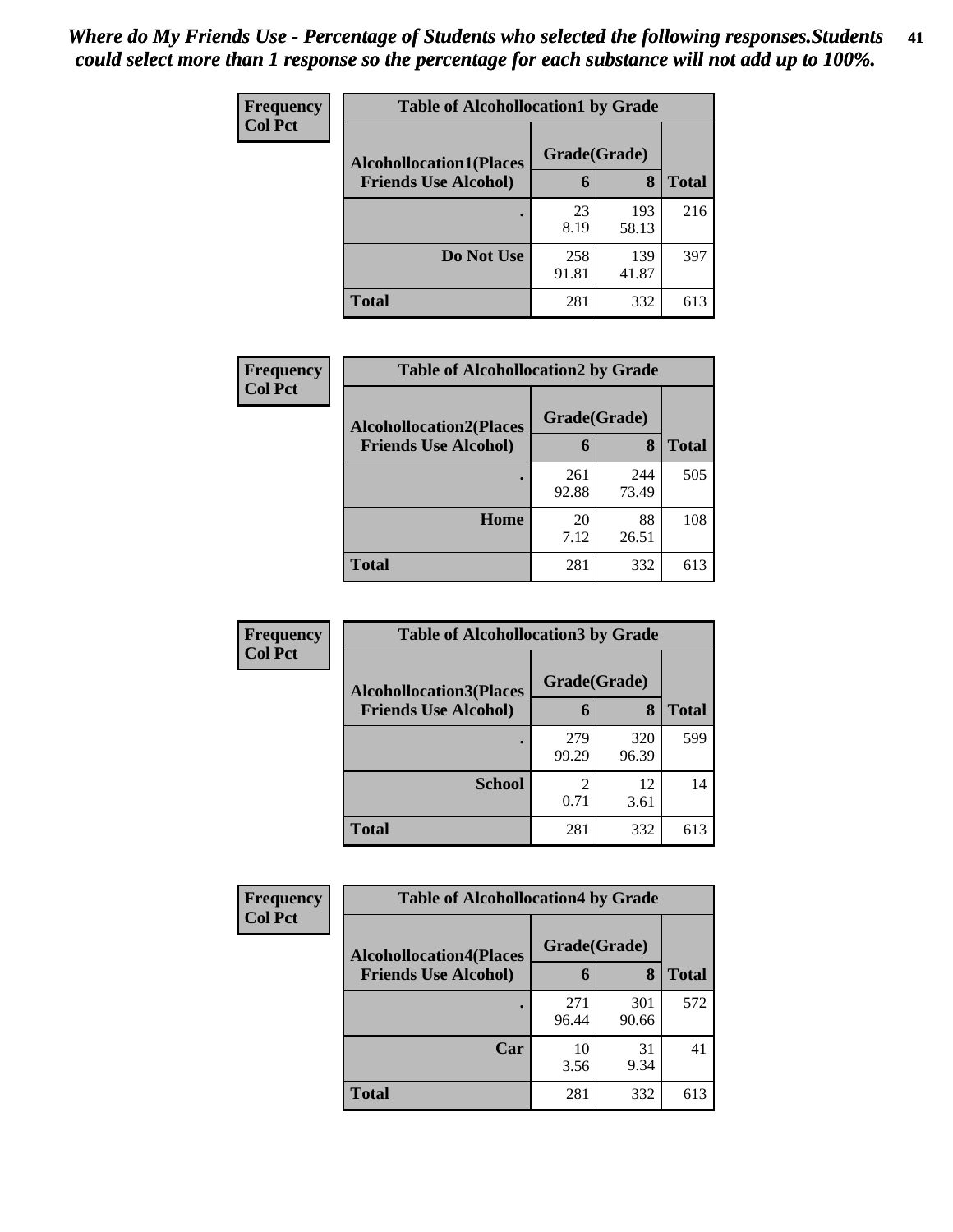*Where do My Friends Use - Percentage of Students who selected the following responses.Students could select more than 1 response so the percentage for each substance will not add up to 100%.*

**Frequency / Col Pct**

| Table of Alcohollocation1 by Grade | | | |
|---|---|---|---|
| **Alcohollocation1(Places Friends Use Alcohol)** | **Grade(Grade)** | | **Total** |
| | **6** | **8** | |
| **.** | 23<br>8.19 | 193<br>58.13 | 216 |
| **Do Not Use** | 258<br>91.81 | 139<br>41.87 | 397 |
| **Total** | 281 | 332 | 613 |

**Frequency / Col Pct**

| Table of Alcohollocation2 by Grade | | | |
|---|---|---|---|
| **Alcohollocation2(Places Friends Use Alcohol)** | **Grade(Grade)** | | **Total** |
| | **6** | **8** | |
| **.** | 261<br>92.88 | 244<br>73.49 | 505 |
| **Home** | 20<br>7.12 | 88<br>26.51 | 108 |
| **Total** | 281 | 332 | 613 |

**Frequency / Col Pct**

| Table of Alcohollocation3 by Grade | | | |
|---|---|---|---|
| **Alcohollocation3(Places Friends Use Alcohol)** | **Grade(Grade)** | | **Total** |
| | **6** | **8** | |
| **.** | 279<br>99.29 | 320<br>96.39 | 599 |
| **School** | 2<br>0.71 | 12<br>3.61 | 14 |
| **Total** | 281 | 332 | 613 |

**Frequency / Col Pct**

| Table of Alcohollocation4 by Grade | | | |
|---|---|---|---|
| **Alcohollocation4(Places Friends Use Alcohol)** | **Grade(Grade)** | | **Total** |
| | **6** | **8** | |
| **.** | 271<br>96.44 | 301<br>90.66 | 572 |
| **Car** | 10<br>3.56 | 31<br>9.34 | 41 |
| **Total** | 281 | 332 | 613 |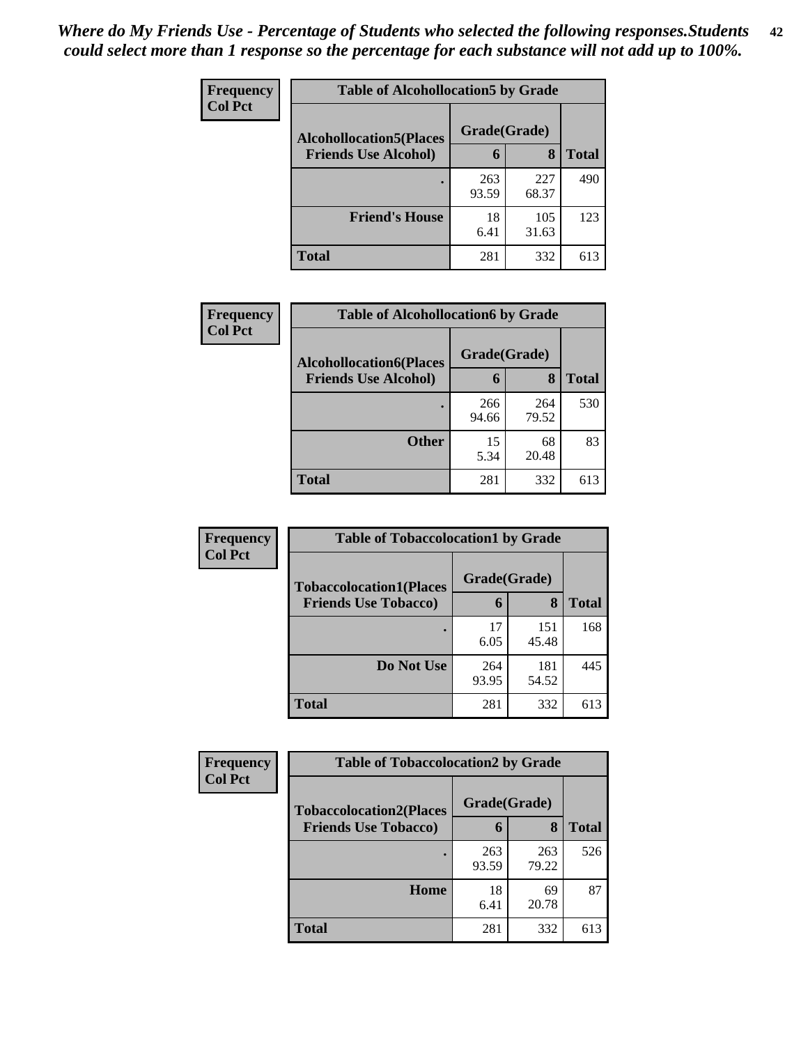*Where do My Friends Use - Percentage of Students who selected the following responses.Students could select more than 1 response so the percentage for each substance will not add up to 100%.*

**Frequency**
**Col Pct**

**Table of Alcohollocation5 by Grade**

| Alcohollocation5(Places Friends Use Alcohol) | Grade(Grade) 6 | 8 | Total |
|---|---|---|---|
| . | 263<br>93.59 | 227<br>68.37 | 490 |
| Friend's House | 18<br>6.41 | 105<br>31.63 | 123 |
| Total | 281 | 332 | 613 |

**Frequency**
**Col Pct**

**Table of Alcohollocation6 by Grade**

| Alcohollocation6(Places Friends Use Alcohol) | Grade(Grade) 6 | 8 | Total |
|---|---|---|---|
| . | 266<br>94.66 | 264<br>79.52 | 530 |
| Other | 15<br>5.34 | 68<br>20.48 | 83 |
| Total | 281 | 332 | 613 |

**Frequency**
**Col Pct**

**Table of Tobaccolocation1 by Grade**

| Tobaccolocation1(Places Friends Use Tobacco) | Grade(Grade) 6 | 8 | Total |
|---|---|---|---|
| . | 17<br>6.05 | 151<br>45.48 | 168 |
| Do Not Use | 264<br>93.95 | 181<br>54.52 | 445 |
| Total | 281 | 332 | 613 |

**Frequency**
**Col Pct**

**Table of Tobaccolocation2 by Grade**

| Tobaccolocation2(Places Friends Use Tobacco) | Grade(Grade) 6 | 8 | Total |
|---|---|---|---|
| . | 263<br>93.59 | 263<br>79.22 | 526 |
| Home | 18<br>6.41 | 69<br>20.78 | 87 |
| Total | 281 | 332 | 613 |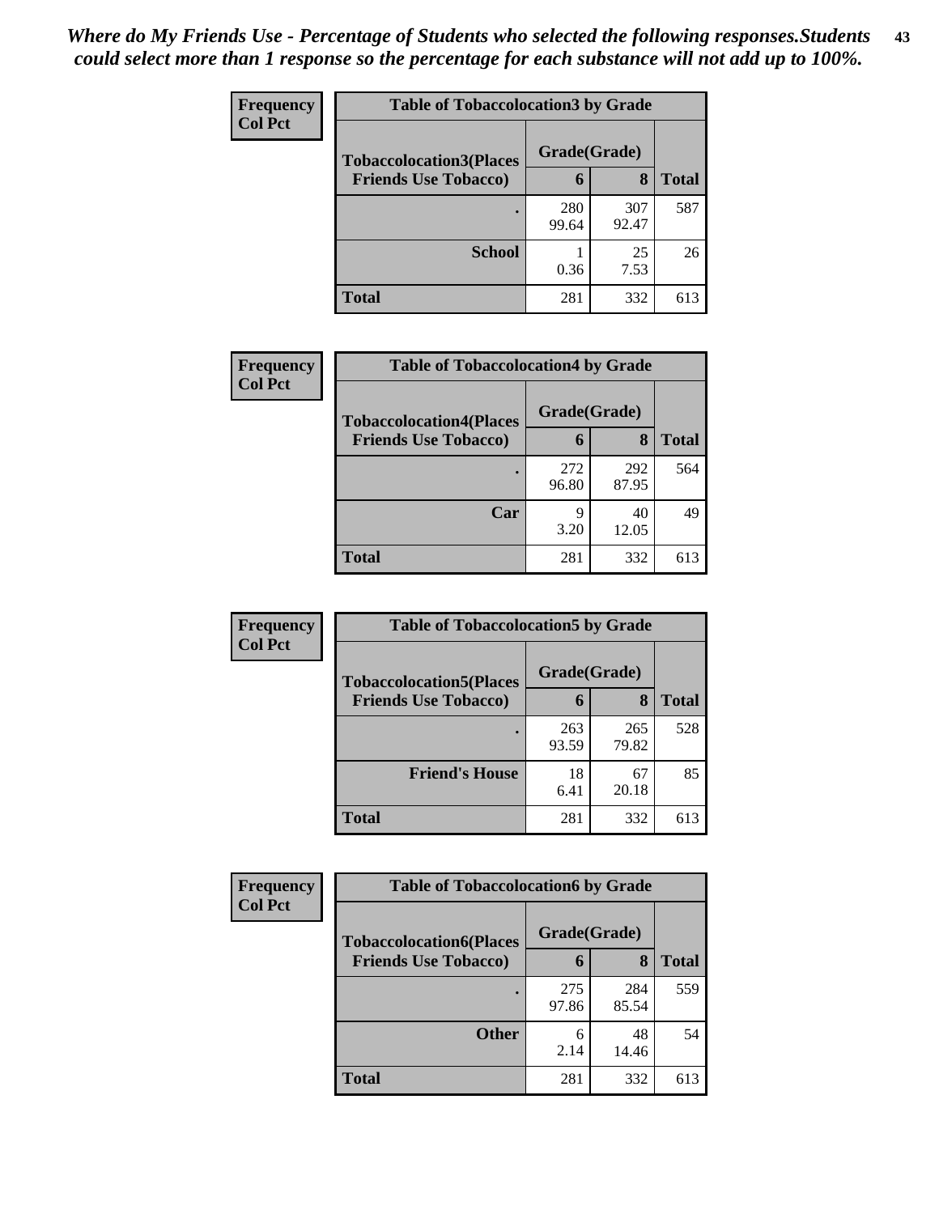*Where do My Friends Use - Percentage of Students who selected the following responses.Students could select more than 1 response so the percentage for each substance will not add up to 100%.*

**Frequency**
**Col Pct**

| Table of Tobaccolocation3 by Grade | | | |
|---|---|---|---|
| **Tobaccolocation3(Places Friends Use Tobacco)** | **Grade(Grade)** | | **Total** |
| | **6** | **8** | |
| **.** | 280<br>99.64 | 307<br>92.47 | 587 |
| **School** | 1<br>0.36 | 25<br>7.53 | 26 |
| **Total** | 281 | 332 | 613 |

**Frequency**
**Col Pct**

| Table of Tobaccolocation4 by Grade | | | |
|---|---|---|---|
| **Tobaccolocation4(Places Friends Use Tobacco)** | **Grade(Grade)** | | **Total** |
| | **6** | **8** | |
| **.** | 272<br>96.80 | 292<br>87.95 | 564 |
| **Car** | 9<br>3.20 | 40<br>12.05 | 49 |
| **Total** | 281 | 332 | 613 |

**Frequency**
**Col Pct**

| Table of Tobaccolocation5 by Grade | | | |
|---|---|---|---|
| **Tobaccolocation5(Places Friends Use Tobacco)** | **Grade(Grade)** | | **Total** |
| | **6** | **8** | |
| **.** | 263<br>93.59 | 265<br>79.82 | 528 |
| **Friend's House** | 18<br>6.41 | 67<br>20.18 | 85 |
| **Total** | 281 | 332 | 613 |

**Frequency**
**Col Pct**

| Table of Tobaccolocation6 by Grade | | | |
|---|---|---|---|
| **Tobaccolocation6(Places Friends Use Tobacco)** | **Grade(Grade)** | | **Total** |
| | **6** | **8** | |
| **.** | 275<br>97.86 | 284<br>85.54 | 559 |
| **Other** | 6<br>2.14 | 48<br>14.46 | 54 |
| **Total** | 281 | 332 | 613 |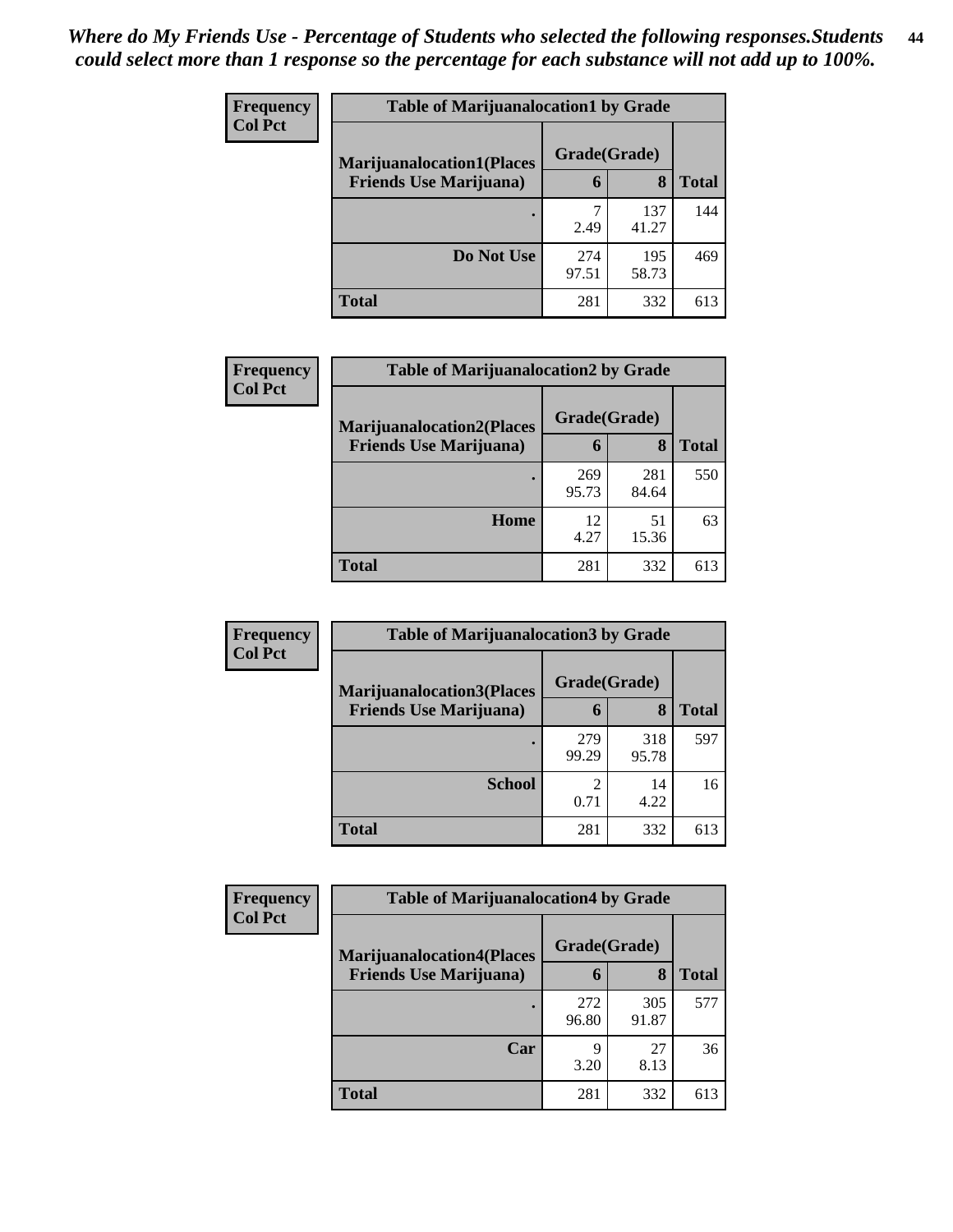*Where do My Friends Use - Percentage of Students who selected the following responses.Students could select more than 1 response so the percentage for each substance will not add up to 100%.*

**Frequency**
**Col Pct**

| Table of Marijuanalocation1 by Grade | | | |
|---|---|---|---|
| **Marijuanalocation1(Places Friends Use Marijuana)** | **Grade(Grade)** | | |
| | **6** | **8** | **Total** |
| **.** | 7<br>2.49 | 137<br>41.27 | 144 |
| **Do Not Use** | 274<br>97.51 | 195<br>58.73 | 469 |
| **Total** | 281 | 332 | 613 |

**Frequency**
**Col Pct**

| Table of Marijuanalocation2 by Grade | | | |
|---|---|---|---|
| **Marijuanalocation2(Places Friends Use Marijuana)** | **Grade(Grade)** | | |
| | **6** | **8** | **Total** |
| **.** | 269<br>95.73 | 281<br>84.64 | 550 |
| **Home** | 12<br>4.27 | 51<br>15.36 | 63 |
| **Total** | 281 | 332 | 613 |

**Frequency**
**Col Pct**

| Table of Marijuanalocation3 by Grade | | | |
|---|---|---|---|
| **Marijuanalocation3(Places Friends Use Marijuana)** | **Grade(Grade)** | | |
| | **6** | **8** | **Total** |
| **.** | 279<br>99.29 | 318<br>95.78 | 597 |
| **School** | 2<br>0.71 | 14<br>4.22 | 16 |
| **Total** | 281 | 332 | 613 |

**Frequency**
**Col Pct**

| Table of Marijuanalocation4 by Grade | | | |
|---|---|---|---|
| **Marijuanalocation4(Places Friends Use Marijuana)** | **Grade(Grade)** | | |
| | **6** | **8** | **Total** |
| **.** | 272<br>96.80 | 305<br>91.87 | 577 |
| **Car** | 9<br>3.20 | 27<br>8.13 | 36 |
| **Total** | 281 | 332 | 613 |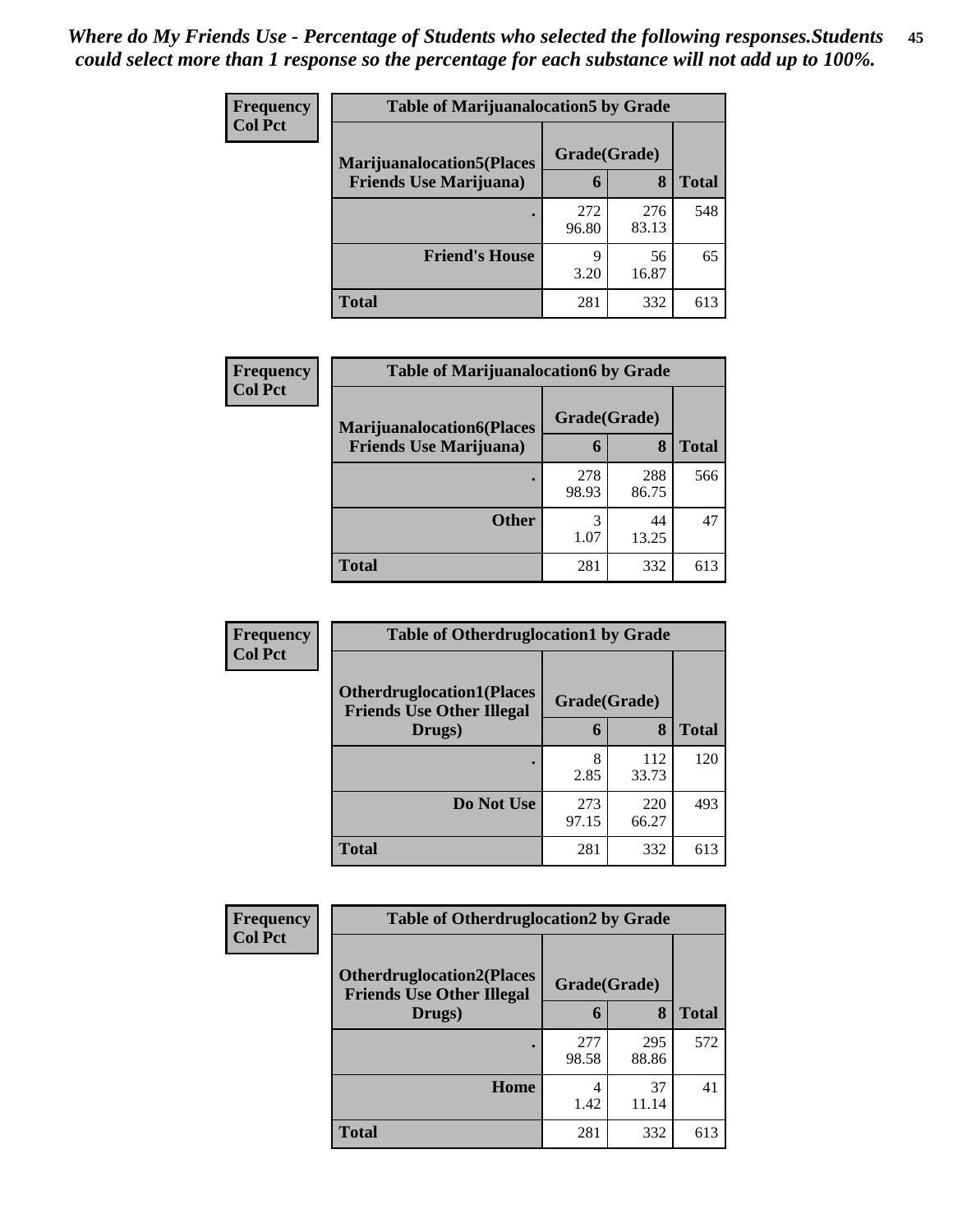*Where do My Friends Use - Percentage of Students who selected the following responses.Students could select more than 1 response so the percentage for each substance will not add up to 100%.*

**Frequency**
**Col Pct**

| Table of Marijuanalocation5 by Grade | | | |
|---|---|---|---|
| **Marijuanalocation5(Places Friends Use Marijuana)** | **Grade(Grade)** | | |
| | **6** | **8** | **Total** |
| **.** | 272<br>96.80 | 276<br>83.13 | 548 |
| **Friend's House** | 9<br>3.20 | 56<br>16.87 | 65 |
| **Total** | 281 | 332 | 613 |

**Frequency**
**Col Pct**

| Table of Marijuanalocation6 by Grade | | | |
|---|---|---|---|
| **Marijuanalocation6(Places Friends Use Marijuana)** | **Grade(Grade)** | | |
| | **6** | **8** | **Total** |
| **.** | 278<br>98.93 | 288<br>86.75 | 566 |
| **Other** | 3<br>1.07 | 44<br>13.25 | 47 |
| **Total** | 281 | 332 | 613 |

**Frequency**
**Col Pct**

| Table of Otherdruglocation1 by Grade | | | |
|---|---|---|---|
| **Otherdruglocation1(Places Friends Use Other Illegal Drugs)** | **Grade(Grade)** | | |
| | **6** | **8** | **Total** |
| **.** | 8<br>2.85 | 112<br>33.73 | 120 |
| **Do Not Use** | 273<br>97.15 | 220<br>66.27 | 493 |
| **Total** | 281 | 332 | 613 |

**Frequency**
**Col Pct**

| Table of Otherdruglocation2 by Grade | | | |
|---|---|---|---|
| **Otherdruglocation2(Places Friends Use Other Illegal Drugs)** | **Grade(Grade)** | | |
| | **6** | **8** | **Total** |
| **.** | 277<br>98.58 | 295<br>88.86 | 572 |
| **Home** | 4<br>1.42 | 37<br>11.14 | 41 |
| **Total** | 281 | 332 | 613 |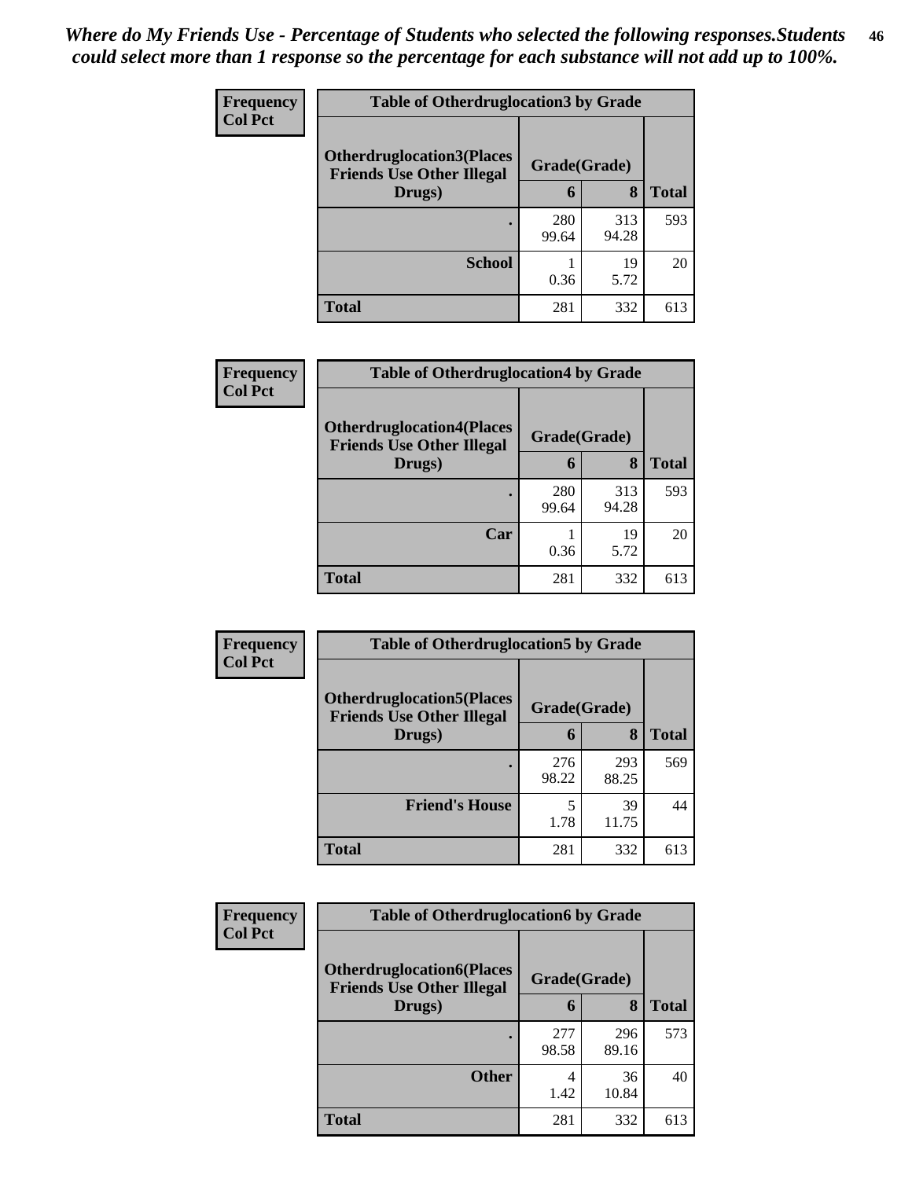*Where do My Friends Use - Percentage of Students who selected the following responses.Students could select more than 1 response so the percentage for each substance will not add up to 100%.*

**Table of Otherdruglocation3 by Grade**

| Frequency / Col Pct — Otherdruglocation3(Places Friends Use Other Illegal Drugs) | Grade(Grade) 6 | 8 | Total |
|---|---|---|---|
| . | 280<br>99.64 | 313<br>94.28 | 593 |
| School | 1<br>0.36 | 19<br>5.72 | 20 |
| Total | 281 | 332 | 613 |

**Table of Otherdruglocation4 by Grade**

| Frequency / Col Pct — Otherdruglocation4(Places Friends Use Other Illegal Drugs) | Grade(Grade) 6 | 8 | Total |
|---|---|---|---|
| . | 280<br>99.64 | 313<br>94.28 | 593 |
| Car | 1<br>0.36 | 19<br>5.72 | 20 |
| Total | 281 | 332 | 613 |

**Table of Otherdruglocation5 by Grade**

| Frequency / Col Pct — Otherdruglocation5(Places Friends Use Other Illegal Drugs) | Grade(Grade) 6 | 8 | Total |
|---|---|---|---|
| . | 276<br>98.22 | 293<br>88.25 | 569 |
| Friend's House | 5<br>1.78 | 39<br>11.75 | 44 |
| Total | 281 | 332 | 613 |

**Table of Otherdruglocation6 by Grade**

| Frequency / Col Pct — Otherdruglocation6(Places Friends Use Other Illegal Drugs) | Grade(Grade) 6 | 8 | Total |
|---|---|---|---|
| . | 277<br>98.58 | 296<br>89.16 | 573 |
| Other | 4<br>1.42 | 36<br>10.84 | 40 |
| Total | 281 | 332 | 613 |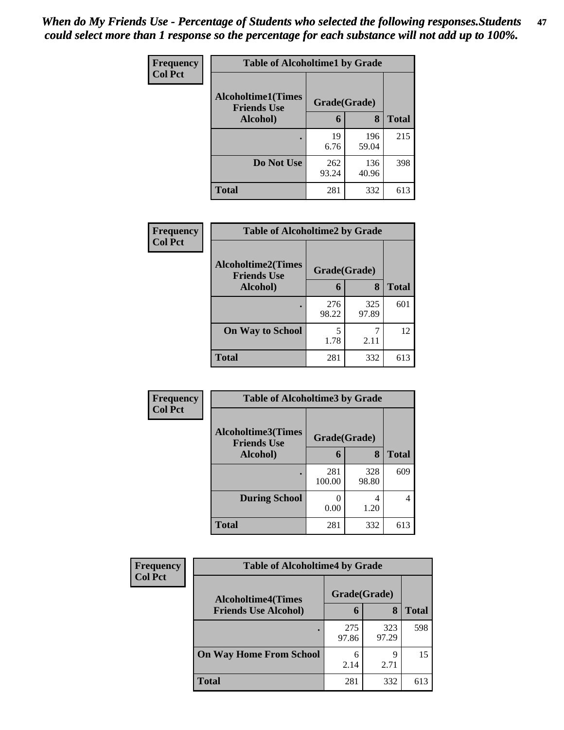*When do My Friends Use - Percentage of Students who selected the following responses.Students could select more than 1 response so the percentage for each substance will not add up to 100%.*

**Frequency**
**Col Pct**

| Table of Alcoholtime1 by Grade | | | |
|---|---|---|---|
| Alcoholtime1(Times Friends Use Alcohol) | Grade(Grade) | | |
| | 6 | 8 | Total |
| . | 19<br>6.76 | 196<br>59.04 | 215 |
| Do Not Use | 262<br>93.24 | 136<br>40.96 | 398 |
| Total | 281 | 332 | 613 |

**Frequency**
**Col Pct**

| Table of Alcoholtime2 by Grade | | | |
|---|---|---|---|
| Alcoholtime2(Times Friends Use Alcohol) | Grade(Grade) | | |
| | 6 | 8 | Total |
| . | 276<br>98.22 | 325<br>97.89 | 601 |
| On Way to School | 5<br>1.78 | 7<br>2.11 | 12 |
| Total | 281 | 332 | 613 |

**Frequency**
**Col Pct**

| Table of Alcoholtime3 by Grade | | | |
|---|---|---|---|
| Alcoholtime3(Times Friends Use Alcohol) | Grade(Grade) | | |
| | 6 | 8 | Total |
| . | 281<br>100.00 | 328<br>98.80 | 609 |
| During School | 0<br>0.00 | 4<br>1.20 | 4 |
| Total | 281 | 332 | 613 |

**Frequency**
**Col Pct**

| Table of Alcoholtime4 by Grade | | | |
|---|---|---|---|
| Alcoholtime4(Times Friends Use Alcohol) | Grade(Grade) | | |
| | 6 | 8 | Total |
| . | 275<br>97.86 | 323<br>97.29 | 598 |
| On Way Home From School | 6<br>2.14 | 9<br>2.71 | 15 |
| Total | 281 | 332 | 613 |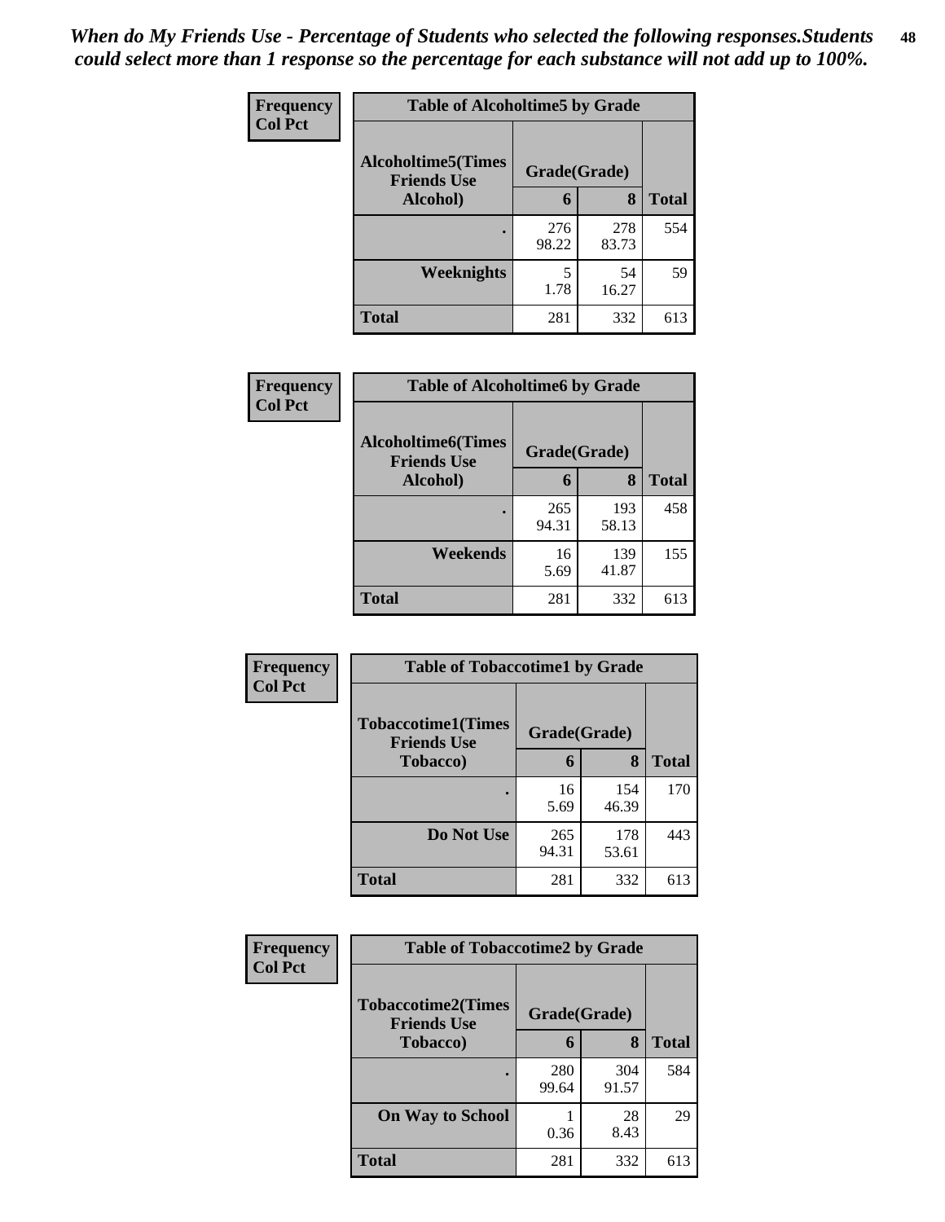*When do My Friends Use - Percentage of Students who selected the following responses.Students could select more than 1 response so the percentage for each substance will not add up to 100%.*

**Frequency**
**Col Pct**

| Table of Alcoholtime5 by Grade | | | |
|---|---|---|---|
| **Alcoholtime5(Times Friends Use Alcohol)** | **Grade(Grade)** | | **Total** |
| | **6** | **8** | |
| **.** | 276<br>98.22 | 278<br>83.73 | 554 |
| **Weeknights** | 5<br>1.78 | 54<br>16.27 | 59 |
| **Total** | 281 | 332 | 613 |

**Frequency**
**Col Pct**

| Table of Alcoholtime6 by Grade | | | |
|---|---|---|---|
| **Alcoholtime6(Times Friends Use Alcohol)** | **Grade(Grade)** | | **Total** |
| | **6** | **8** | |
| **.** | 265<br>94.31 | 193<br>58.13 | 458 |
| **Weekends** | 16<br>5.69 | 139<br>41.87 | 155 |
| **Total** | 281 | 332 | 613 |

**Frequency**
**Col Pct**

| Table of Tobaccotime1 by Grade | | | |
|---|---|---|---|
| **Tobaccotime1(Times Friends Use Tobacco)** | **Grade(Grade)** | | **Total** |
| | **6** | **8** | |
| **.** | 16<br>5.69 | 154<br>46.39 | 170 |
| **Do Not Use** | 265<br>94.31 | 178<br>53.61 | 443 |
| **Total** | 281 | 332 | 613 |

**Frequency**
**Col Pct**

| Table of Tobaccotime2 by Grade | | | |
|---|---|---|---|
| **Tobaccotime2(Times Friends Use Tobacco)** | **Grade(Grade)** | | **Total** |
| | **6** | **8** | |
| **.** | 280<br>99.64 | 304<br>91.57 | 584 |
| **On Way to School** | 1<br>0.36 | 28<br>8.43 | 29 |
| **Total** | 281 | 332 | 613 |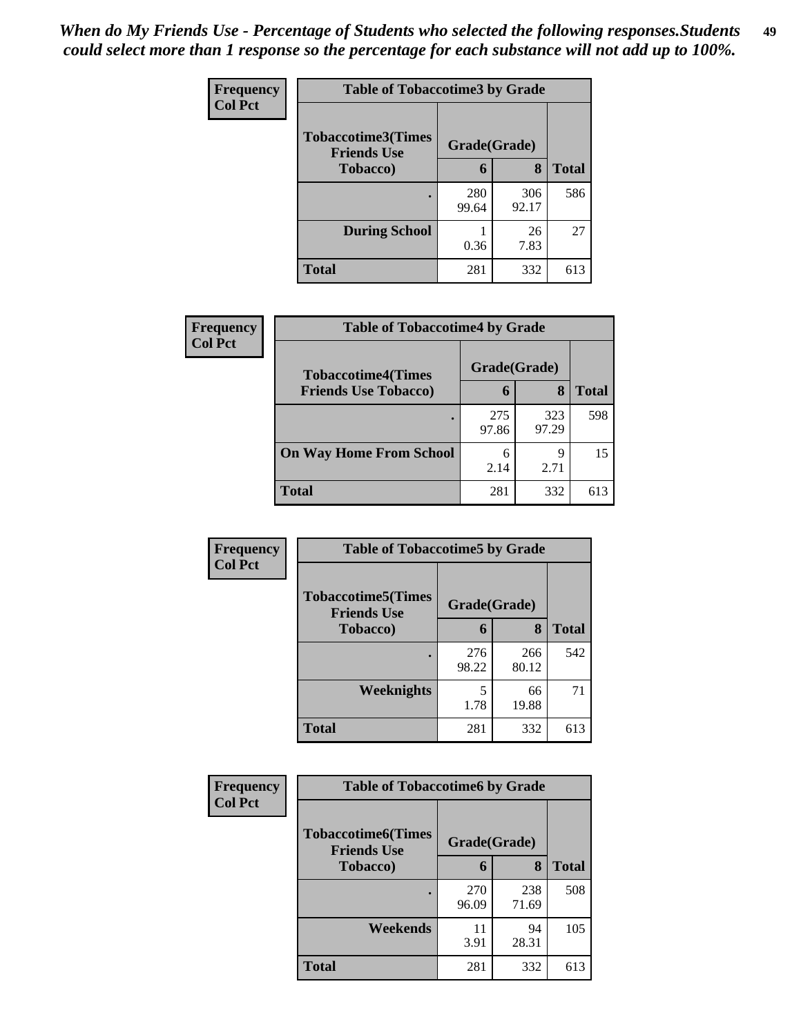*When do My Friends Use - Percentage of Students who selected the following responses.Students could select more than 1 response so the percentage for each substance will not add up to 100%.*

**Frequency**
**Col Pct**

| Table of Tobaccotime3 by Grade | | | |
|---|---|---|---|
| Tobaccotime3(Times Friends Use Tobacco) | Grade(Grade) | | Total |
| | 6 | 8 | |
| . | 280<br>99.64 | 306<br>92.17 | 586 |
| During School | 1<br>0.36 | 26<br>7.83 | 27 |
| Total | 281 | 332 | 613 |

**Frequency**
**Col Pct**

| Table of Tobaccotime4 by Grade | | | |
|---|---|---|---|
| Tobaccotime4(Times Friends Use Tobacco) | Grade(Grade) | | Total |
| | 6 | 8 | |
| . | 275<br>97.86 | 323<br>97.29 | 598 |
| On Way Home From School | 6<br>2.14 | 9<br>2.71 | 15 |
| Total | 281 | 332 | 613 |

**Frequency**
**Col Pct**

| Table of Tobaccotime5 by Grade | | | |
|---|---|---|---|
| Tobaccotime5(Times Friends Use Tobacco) | Grade(Grade) | | Total |
| | 6 | 8 | |
| . | 276<br>98.22 | 266<br>80.12 | 542 |
| Weeknights | 5<br>1.78 | 66<br>19.88 | 71 |
| Total | 281 | 332 | 613 |

**Frequency**
**Col Pct**

| Table of Tobaccotime6 by Grade | | | |
|---|---|---|---|
| Tobaccotime6(Times Friends Use Tobacco) | Grade(Grade) | | Total |
| | 6 | 8 | |
| . | 270<br>96.09 | 238<br>71.69 | 508 |
| Weekends | 11<br>3.91 | 94<br>28.31 | 105 |
| Total | 281 | 332 | 613 |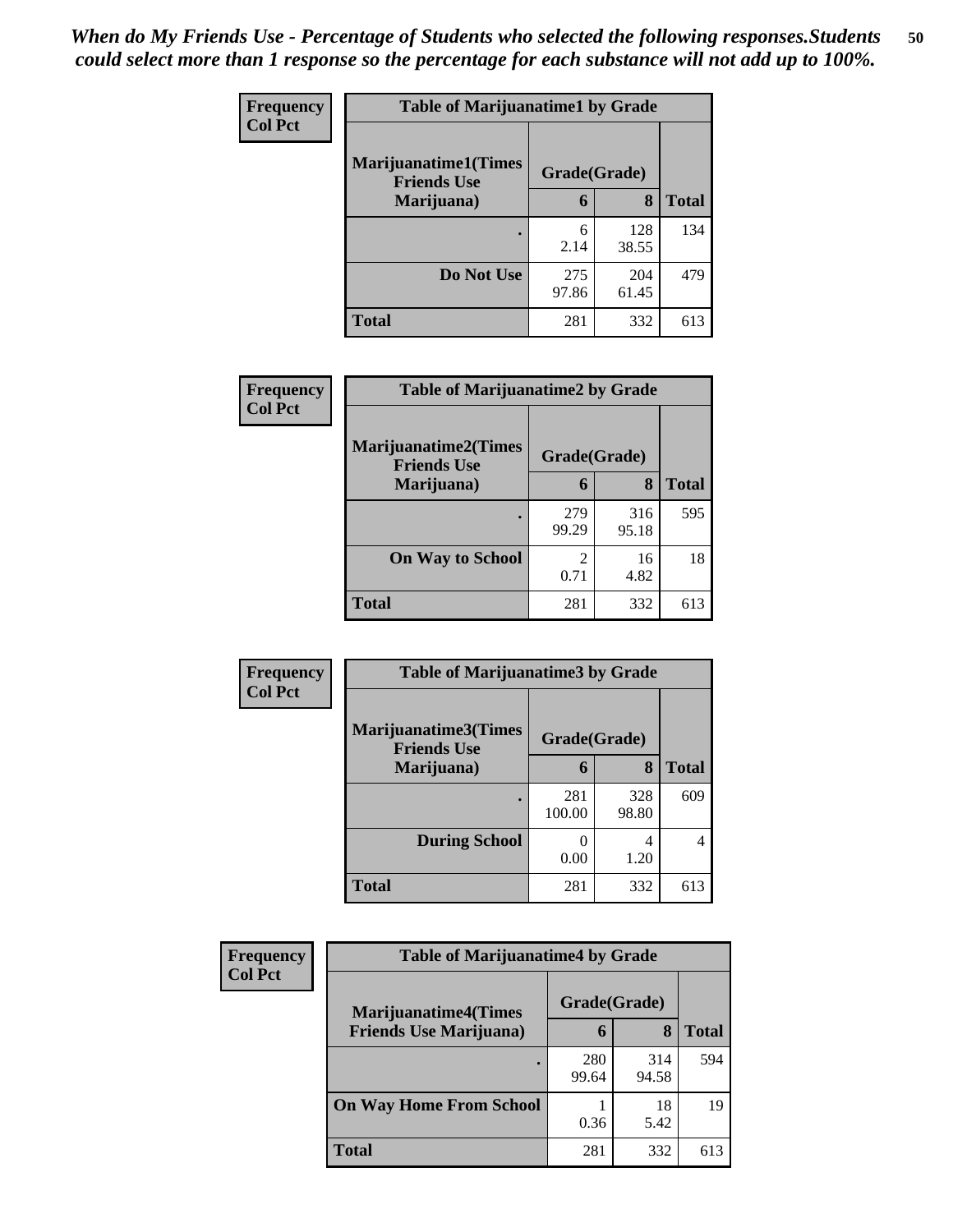*When do My Friends Use - Percentage of Students who selected the following responses.Students could select more than 1 response so the percentage for each substance will not add up to 100%.*

**Frequency**
**Col Pct**

| Table of Marijuanatime1 by Grade | | | |
|---|---|---|---|
| **Marijuanatime1(Times Friends Use Marijuana)** | **Grade(Grade)** | | |
| | **6** | **8** | **Total** |
| **.** | 6<br>2.14 | 128<br>38.55 | 134 |
| **Do Not Use** | 275<br>97.86 | 204<br>61.45 | 479 |
| **Total** | 281 | 332 | 613 |

**Frequency**
**Col Pct**

| Table of Marijuanatime2 by Grade | | | |
|---|---|---|---|
| **Marijuanatime2(Times Friends Use Marijuana)** | **Grade(Grade)** | | |
| | **6** | **8** | **Total** |
| **.** | 279<br>99.29 | 316<br>95.18 | 595 |
| **On Way to School** | 2<br>0.71 | 16<br>4.82 | 18 |
| **Total** | 281 | 332 | 613 |

**Frequency**
**Col Pct**

| Table of Marijuanatime3 by Grade | | | |
|---|---|---|---|
| **Marijuanatime3(Times Friends Use Marijuana)** | **Grade(Grade)** | | |
| | **6** | **8** | **Total** |
| **.** | 281<br>100.00 | 328<br>98.80 | 609 |
| **During School** | 0<br>0.00 | 4<br>1.20 | 4 |
| **Total** | 281 | 332 | 613 |

**Frequency**
**Col Pct**

| Table of Marijuanatime4 by Grade | | | |
|---|---|---|---|
| **Marijuanatime4(Times Friends Use Marijuana)** | **Grade(Grade)** | | |
| | **6** | **8** | **Total** |
| **.** | 280<br>99.64 | 314<br>94.58 | 594 |
| **On Way Home From School** | 1<br>0.36 | 18<br>5.42 | 19 |
| **Total** | 281 | 332 | 613 |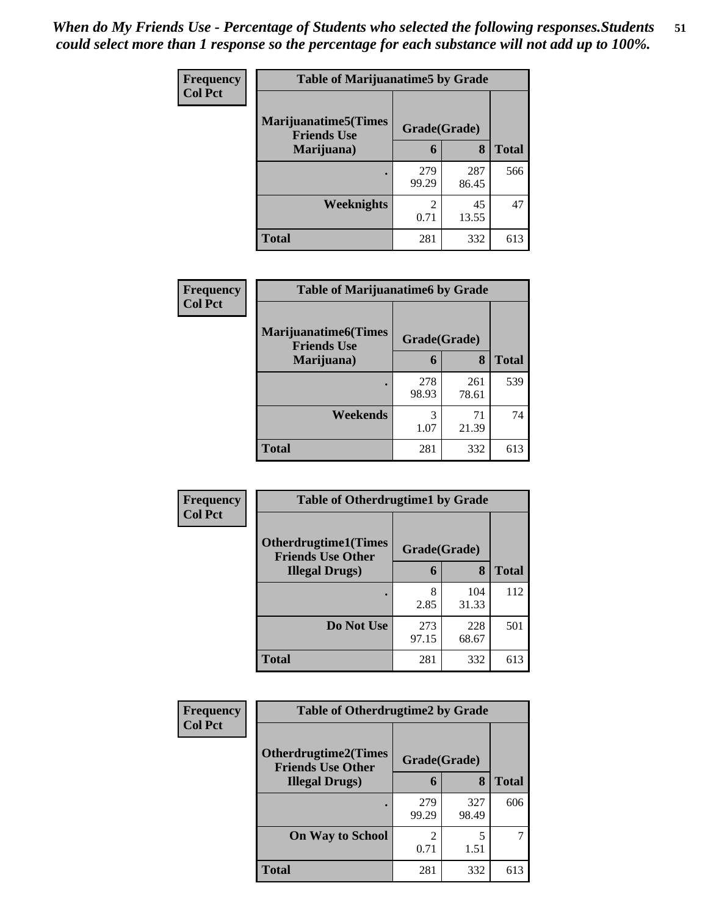*When do My Friends Use - Percentage of Students who selected the following responses.Students could select more than 1 response so the percentage for each substance will not add up to 100%.*

**Frequency**
**Col Pct**

| Table of Marijuanatime5 by Grade | | | |
|---|---|---|---|
| **Marijuanatime5(Times Friends Use Marijuana)** | **Grade(Grade)** | | |
| | **6** | **8** | **Total** |
| **.** | 279<br>99.29 | 287<br>86.45 | 566 |
| **Weeknights** | 2<br>0.71 | 45<br>13.55 | 47 |
| **Total** | 281 | 332 | 613 |

**Frequency**
**Col Pct**

| Table of Marijuanatime6 by Grade | | | |
|---|---|---|---|
| **Marijuanatime6(Times Friends Use Marijuana)** | **Grade(Grade)** | | |
| | **6** | **8** | **Total** |
| **.** | 278<br>98.93 | 261<br>78.61 | 539 |
| **Weekends** | 3<br>1.07 | 71<br>21.39 | 74 |
| **Total** | 281 | 332 | 613 |

**Frequency**
**Col Pct**

| Table of Otherdrugtime1 by Grade | | | |
|---|---|---|---|
| **Otherdrugtime1(Times Friends Use Other Illegal Drugs)** | **Grade(Grade)** | | |
| | **6** | **8** | **Total** |
| **.** | 8<br>2.85 | 104<br>31.33 | 112 |
| **Do Not Use** | 273<br>97.15 | 228<br>68.67 | 501 |
| **Total** | 281 | 332 | 613 |

**Frequency**
**Col Pct**

| Table of Otherdrugtime2 by Grade | | | |
|---|---|---|---|
| **Otherdrugtime2(Times Friends Use Other Illegal Drugs)** | **Grade(Grade)** | | |
| | **6** | **8** | **Total** |
| **.** | 279<br>99.29 | 327<br>98.49 | 606 |
| **On Way to School** | 2<br>0.71 | 5<br>1.51 | 7 |
| **Total** | 281 | 332 | 613 |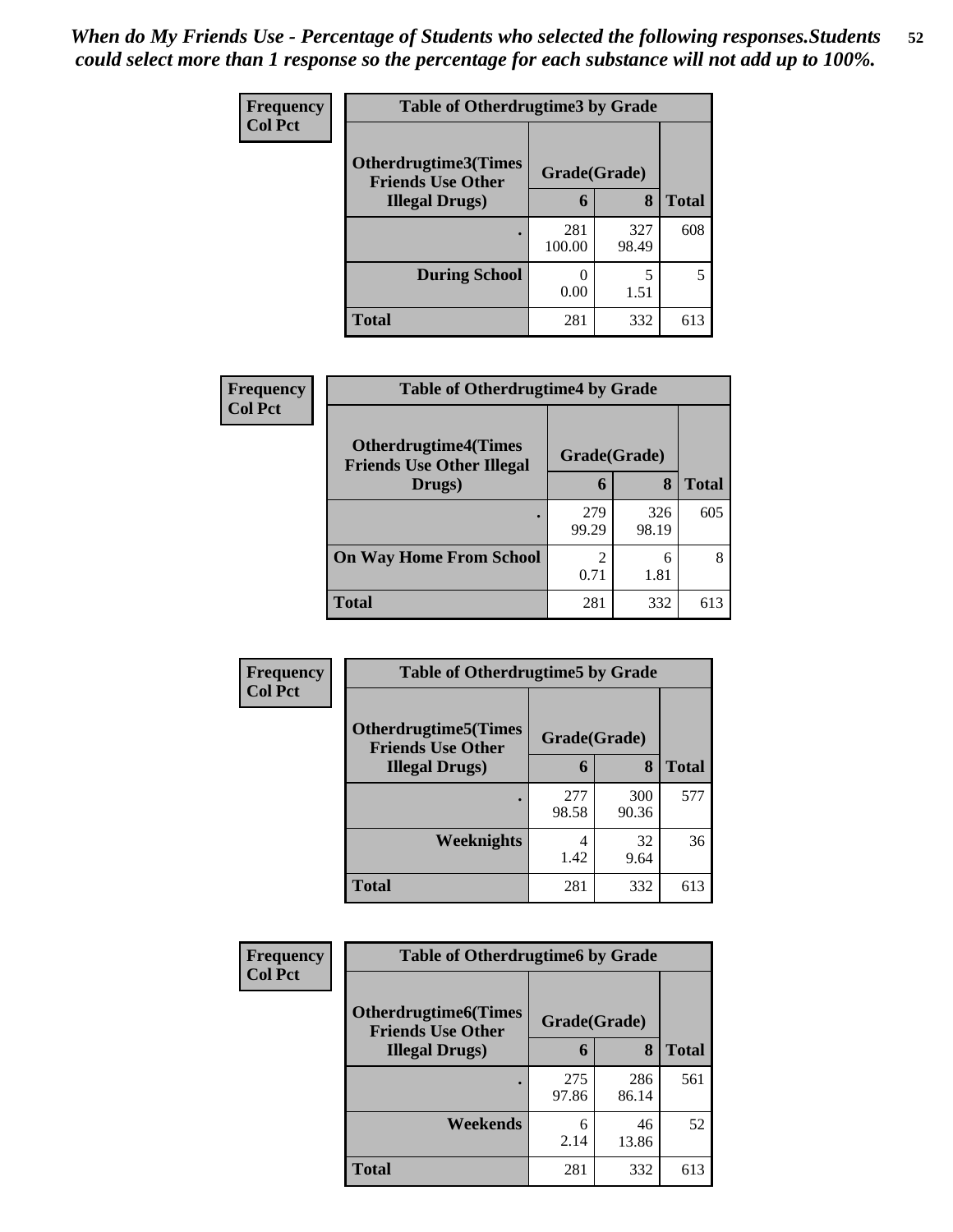*When do My Friends Use - Percentage of Students who selected the following responses.Students could select more than 1 response so the percentage for each substance will not add up to 100%.*

**Frequency**
**Col Pct**

| Table of Otherdrugtime3 by Grade | | | |
|---|---|---|---|
| **Otherdrugtime3(Times Friends Use Other Illegal Drugs)** | **Grade(Grade)** | | |
| | **6** | **8** | **Total** |
| **.** | 281<br>100.00 | 327<br>98.49 | 608 |
| **During School** | 0<br>0.00 | 5<br>1.51 | 5 |
| **Total** | 281 | 332 | 613 |

**Frequency**
**Col Pct**

| Table of Otherdrugtime4 by Grade | | | |
|---|---|---|---|
| **Otherdrugtime4(Times Friends Use Other Illegal Drugs)** | **Grade(Grade)** | | |
| | **6** | **8** | **Total** |
| **.** | 279<br>99.29 | 326<br>98.19 | 605 |
| **On Way Home From School** | 2<br>0.71 | 6<br>1.81 | 8 |
| **Total** | 281 | 332 | 613 |

**Frequency**
**Col Pct**

| Table of Otherdrugtime5 by Grade | | | |
|---|---|---|---|
| **Otherdrugtime5(Times Friends Use Other Illegal Drugs)** | **Grade(Grade)** | | |
| | **6** | **8** | **Total** |
| **.** | 277<br>98.58 | 300<br>90.36 | 577 |
| **Weeknights** | 4<br>1.42 | 32<br>9.64 | 36 |
| **Total** | 281 | 332 | 613 |

**Frequency**
**Col Pct**

| Table of Otherdrugtime6 by Grade | | | |
|---|---|---|---|
| **Otherdrugtime6(Times Friends Use Other Illegal Drugs)** | **Grade(Grade)** | | |
| | **6** | **8** | **Total** |
| **.** | 275<br>97.86 | 286<br>86.14 | 561 |
| **Weekends** | 6<br>2.14 | 46<br>13.86 | 52 |
| **Total** | 281 | 332 | 613 |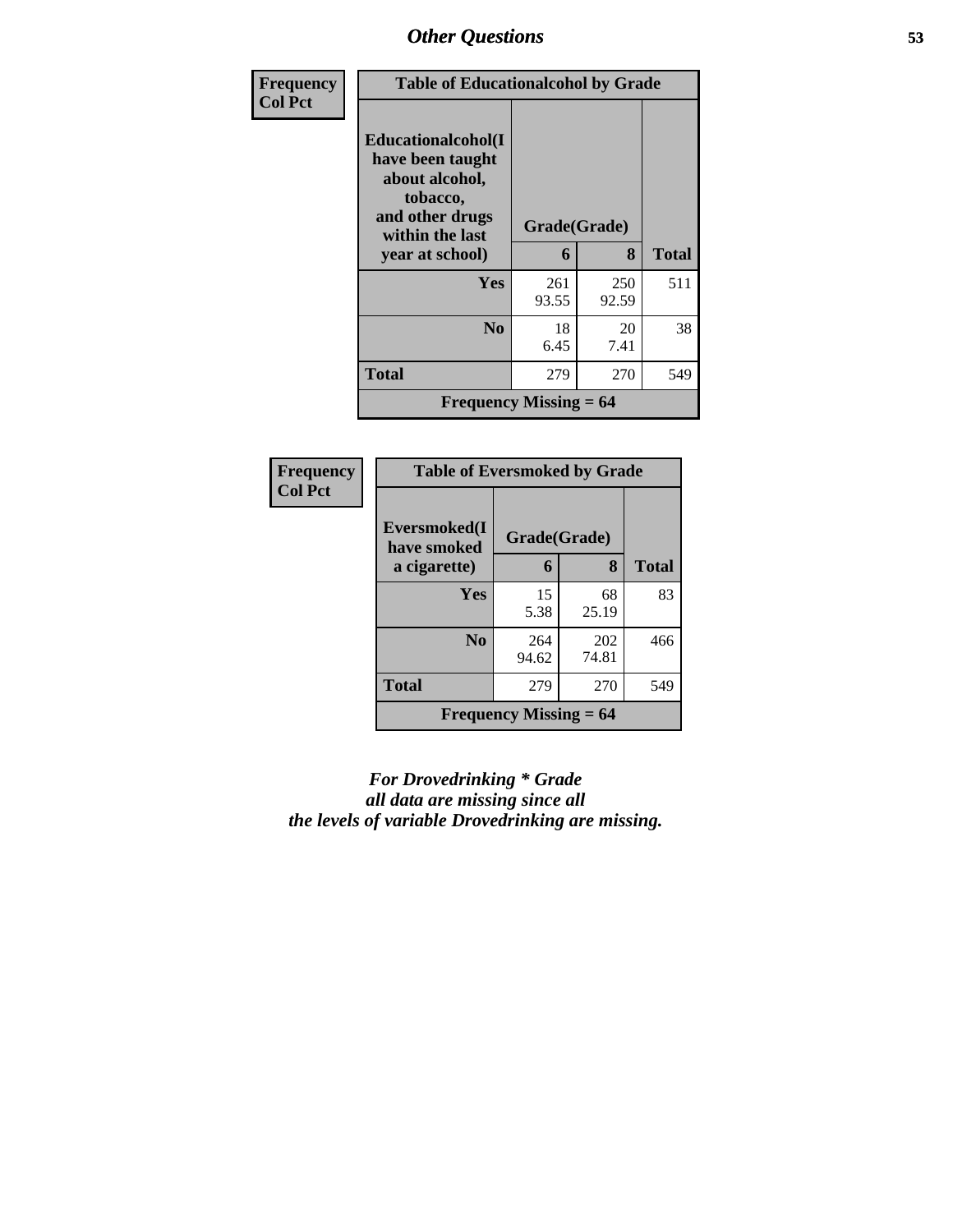| Frequency<br>Col Pct | Table of Educationalcohol by Grade | | |
|---|---|---|---|
| Educationalcohol(I have been taught about alcohol, tobacco, and other drugs within the last year at school) | Grade(Grade) | | |
| | 6 | 8 | Total |
| Yes | 261<br>93.55 | 250<br>92.59 | 511 |
| No | 18<br>6.45 | 20<br>7.41 | 38 |
| Total | 279 | 270 | 549 |
| Frequency Missing = 64 | | | |

| Frequency<br>Col Pct | Table of Eversmoked by Grade | | |
|---|---|---|---|
| Eversmoked(I have smoked a cigarette) | Grade(Grade) | | |
| | 6 | 8 | Total |
| Yes | 15<br>5.38 | 68<br>25.19 | 83 |
| No | 264<br>94.62 | 202<br>74.81 | 466 |
| Total | 279 | 270 | 549 |
| Frequency Missing = 64 | | | |

*For Drovedrinking * Grade all data are missing since all the levels of variable Drovedrinking are missing.*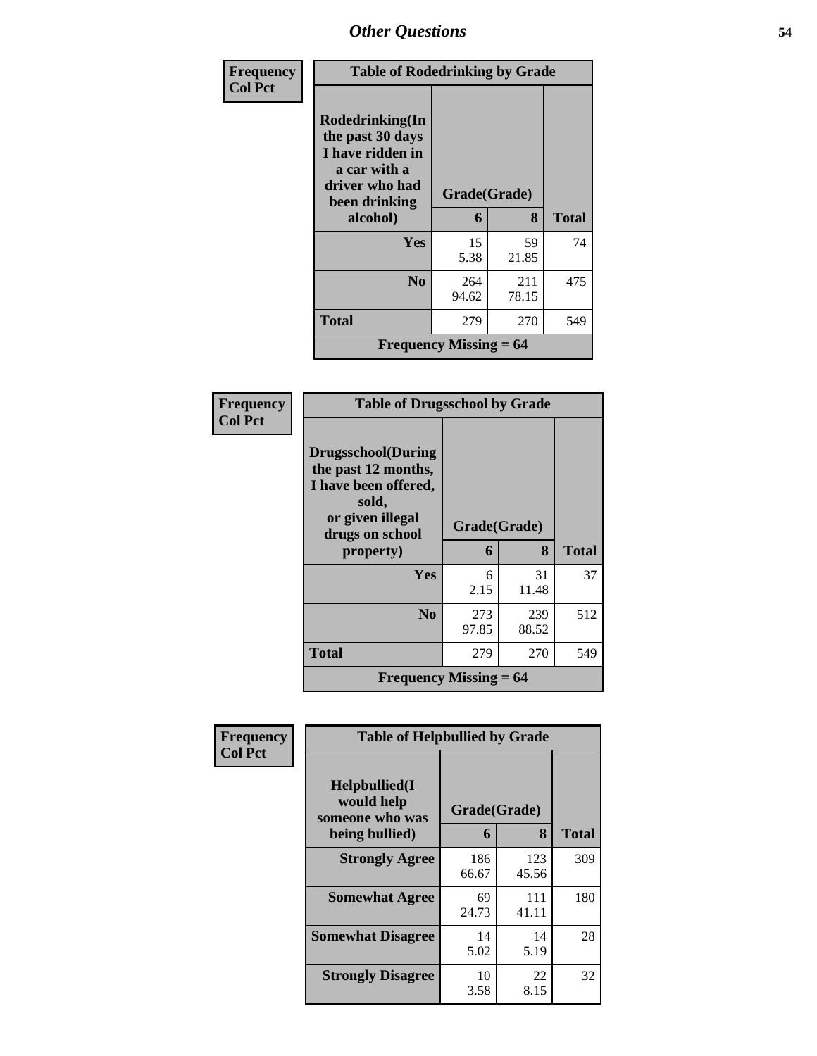# Other Questions

**Frequency / Col Pct**

| Table of Rodedrinking by Grade | | | |
|---|---|---|---|
| Rodedrinking(In the past 30 days I have ridden in a car with a driver who had been drinking alcohol) | Grade(Grade) | | |
| | 6 | 8 | Total |
| **Yes** | 15<br>5.38 | 59<br>21.85 | 74 |
| **No** | 264<br>94.62 | 211<br>78.15 | 475 |
| **Total** | 279 | 270 | 549 |
| **Frequency Missing = 64** | | | |

**Frequency / Col Pct**

| Table of Drugsschool by Grade | | | |
|---|---|---|---|
| Drugsschool(During the past 12 months, I have been offered, sold, or given illegal drugs on school property) | Grade(Grade) | | |
| | 6 | 8 | Total |
| **Yes** | 6<br>2.15 | 31<br>11.48 | 37 |
| **No** | 273<br>97.85 | 239<br>88.52 | 512 |
| **Total** | 279 | 270 | 549 |
| **Frequency Missing = 64** | | | |

**Frequency / Col Pct**

| Table of Helpbullied by Grade | | | |
|---|---|---|---|
| Helpbullied(I would help someone who was being bullied) | Grade(Grade) | | |
| | 6 | 8 | Total |
| **Strongly Agree** | 186<br>66.67 | 123<br>45.56 | 309 |
| **Somewhat Agree** | 69<br>24.73 | 111<br>41.11 | 180 |
| **Somewhat Disagree** | 14<br>5.02 | 14<br>5.19 | 28 |
| **Strongly Disagree** | 10<br>3.58 | 22<br>8.15 | 32 |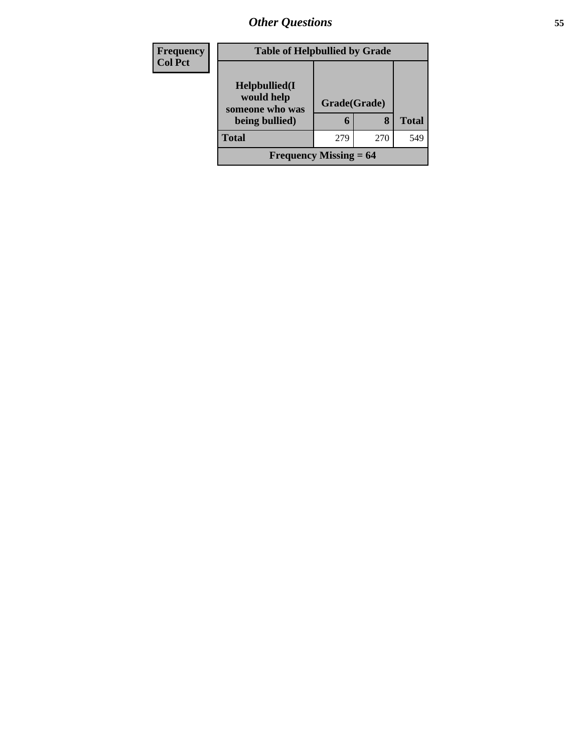| Frequency<br>Col Pct |
|---|

| Table of Helpbullied by Grade | | | |
|---|---|---|---|
| Helpbullied(I would help someone who was being bullied) | Grade(Grade) | | Total |
| | 6 | 8 | |
| Total | 279 | 270 | 549 |
| Frequency Missing = 64 | | | |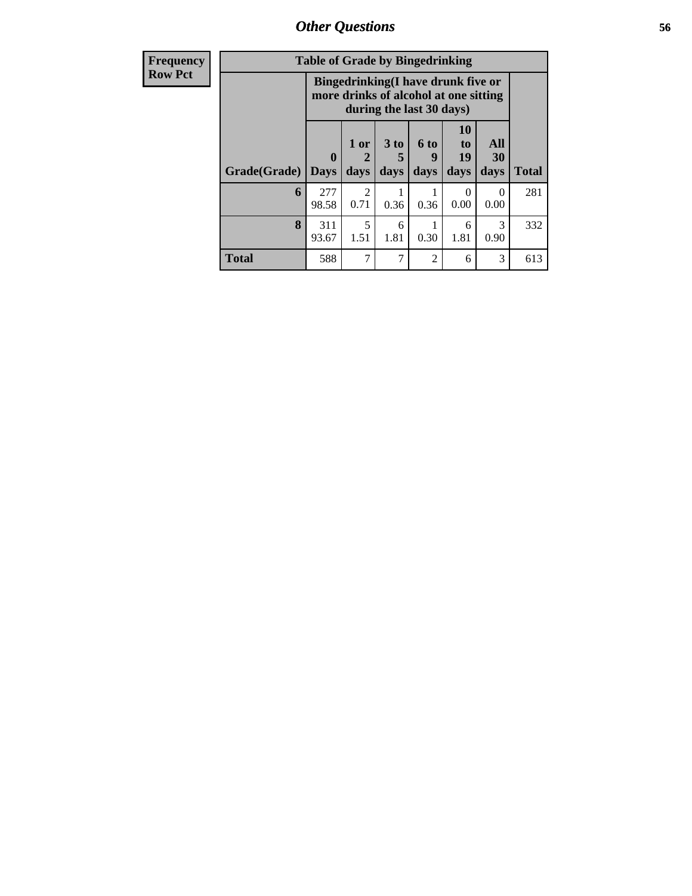| Frequency |
|---|
| Row Pct |

**Table of Grade by Bingedrinking**

| Grade(Grade) | Bingedrinking(I have drunk five or more drinks of alcohol at one sitting during the last 30 days) | | | | | | Total |
|---|---|---|---|---|---|---|---|
| | 0 Days | 1 or 2 days | 3 to 5 days | 6 to 9 days | 10 to 19 days | All 30 days | |
| 6 | 277<br>98.58 | 2<br>0.71 | 1<br>0.36 | 1<br>0.36 | 0<br>0.00 | 0<br>0.00 | 281 |
| 8 | 311<br>93.67 | 5<br>1.51 | 6<br>1.81 | 1<br>0.30 | 6<br>1.81 | 3<br>0.90 | 332 |
| Total | 588 | 7 | 7 | 2 | 6 | 3 | 613 |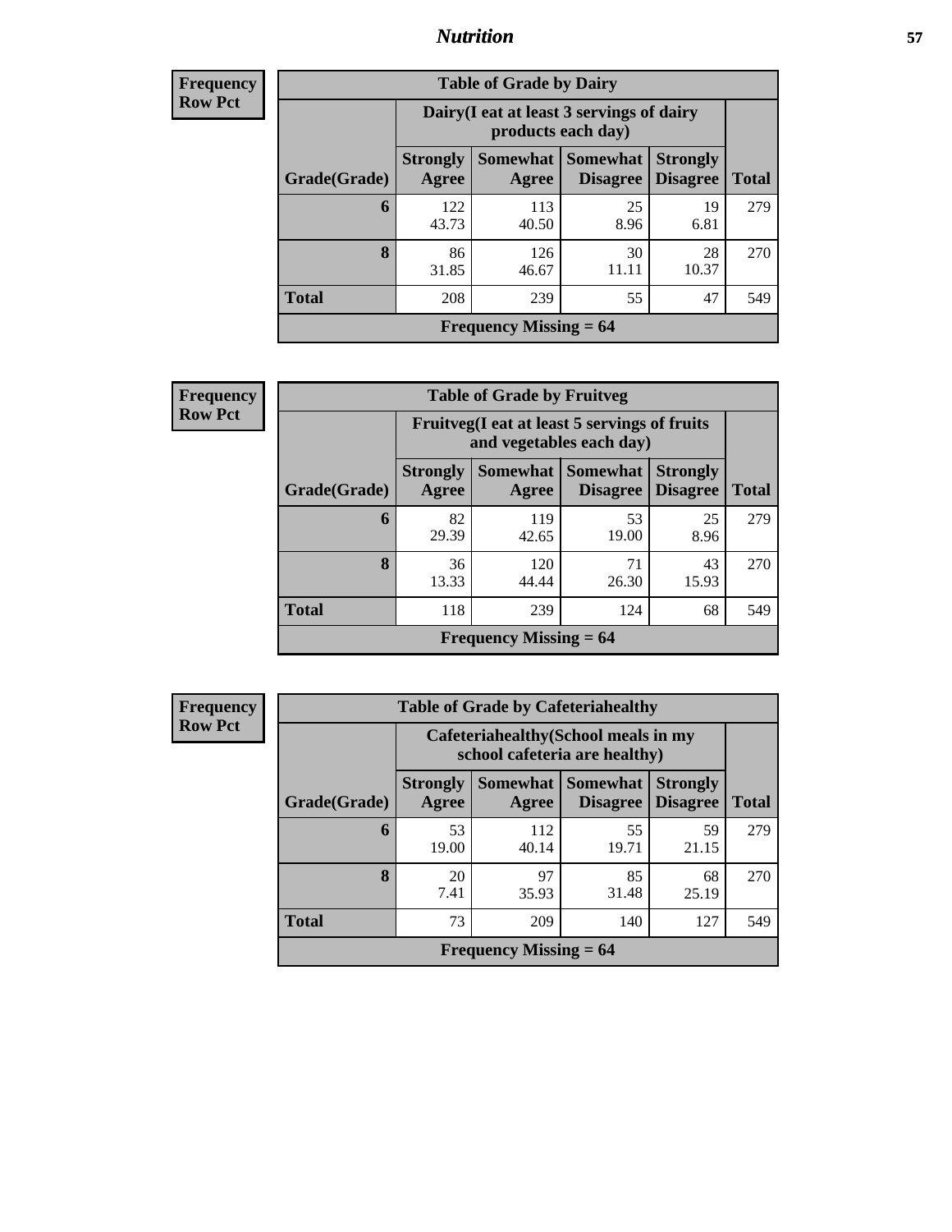| Frequency Row Pct |
|---|

| Table of Grade by Dairy | | | | | |
|---|---|---|---|---|---|
| | Dairy(I eat at least 3 servings of dairy products each day) | | | | |
| Grade(Grade) | Strongly Agree | Somewhat Agree | Somewhat Disagree | Strongly Disagree | Total |
| 6 | 122<br>43.73 | 113<br>40.50 | 25<br>8.96 | 19<br>6.81 | 279 |
| 8 | 86<br>31.85 | 126<br>46.67 | 30<br>11.11 | 28<br>10.37 | 270 |
| Total | 208 | 239 | 55 | 47 | 549 |
| Frequency Missing = 64 | | | | | |

| Frequency Row Pct |
|---|

| Table of Grade by Fruitveg | | | | | |
|---|---|---|---|---|---|
| | Fruitveg(I eat at least 5 servings of fruits and vegetables each day) | | | | |
| Grade(Grade) | Strongly Agree | Somewhat Agree | Somewhat Disagree | Strongly Disagree | Total |
| 6 | 82<br>29.39 | 119<br>42.65 | 53<br>19.00 | 25<br>8.96 | 279 |
| 8 | 36<br>13.33 | 120<br>44.44 | 71<br>26.30 | 43<br>15.93 | 270 |
| Total | 118 | 239 | 124 | 68 | 549 |
| Frequency Missing = 64 | | | | | |

| Frequency Row Pct |
|---|

| Table of Grade by Cafeteriahealthy | | | | | |
|---|---|---|---|---|---|
| | Cafeteriahealthy(School meals in my school cafeteria are healthy) | | | | |
| Grade(Grade) | Strongly Agree | Somewhat Agree | Somewhat Disagree | Strongly Disagree | Total |
| 6 | 53<br>19.00 | 112<br>40.14 | 55<br>19.71 | 59<br>21.15 | 279 |
| 8 | 20<br>7.41 | 97<br>35.93 | 85<br>31.48 | 68<br>25.19 | 270 |
| Total | 73 | 209 | 140 | 127 | 549 |
| Frequency Missing = 64 | | | | | |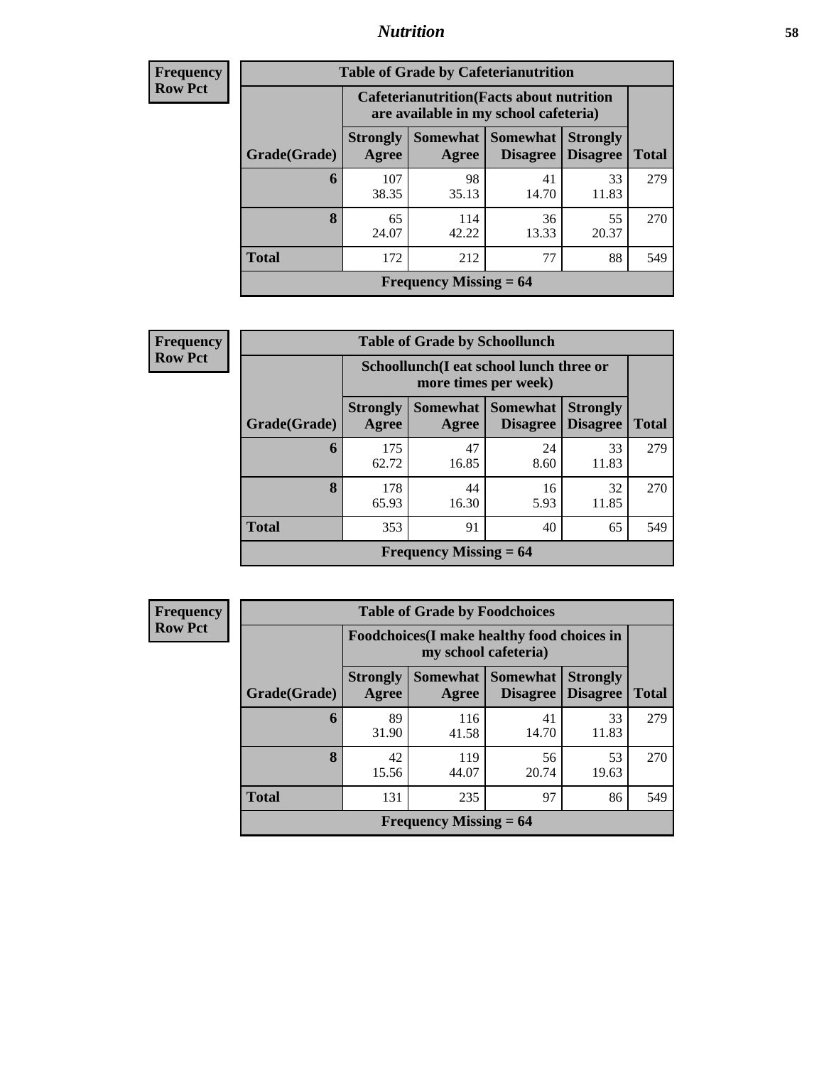**Frequency**
**Row Pct**

| Table of Grade by Cafeterianutrition | | | | | |
|---|---|---|---|---|---|
| | Cafeterianutrition(Facts about nutrition are available in my school cafeteria) | | | | |
| Grade(Grade) | Strongly Agree | Somewhat Agree | Somewhat Disagree | Strongly Disagree | Total |
| **6** | 107<br>38.35 | 98<br>35.13 | 41<br>14.70 | 33<br>11.83 | 279 |
| **8** | 65<br>24.07 | 114<br>42.22 | 36<br>13.33 | 55<br>20.37 | 270 |
| **Total** | 172 | 212 | 77 | 88 | 549 |
| Frequency Missing = 64 | | | | | |

**Frequency**
**Row Pct**

| Table of Grade by Schoollunch | | | | | |
|---|---|---|---|---|---|
| | Schoollunch(I eat school lunch three or more times per week) | | | | |
| Grade(Grade) | Strongly Agree | Somewhat Agree | Somewhat Disagree | Strongly Disagree | Total |
| **6** | 175<br>62.72 | 47<br>16.85 | 24<br>8.60 | 33<br>11.83 | 279 |
| **8** | 178<br>65.93 | 44<br>16.30 | 16<br>5.93 | 32<br>11.85 | 270 |
| **Total** | 353 | 91 | 40 | 65 | 549 |
| Frequency Missing = 64 | | | | | |

**Frequency**
**Row Pct**

| Table of Grade by Foodchoices | | | | | |
|---|---|---|---|---|---|
| | Foodchoices(I make healthy food choices in my school cafeteria) | | | | |
| Grade(Grade) | Strongly Agree | Somewhat Agree | Somewhat Disagree | Strongly Disagree | Total |
| **6** | 89<br>31.90 | 116<br>41.58 | 41<br>14.70 | 33<br>11.83 | 279 |
| **8** | 42<br>15.56 | 119<br>44.07 | 56<br>20.74 | 53<br>19.63 | 270 |
| **Total** | 131 | 235 | 97 | 86 | 549 |
| Frequency Missing = 64 | | | | | |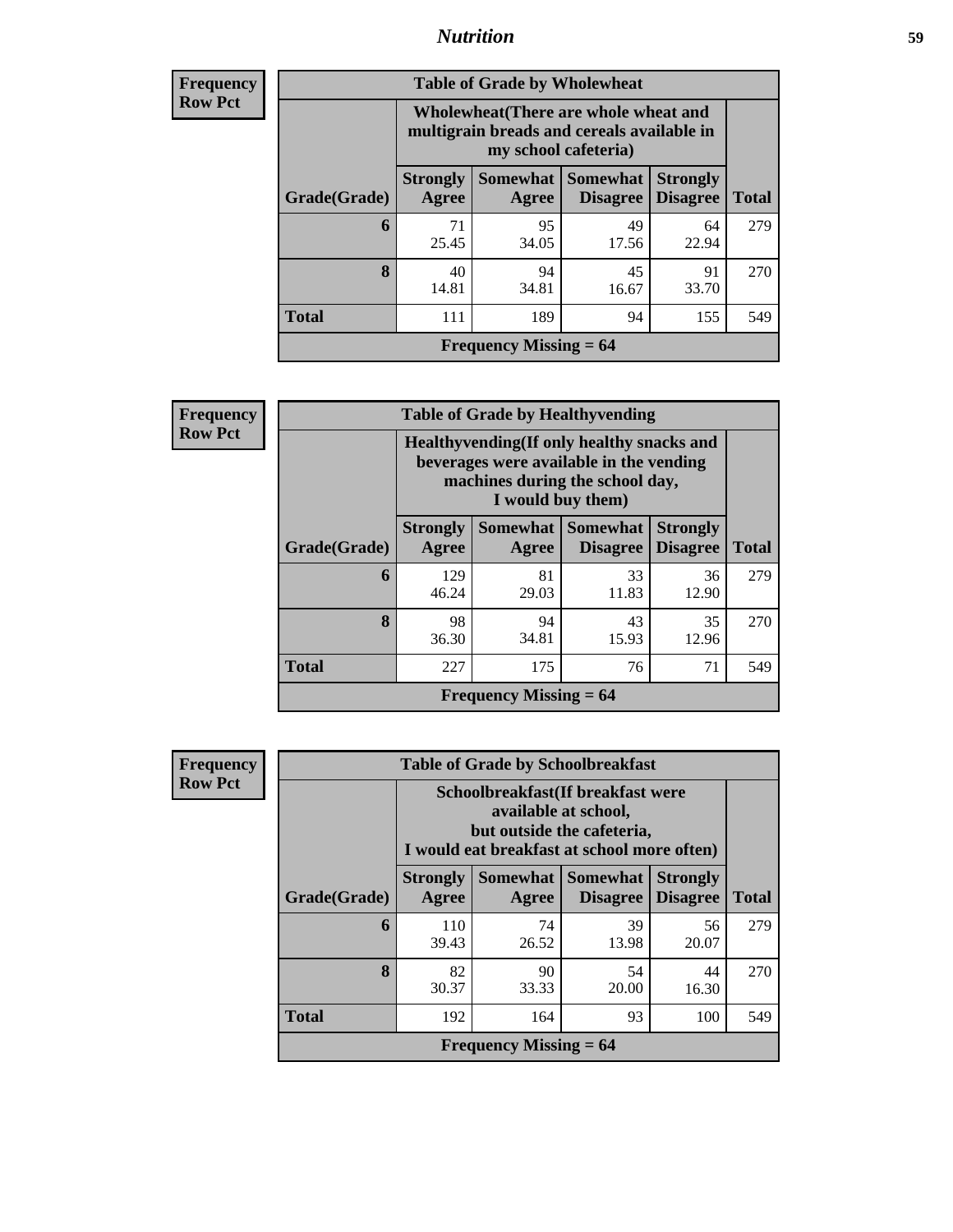## Nutrition

**Frequency**
**Row Pct**

| Table of Grade by Wholewheat | | | | | |
|---|---|---|---|---|---|
| | Wholewheat(There are whole wheat and multigrain breads and cereals available in my school cafeteria) | | | | |
| Grade(Grade) | Strongly Agree | Somewhat Agree | Somewhat Disagree | Strongly Disagree | Total |
| 6 | 71<br>25.45 | 95<br>34.05 | 49<br>17.56 | 64<br>22.94 | 279 |
| 8 | 40<br>14.81 | 94<br>34.81 | 45<br>16.67 | 91<br>33.70 | 270 |
| Total | 111 | 189 | 94 | 155 | 549 |
| Frequency Missing = 64 | | | | | |

**Frequency**
**Row Pct**

| Table of Grade by Healthyvending | | | | | |
|---|---|---|---|---|---|
| | Healthyvending(If only healthy snacks and beverages were available in the vending machines during the school day, I would buy them) | | | | |
| Grade(Grade) | Strongly Agree | Somewhat Agree | Somewhat Disagree | Strongly Disagree | Total |
| 6 | 129<br>46.24 | 81<br>29.03 | 33<br>11.83 | 36<br>12.90 | 279 |
| 8 | 98<br>36.30 | 94<br>34.81 | 43<br>15.93 | 35<br>12.96 | 270 |
| Total | 227 | 175 | 76 | 71 | 549 |
| Frequency Missing = 64 | | | | | |

**Frequency**
**Row Pct**

| Table of Grade by Schoolbreakfast | | | | | |
|---|---|---|---|---|---|
| | Schoolbreakfast(If breakfast were available at school, but outside the cafeteria, I would eat breakfast at school more often) | | | | |
| Grade(Grade) | Strongly Agree | Somewhat Agree | Somewhat Disagree | Strongly Disagree | Total |
| 6 | 110<br>39.43 | 74<br>26.52 | 39<br>13.98 | 56<br>20.07 | 279 |
| 8 | 82<br>30.37 | 90<br>33.33 | 54<br>20.00 | 44<br>16.30 | 270 |
| Total | 192 | 164 | 93 | 100 | 549 |
| Frequency Missing = 64 | | | | | |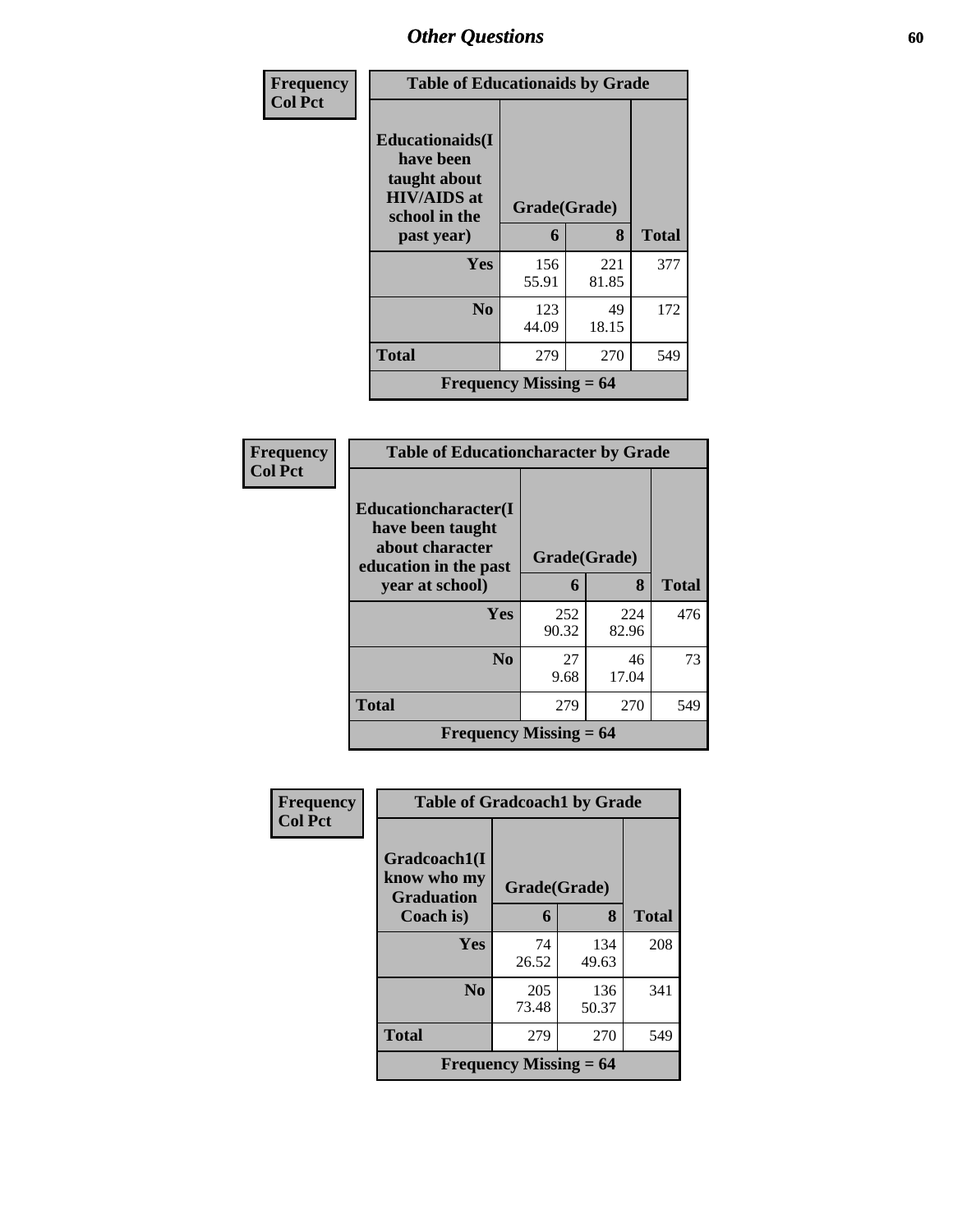| Frequency<br>Col Pct | | | |
|---|---|---|---|

**Table of Educationaids by Grade**

| Educationaids(I have been taught about HIV/AIDS at school in the past year) | Grade(Grade) | | |
|---|---|---|---|
| | 6 | 8 | Total |
| Yes | 156<br>55.91 | 221<br>81.85 | 377 |
| No | 123<br>44.09 | 49<br>18.15 | 172 |
| Total | 279 | 270 | 549 |
| Frequency Missing = 64 | | | |

| Frequency<br>Col Pct | | | |
|---|---|---|---|

**Table of Educationcharacter by Grade**

| Educationcharacter(I have been taught about character education in the past year at school) | Grade(Grade) | | |
|---|---|---|---|
| | 6 | 8 | Total |
| Yes | 252<br>90.32 | 224<br>82.96 | 476 |
| No | 27<br>9.68 | 46<br>17.04 | 73 |
| Total | 279 | 270 | 549 |
| Frequency Missing = 64 | | | |

| Frequency<br>Col Pct | | | |
|---|---|---|---|

**Table of Gradcoach1 by Grade**

| Gradcoach1(I know who my Graduation Coach is) | Grade(Grade) | | |
|---|---|---|---|
| | 6 | 8 | Total |
| Yes | 74<br>26.52 | 134<br>49.63 | 208 |
| No | 205<br>73.48 | 136<br>50.37 | 341 |
| Total | 279 | 270 | 549 |
| Frequency Missing = 64 | | | |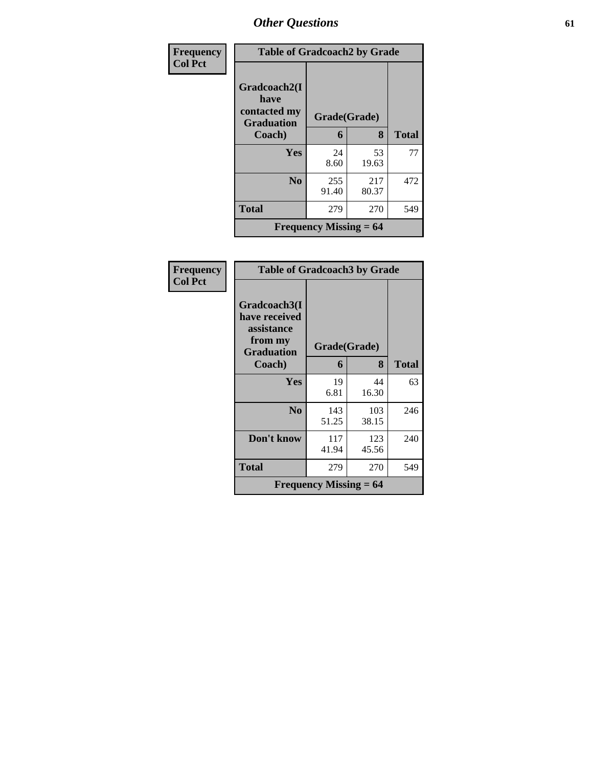| Frequency Col Pct |
|---|

| Table of Gradcoach2 by Grade | | | |
|---|---|---|---|
| Gradcoach2(I have contacted my Graduation Coach) | Grade(Grade) | | Total |
| | 6 | 8 | |
| Yes | 24<br>8.60 | 53<br>19.63 | 77 |
| No | 255<br>91.40 | 217<br>80.37 | 472 |
| Total | 279 | 270 | 549 |
| Frequency Missing = 64 | | | |

| Frequency Col Pct |
|---|

| Table of Gradcoach3 by Grade | | | |
|---|---|---|---|
| Gradcoach3(I have received assistance from my Graduation Coach) | Grade(Grade) | | Total |
| | 6 | 8 | |
| Yes | 19<br>6.81 | 44<br>16.30 | 63 |
| No | 143<br>51.25 | 103<br>38.15 | 246 |
| Don't know | 117<br>41.94 | 123<br>45.56 | 240 |
| Total | 279 | 270 | 549 |
| Frequency Missing = 64 | | | |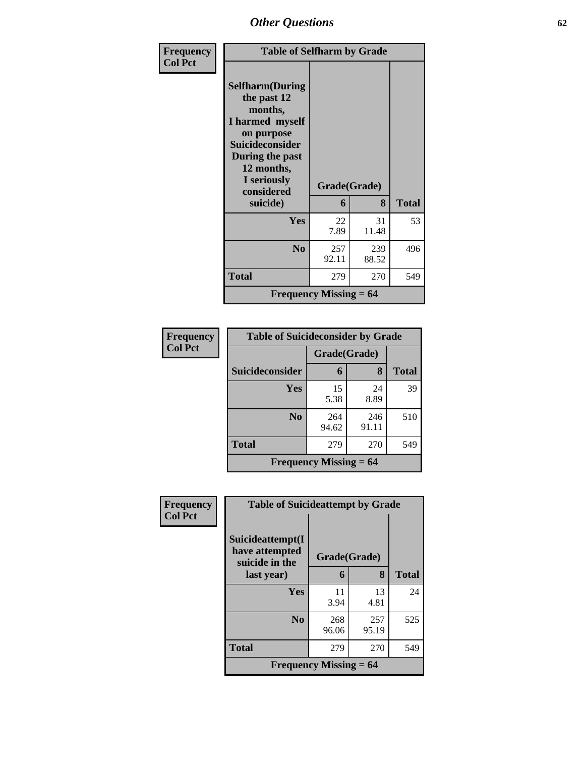| Frequency<br>Col Pct | Table of Selfharm by Grade | | |
|---|---|---|---|
| **Selfharm(During the past 12 months, I harmed myself on purpose Suicideconsider During the past 12 months, I seriously considered suicide)** | **Grade(Grade)** | | |
| | **6** | **8** | **Total** |
| **Yes** | 22<br>7.89 | 31<br>11.48 | 53 |
| **No** | 257<br>92.11 | 239<br>88.52 | 496 |
| **Total** | 279 | 270 | 549 |
| **Frequency Missing = 64** | | | |

| Frequency<br>Col Pct | Table of Suicideconsider by Grade | | |
|---|---|---|---|
| | **Grade(Grade)** | | |
| **Suicideconsider** | **6** | **8** | **Total** |
| **Yes** | 15<br>5.38 | 24<br>8.89 | 39 |
| **No** | 264<br>94.62 | 246<br>91.11 | 510 |
| **Total** | 279 | 270 | 549 |
| **Frequency Missing = 64** | | | |

| Frequency<br>Col Pct | Table of Suicideattempt by Grade | | |
|---|---|---|---|
| **Suicideattempt(I have attempted suicide in the last year)** | **Grade(Grade)** | | |
| | **6** | **8** | **Total** |
| **Yes** | 11<br>3.94 | 13<br>4.81 | 24 |
| **No** | 268<br>96.06 | 257<br>95.19 | 525 |
| **Total** | 279 | 270 | 549 |
| **Frequency Missing = 64** | | | |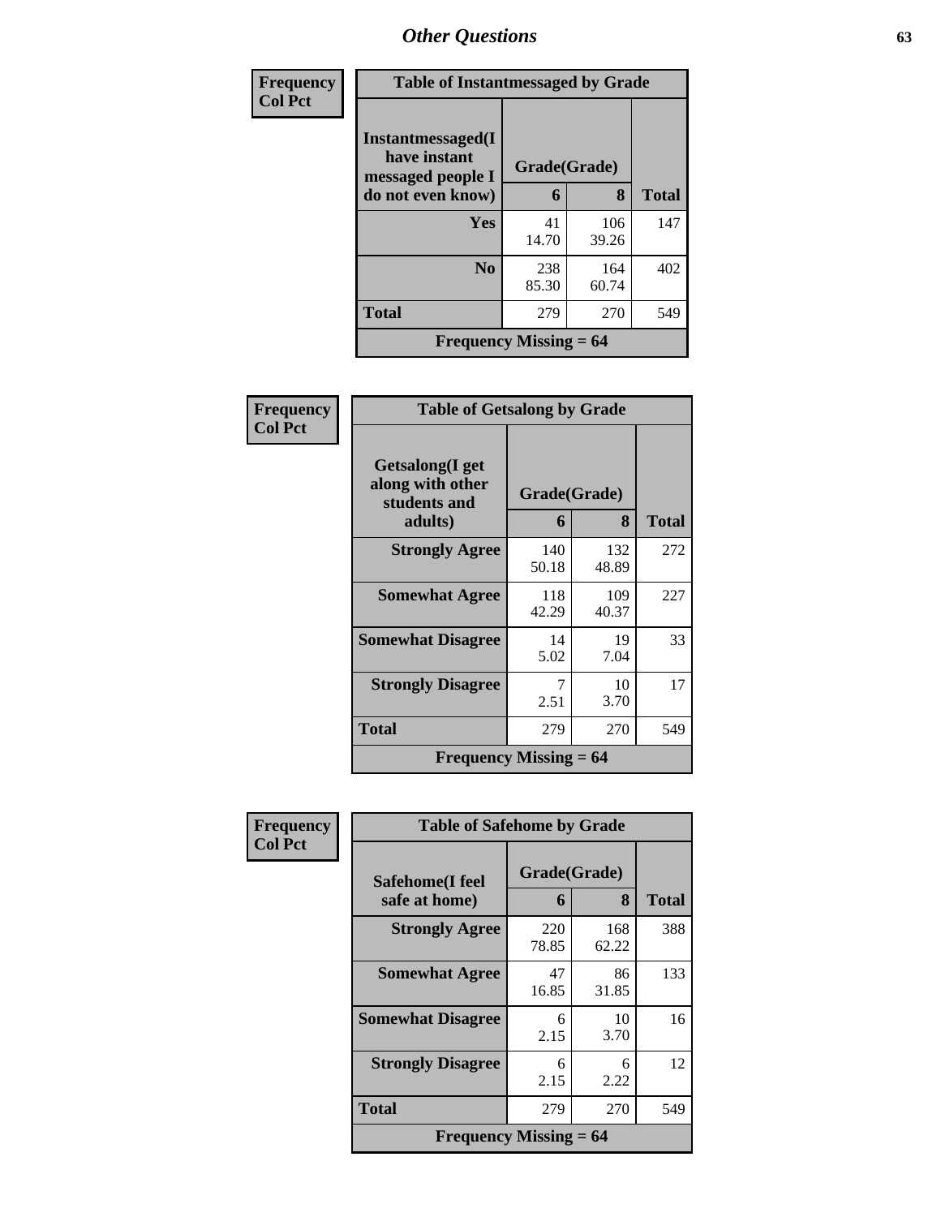# Other Questions

**Frequency / Col Pct**

| Table of Instantmessaged by Grade | | | |
|---|---|---|---|
| Instantmessaged(I have instant messaged people I do not even know) | Grade(Grade) | | |
| | 6 | 8 | Total |
| Yes | 41<br>14.70 | 106<br>39.26 | 147 |
| No | 238<br>85.30 | 164<br>60.74 | 402 |
| Total | 279 | 270 | 549 |
| Frequency Missing = 64 | | | |

**Frequency / Col Pct**

| Table of Getsalong by Grade | | | |
|---|---|---|---|
| Getsalong(I get along with other students and adults) | Grade(Grade) | | |
| | 6 | 8 | Total |
| Strongly Agree | 140<br>50.18 | 132<br>48.89 | 272 |
| Somewhat Agree | 118<br>42.29 | 109<br>40.37 | 227 |
| Somewhat Disagree | 14<br>5.02 | 19<br>7.04 | 33 |
| Strongly Disagree | 7<br>2.51 | 10<br>3.70 | 17 |
| Total | 279 | 270 | 549 |
| Frequency Missing = 64 | | | |

**Frequency / Col Pct**

| Table of Safehome by Grade | | | |
|---|---|---|---|
| Safehome(I feel safe at home) | Grade(Grade) | | |
| | 6 | 8 | Total |
| Strongly Agree | 220<br>78.85 | 168<br>62.22 | 388 |
| Somewhat Agree | 47<br>16.85 | 86<br>31.85 | 133 |
| Somewhat Disagree | 6<br>2.15 | 10<br>3.70 | 16 |
| Strongly Disagree | 6<br>2.15 | 6<br>2.22 | 12 |
| Total | 279 | 270 | 549 |
| Frequency Missing = 64 | | | |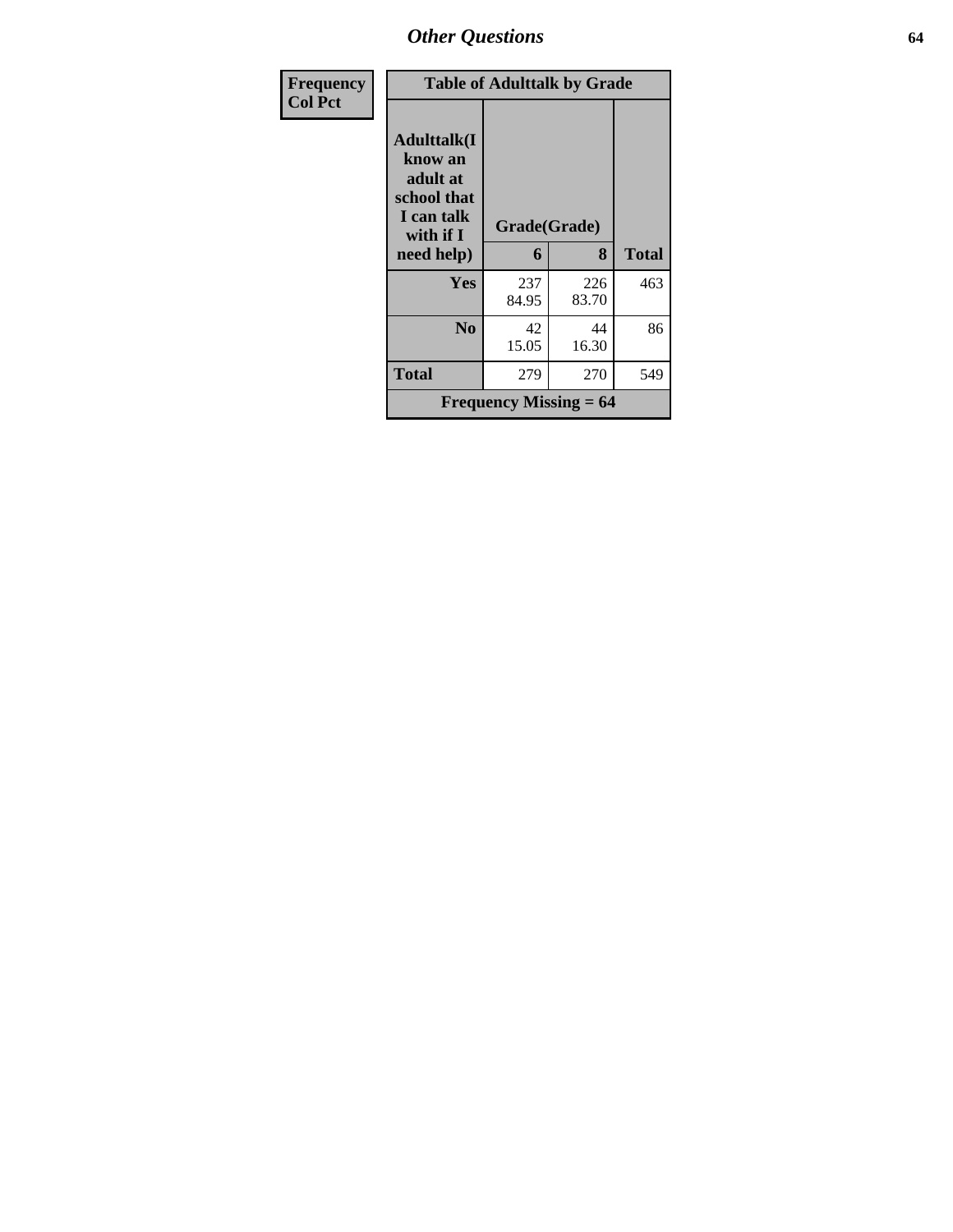## Other Questions

| Frequency Col Pct | Table of Adulttalk by Grade | | |
|---|---|---|---|
| Adulttalk(I know an adult at school that I can talk with if I need help) | Grade(Grade) | | |
| | 6 | 8 | Total |
| Yes | 237<br>84.95 | 226<br>83.70 | 463 |
| No | 42<br>15.05 | 44<br>16.30 | 86 |
| Total | 279 | 270 | 549 |
| Frequency Missing = 64 | | | |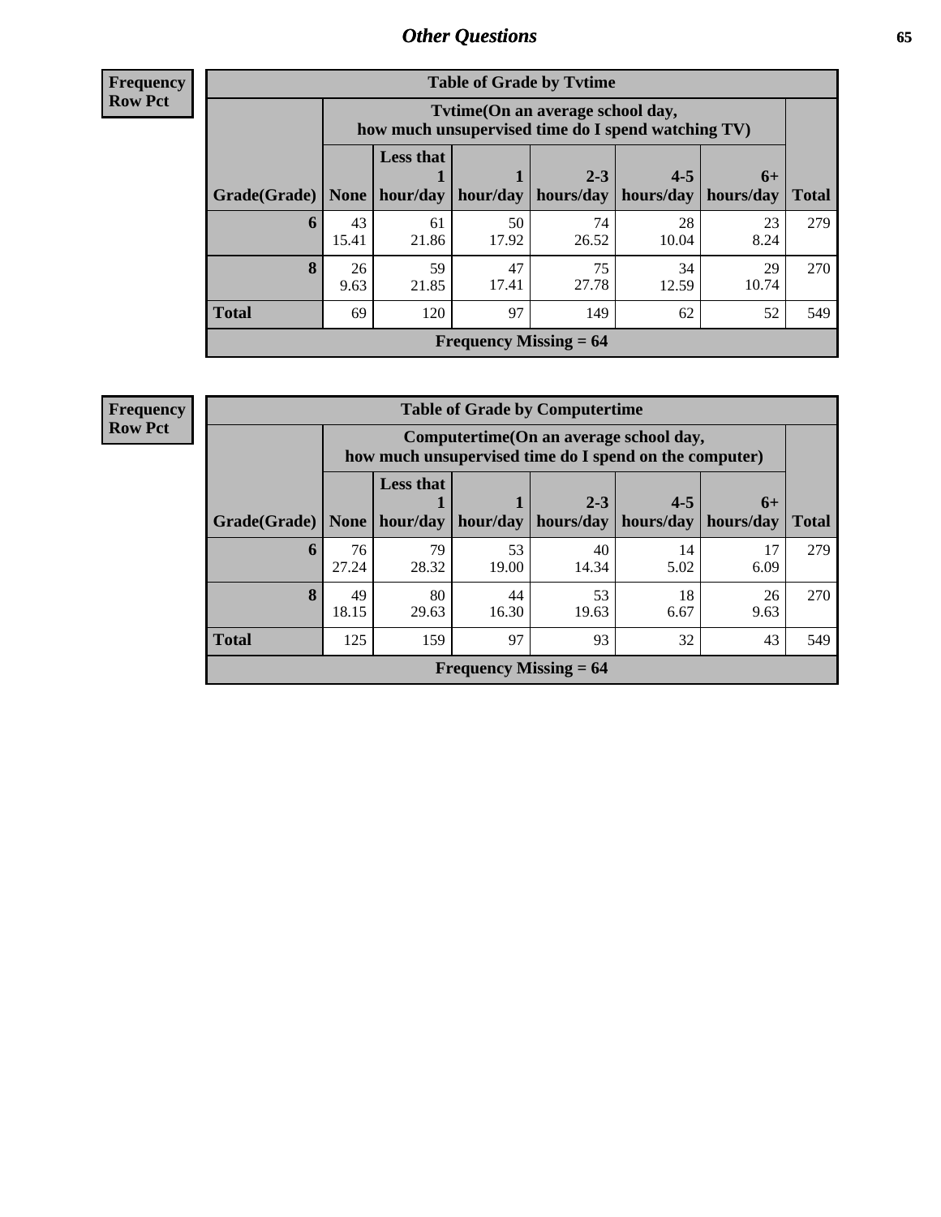## Other Questions

**Frequency Row Pct**

| Table of Grade by Tvtime | | | | | | | |
|---|---|---|---|---|---|---|---|
| | Tvtime(On an average school day, how much unsupervised time do I spend watching TV) | | | | | | |
| Grade(Grade) | None | Less that 1 hour/day | 1 hour/day | 2-3 hours/day | 4-5 hours/day | 6+ hours/day | Total |
| 6 | 43<br>15.41 | 61<br>21.86 | 50<br>17.92 | 74<br>26.52 | 28<br>10.04 | 23<br>8.24 | 279 |
| 8 | 26<br>9.63 | 59<br>21.85 | 47<br>17.41 | 75<br>27.78 | 34<br>12.59 | 29<br>10.74 | 270 |
| Total | 69 | 120 | 97 | 149 | 62 | 52 | 549 |
| Frequency Missing = 64 | | | | | | | |

**Frequency Row Pct**

| Table of Grade by Computertime | | | | | | | |
|---|---|---|---|---|---|---|---|
| | Computertime(On an average school day, how much unsupervised time do I spend on the computer) | | | | | | |
| Grade(Grade) | None | Less that 1 hour/day | 1 hour/day | 2-3 hours/day | 4-5 hours/day | 6+ hours/day | Total |
| 6 | 76<br>27.24 | 79<br>28.32 | 53<br>19.00 | 40<br>14.34 | 14<br>5.02 | 17<br>6.09 | 279 |
| 8 | 49<br>18.15 | 80<br>29.63 | 44<br>16.30 | 53<br>19.63 | 18<br>6.67 | 26<br>9.63 | 270 |
| Total | 125 | 159 | 97 | 93 | 32 | 43 | 549 |
| Frequency Missing = 64 | | | | | | | |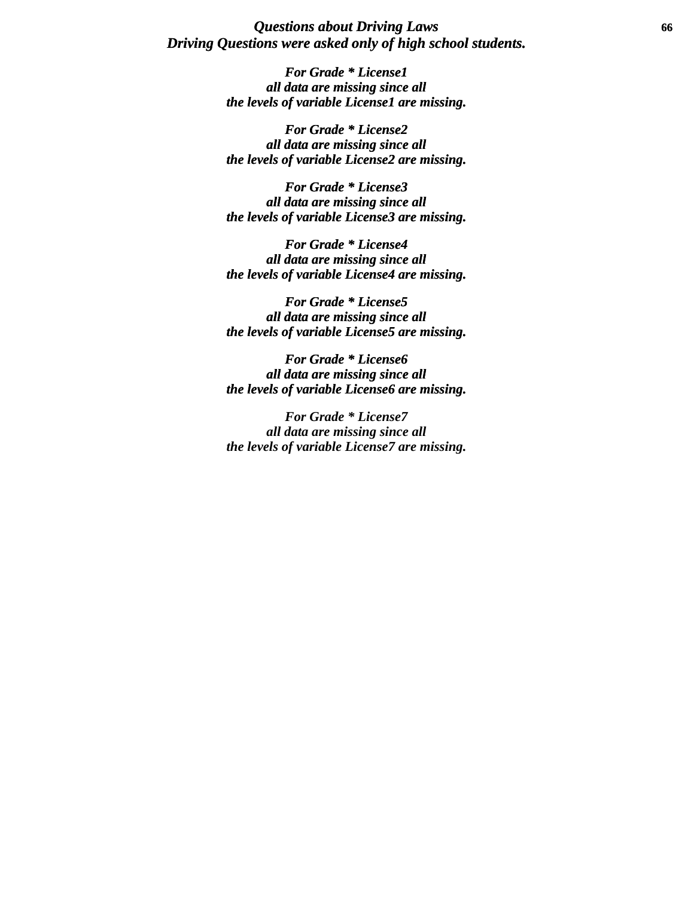## *Questions about Driving Laws*
## *Driving Questions were asked only of high school students.*

***For Grade * License1***
***all data are missing since all***
***the levels of variable License1 are missing.***

***For Grade * License2***
***all data are missing since all***
***the levels of variable License2 are missing.***

***For Grade * License3***
***all data are missing since all***
***the levels of variable License3 are missing.***

***For Grade * License4***
***all data are missing since all***
***the levels of variable License4 are missing.***

***For Grade * License5***
***all data are missing since all***
***the levels of variable License5 are missing.***

***For Grade * License6***
***all data are missing since all***
***the levels of variable License6 are missing.***

***For Grade * License7***
***all data are missing since all***
***the levels of variable License7 are missing.***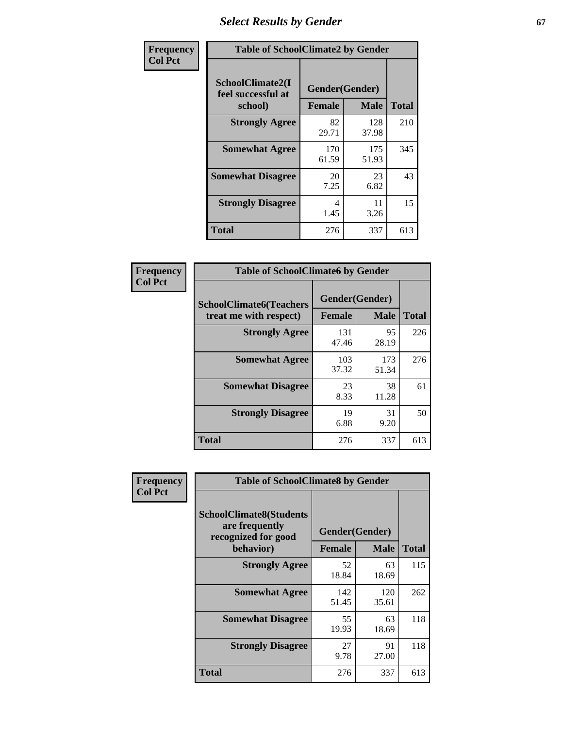# Select Results by Gender

Frequency
Col Pct

| Table of SchoolClimate2 by Gender | | | |
|---|---|---|---|
| SchoolClimate2(I feel successful at school) | Gender(Gender) | | Total |
| | Female | Male | |
| Strongly Agree | 82<br>29.71 | 128<br>37.98 | 210 |
| Somewhat Agree | 170<br>61.59 | 175<br>51.93 | 345 |
| Somewhat Disagree | 20<br>7.25 | 23<br>6.82 | 43 |
| Strongly Disagree | 4<br>1.45 | 11<br>3.26 | 15 |
| Total | 276 | 337 | 613 |

Frequency
Col Pct

| Table of SchoolClimate6 by Gender | | | |
|---|---|---|---|
| SchoolClimate6(Teachers treat me with respect) | Gender(Gender) | | Total |
| | Female | Male | |
| Strongly Agree | 131<br>47.46 | 95<br>28.19 | 226 |
| Somewhat Agree | 103<br>37.32 | 173<br>51.34 | 276 |
| Somewhat Disagree | 23<br>8.33 | 38<br>11.28 | 61 |
| Strongly Disagree | 19<br>6.88 | 31<br>9.20 | 50 |
| Total | 276 | 337 | 613 |

Frequency
Col Pct

| Table of SchoolClimate8 by Gender | | | |
|---|---|---|---|
| SchoolClimate8(Students are frequently recognized for good behavior) | Gender(Gender) | | Total |
| | Female | Male | |
| Strongly Agree | 52<br>18.84 | 63<br>18.69 | 115 |
| Somewhat Agree | 142<br>51.45 | 120<br>35.61 | 262 |
| Somewhat Disagree | 55<br>19.93 | 63<br>18.69 | 118 |
| Strongly Disagree | 27<br>9.78 | 91<br>27.00 | 118 |
| Total | 276 | 337 | 613 |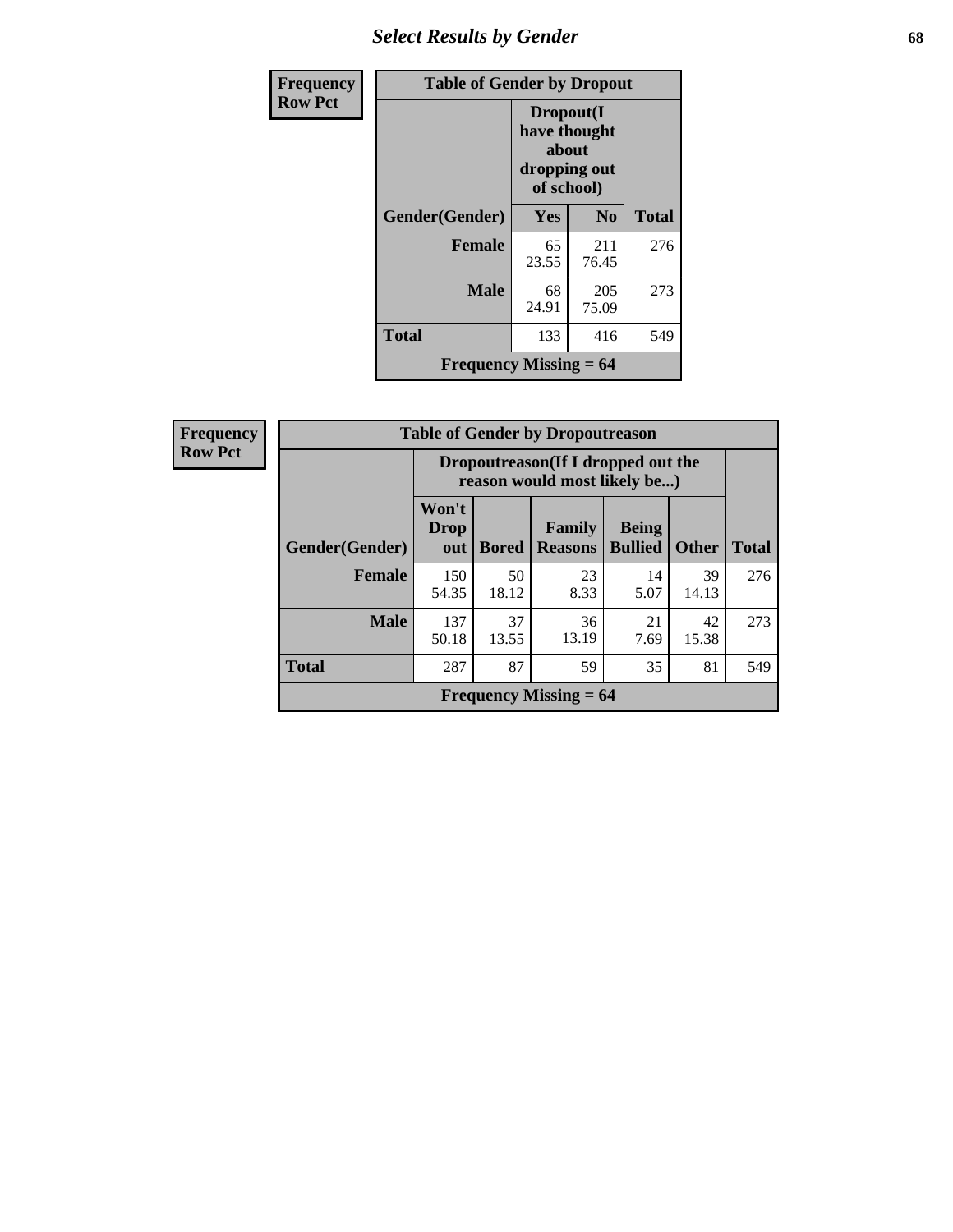| Frequency |
|---|
| Row Pct |

**Table of Gender by Dropout**

| Gender(Gender) | Dropout(I have thought about dropping out of school) | | Total |
|---|---|---|---|
| | Yes | No | |
| **Female** | 65<br>23.55 | 211<br>76.45 | 276 |
| **Male** | 68<br>24.91 | 205<br>75.09 | 273 |
| **Total** | 133 | 416 | 549 |
| **Frequency Missing = 64** | | | |

| Frequency |
|---|
| Row Pct |

**Table of Gender by Dropoutreason**

| Gender(Gender) | Dropoutreason(If I dropped out the reason would most likely be...) | | | | | Total |
|---|---|---|---|---|---|---|
| | Won't Drop out | Bored | Family Reasons | Being Bullied | Other | |
| **Female** | 150<br>54.35 | 50<br>18.12 | 23<br>8.33 | 14<br>5.07 | 39<br>14.13 | 276 |
| **Male** | 137<br>50.18 | 37<br>13.55 | 36<br>13.19 | 21<br>7.69 | 42<br>15.38 | 273 |
| **Total** | 287 | 87 | 59 | 35 | 81 | 549 |
| **Frequency Missing = 64** | | | | | | |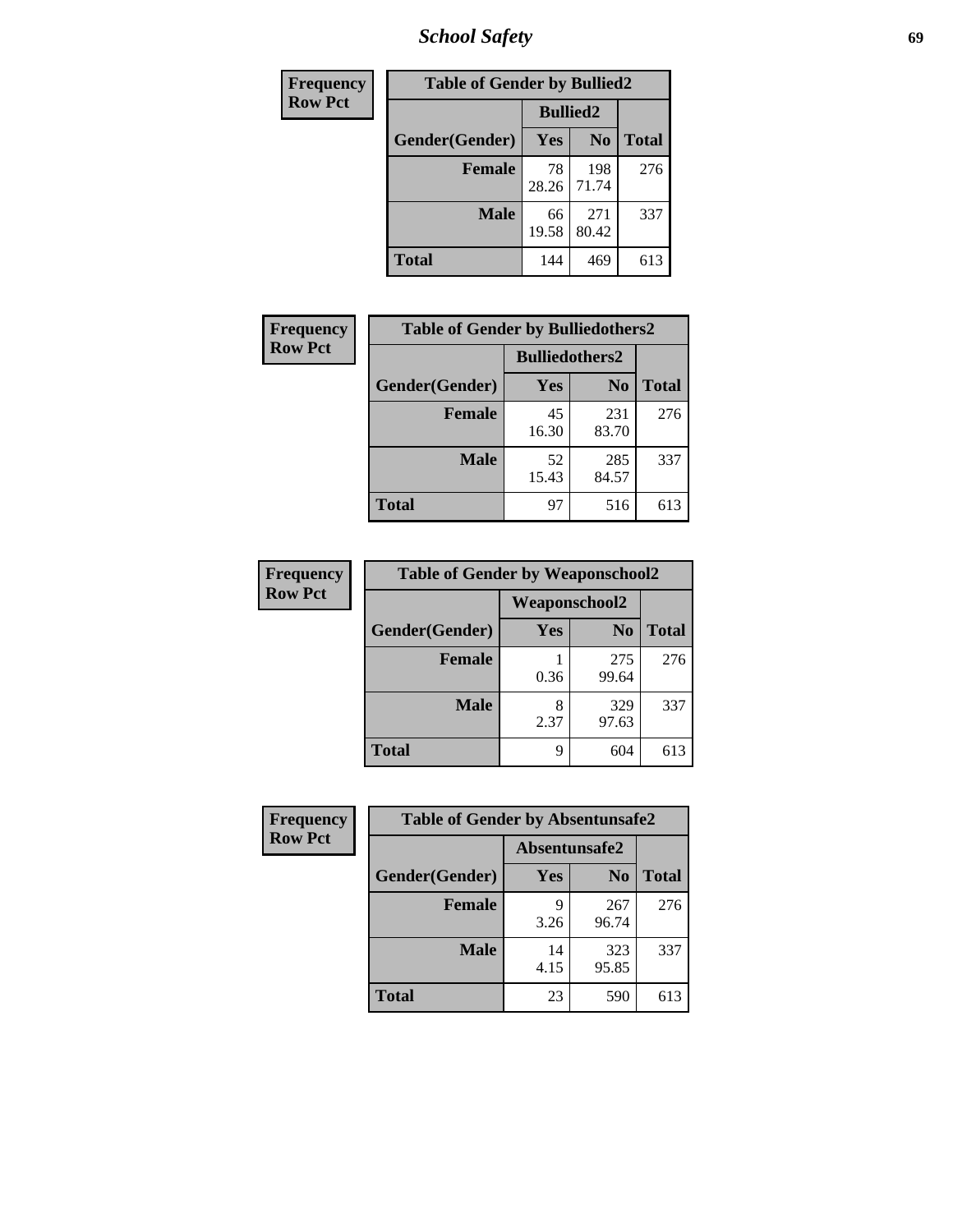| Frequency Row Pct | Table of Gender by Bullied2 | | |
|---|---|---|---|
| | Bullied2 | | |
| Gender(Gender) | Yes | No | Total |
| Female | 78<br>28.26 | 198<br>71.74 | 276 |
| Male | 66<br>19.58 | 271<br>80.42 | 337 |
| Total | 144 | 469 | 613 |

| Frequency Row Pct | Table of Gender by Bulliedothers2 | | |
|---|---|---|---|
| | Bulliedothers2 | | |
| Gender(Gender) | Yes | No | Total |
| Female | 45<br>16.30 | 231<br>83.70 | 276 |
| Male | 52<br>15.43 | 285<br>84.57 | 337 |
| Total | 97 | 516 | 613 |

| Frequency Row Pct | Table of Gender by Weaponschool2 | | |
|---|---|---|---|
| | Weaponschool2 | | |
| Gender(Gender) | Yes | No | Total |
| Female | 1<br>0.36 | 275<br>99.64 | 276 |
| Male | 8<br>2.37 | 329<br>97.63 | 337 |
| Total | 9 | 604 | 613 |

| Frequency Row Pct | Table of Gender by Absentunsafe2 | | |
|---|---|---|---|
| | Absentunsafe2 | | |
| Gender(Gender) | Yes | No | Total |
| Female | 9<br>3.26 | 267<br>96.74 | 276 |
| Male | 14<br>4.15 | 323<br>95.85 | 337 |
| Total | 23 | 590 | 613 |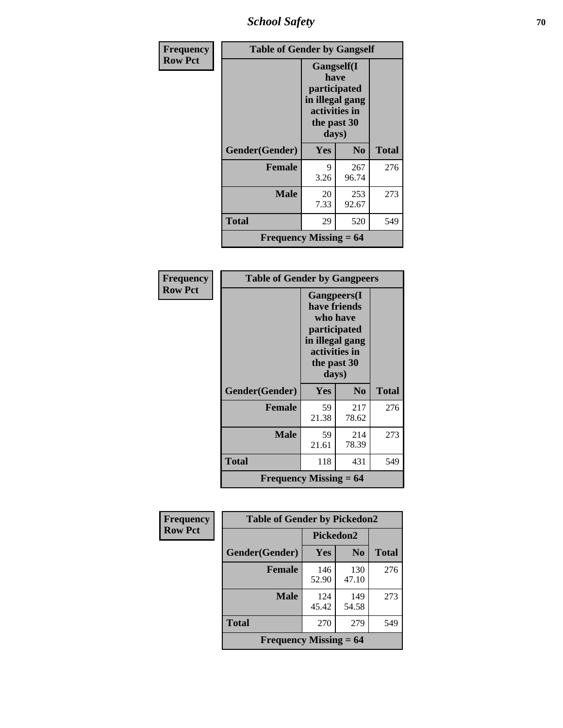| Frequency<br>Row Pct | Table of Gender by Gangself | | |
|---|---|---|---|
| | Gangself(I have participated in illegal gang activities in the past 30 days) | | |
| Gender(Gender) | Yes | No | Total |
| Female | 9<br>3.26 | 267<br>96.74 | 276 |
| Male | 20<br>7.33 | 253<br>92.67 | 273 |
| Total | 29 | 520 | 549 |
| Frequency Missing = 64 | | | |

| Frequency<br>Row Pct | Table of Gender by Gangpeers | | |
|---|---|---|---|
| | Gangpeers(I have friends who have participated in illegal gang activities in the past 30 days) | | |
| Gender(Gender) | Yes | No | Total |
| Female | 59<br>21.38 | 217<br>78.62 | 276 |
| Male | 59<br>21.61 | 214<br>78.39 | 273 |
| Total | 118 | 431 | 549 |
| Frequency Missing = 64 | | | |

| Frequency<br>Row Pct | Table of Gender by Pickedon2 | | |
|---|---|---|---|
| | Pickedon2 | | |
| Gender(Gender) | Yes | No | Total |
| Female | 146<br>52.90 | 130<br>47.10 | 276 |
| Male | 124<br>45.42 | 149<br>54.58 | 273 |
| Total | 270 | 279 | 549 |
| Frequency Missing = 64 | | | |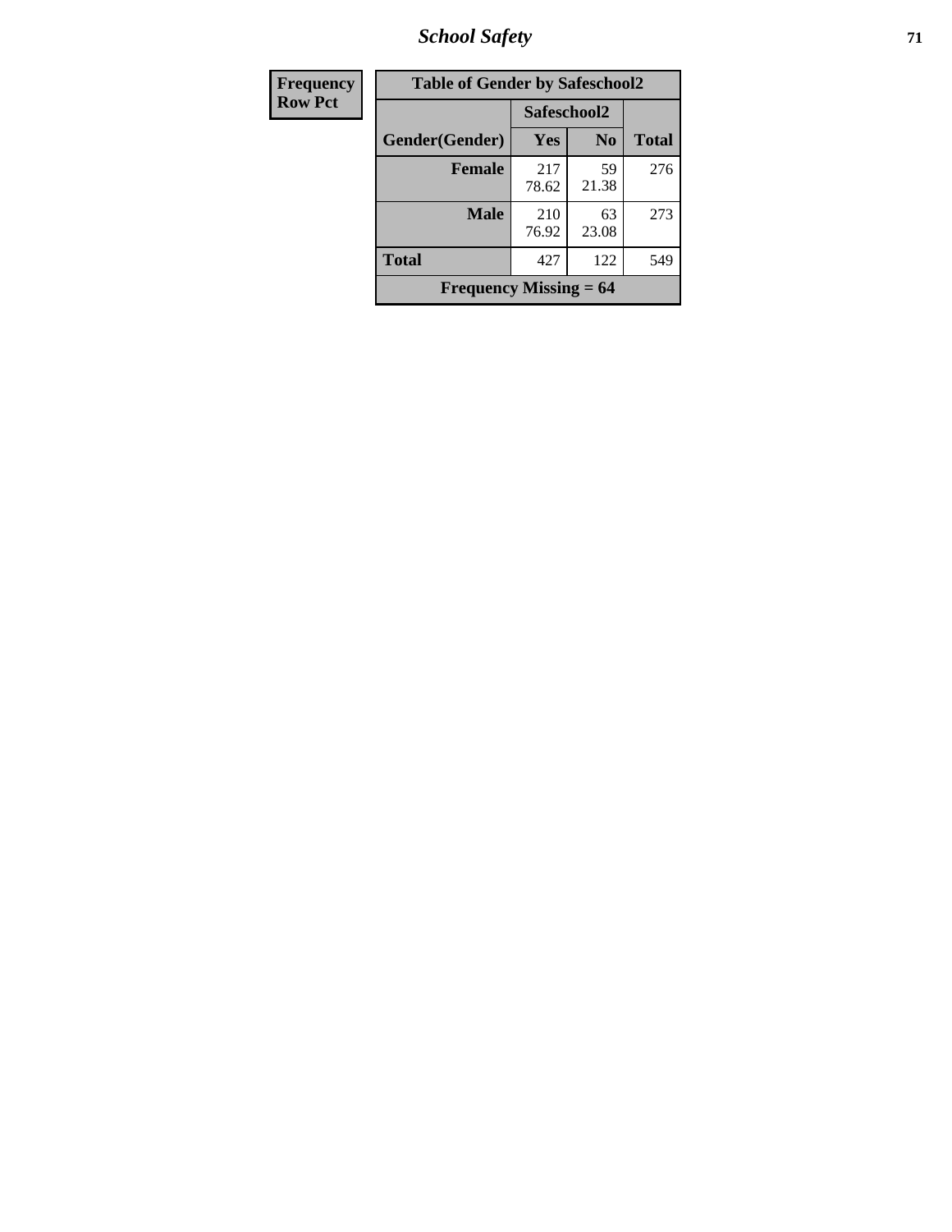| Frequency Row Pct |
|---|

| Table of Gender by Safeschool2 | | | |
|---|---|---|---|
| | Safeschool2 | | |
| Gender(Gender) | Yes | No | Total |
| Female | 217 78.62 | 59 21.38 | 276 |
| Male | 210 76.92 | 63 23.08 | 273 |
| Total | 427 | 122 | 549 |
| Frequency Missing = 64 | | | |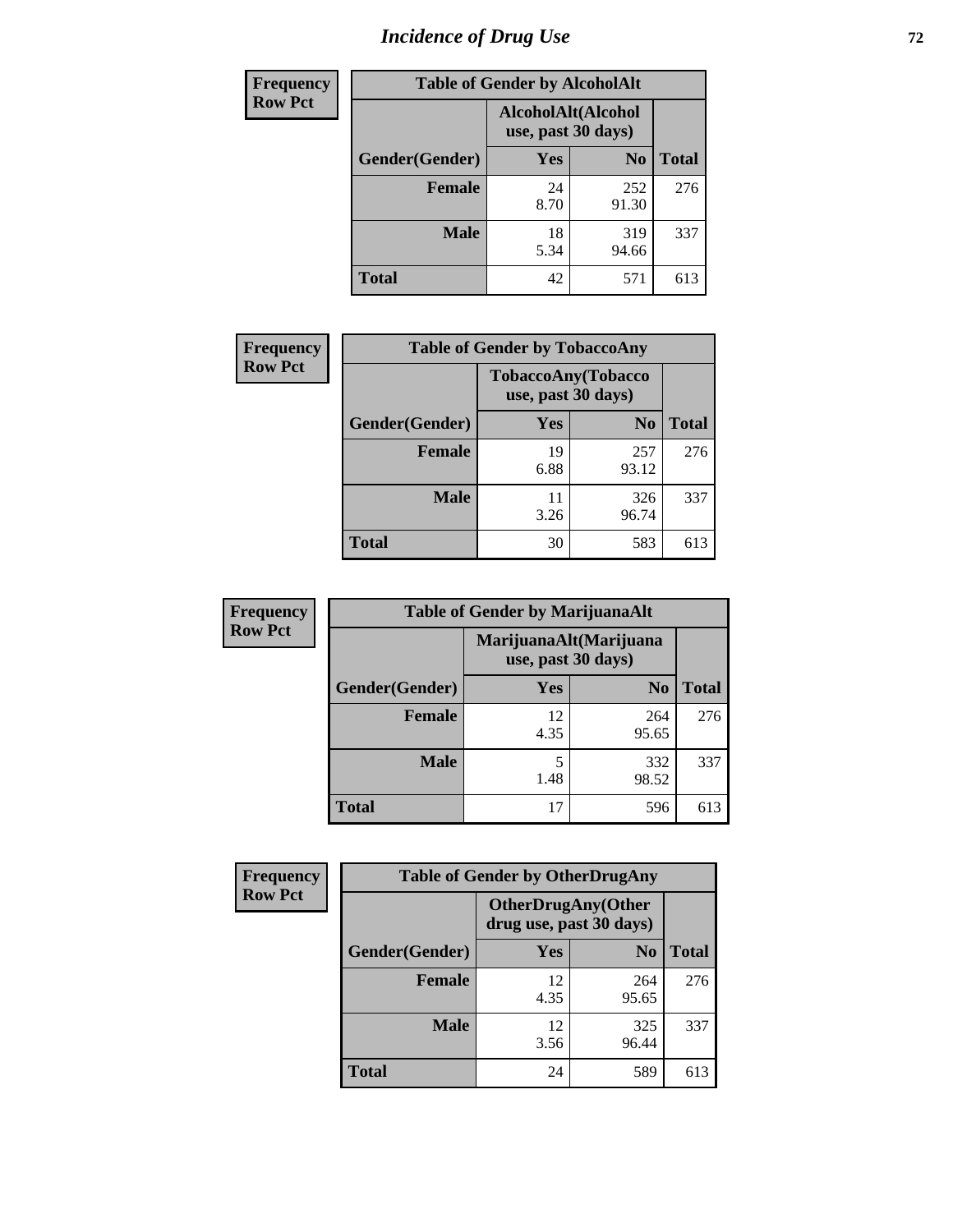# Incidence of Drug Use

**Frequency / Row Pct**

| Table of Gender by AlcoholAlt | | | |
|---|---|---|---|
| | AlcoholAlt(Alcohol use, past 30 days) | | |
| Gender(Gender) | Yes | No | Total |
| Female | 24<br>8.70 | 252<br>91.30 | 276 |
| Male | 18<br>5.34 | 319<br>94.66 | 337 |
| Total | 42 | 571 | 613 |

**Frequency / Row Pct**

| Table of Gender by TobaccoAny | | | |
|---|---|---|---|
| | TobaccoAny(Tobacco use, past 30 days) | | |
| Gender(Gender) | Yes | No | Total |
| Female | 19<br>6.88 | 257<br>93.12 | 276 |
| Male | 11<br>3.26 | 326<br>96.74 | 337 |
| Total | 30 | 583 | 613 |

**Frequency / Row Pct**

| Table of Gender by MarijuanaAlt | | | |
|---|---|---|---|
| | MarijuanaAlt(Marijuana use, past 30 days) | | |
| Gender(Gender) | Yes | No | Total |
| Female | 12<br>4.35 | 264<br>95.65 | 276 |
| Male | 5<br>1.48 | 332<br>98.52 | 337 |
| Total | 17 | 596 | 613 |

**Frequency / Row Pct**

| Table of Gender by OtherDrugAny | | | |
|---|---|---|---|
| | OtherDrugAny(Other drug use, past 30 days) | | |
| Gender(Gender) | Yes | No | Total |
| Female | 12<br>4.35 | 264<br>95.65 | 276 |
| Male | 12<br>3.56 | 325<br>96.44 | 337 |
| Total | 24 | 589 | 613 |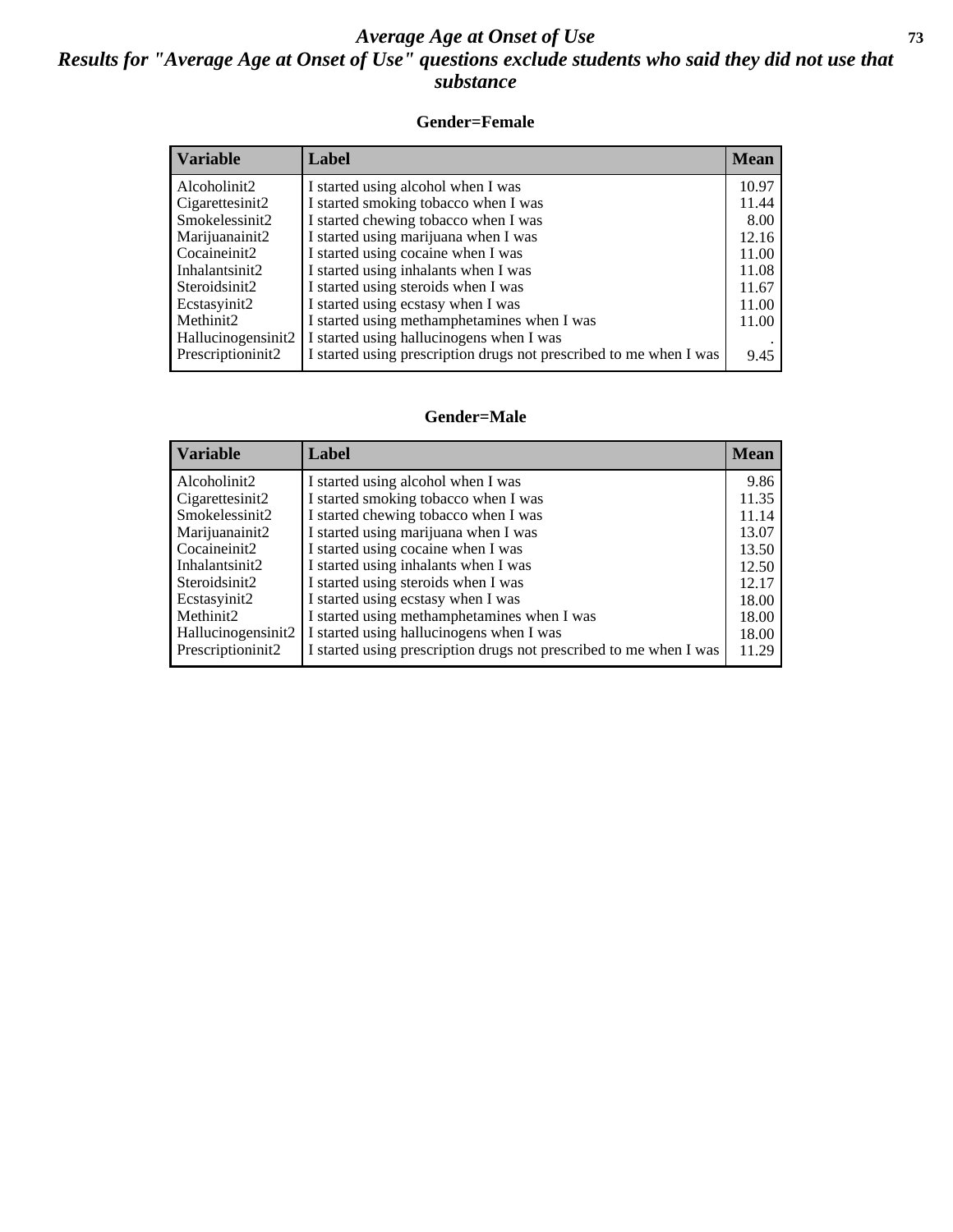# *Average Age at Onset of Use*

## *Results for "Average Age at Onset of Use" questions exclude students who said they did not use that substance*

### Gender=Female

| Variable | Label | Mean |
|---|---|---|
| Alcoholinit2 | I started using alcohol when I was | 10.97 |
| Cigarettesinit2 | I started smoking tobacco when I was | 11.44 |
| Smokelessinit2 | I started chewing tobacco when I was | 8.00 |
| Marijuanainit2 | I started using marijuana when I was | 12.16 |
| Cocaineinit2 | I started using cocaine when I was | 11.00 |
| Inhalantsinit2 | I started using inhalants when I was | 11.08 |
| Steroidsinit2 | I started using steroids when I was | 11.67 |
| Ecstasyinit2 | I started using ecstasy when I was | 11.00 |
| Methinit2 | I started using methamphetamines when I was | 11.00 |
| Hallucinogensinit2 | I started using hallucinogens when I was | . |
| Prescriptioninit2 | I started using prescription drugs not prescribed to me when I was | 9.45 |

### Gender=Male

| Variable | Label | Mean |
|---|---|---|
| Alcoholinit2 | I started using alcohol when I was | 9.86 |
| Cigarettesinit2 | I started smoking tobacco when I was | 11.35 |
| Smokelessinit2 | I started chewing tobacco when I was | 11.14 |
| Marijuanainit2 | I started using marijuana when I was | 13.07 |
| Cocaineinit2 | I started using cocaine when I was | 13.50 |
| Inhalantsinit2 | I started using inhalants when I was | 12.50 |
| Steroidsinit2 | I started using steroids when I was | 12.17 |
| Ecstasyinit2 | I started using ecstasy when I was | 18.00 |
| Methinit2 | I started using methamphetamines when I was | 18.00 |
| Hallucinogensinit2 | I started using hallucinogens when I was | 18.00 |
| Prescriptioninit2 | I started using prescription drugs not prescribed to me when I was | 11.29 |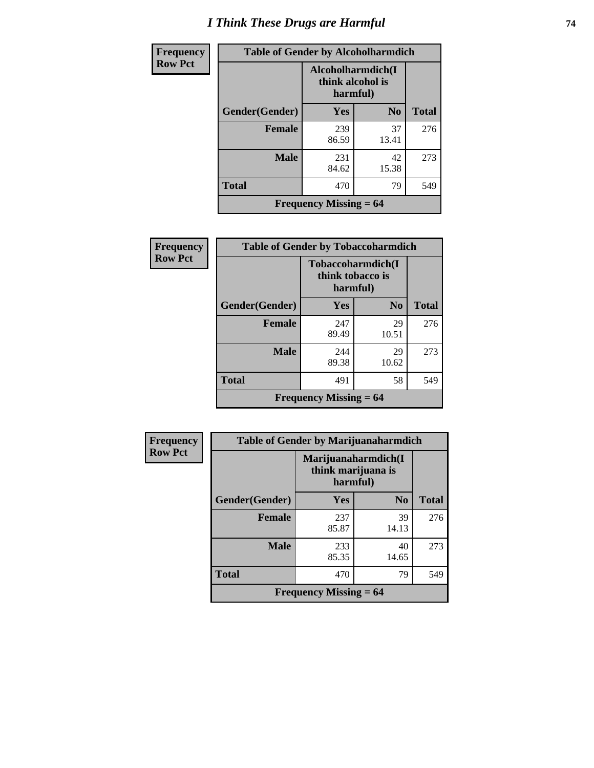# I Think These Drugs are Harmful

**Frequency**
**Row Pct**

| Table of Gender by Alcoholharmdich | | | |
|---|---|---|---|
| | Alcoholharmdich(I think alcohol is harmful) | | |
| Gender(Gender) | Yes | No | Total |
| Female | 239<br>86.59 | 37<br>13.41 | 276 |
| Male | 231<br>84.62 | 42<br>15.38 | 273 |
| Total | 470 | 79 | 549 |
| Frequency Missing = 64 | | | |

**Frequency**
**Row Pct**

| Table of Gender by Tobaccoharmdich | | | |
|---|---|---|---|
| | Tobaccoharmdich(I think tobacco is harmful) | | |
| Gender(Gender) | Yes | No | Total |
| Female | 247<br>89.49 | 29<br>10.51 | 276 |
| Male | 244<br>89.38 | 29<br>10.62 | 273 |
| Total | 491 | 58 | 549 |
| Frequency Missing = 64 | | | |

**Frequency**
**Row Pct**

| Table of Gender by Marijuanaharmdich | | | |
|---|---|---|---|
| | Marijuanaharmdich(I think marijuana is harmful) | | |
| Gender(Gender) | Yes | No | Total |
| Female | 237<br>85.87 | 39<br>14.13 | 276 |
| Male | 233<br>85.35 | 40<br>14.65 | 273 |
| Total | 470 | 79 | 549 |
| Frequency Missing = 64 | | | |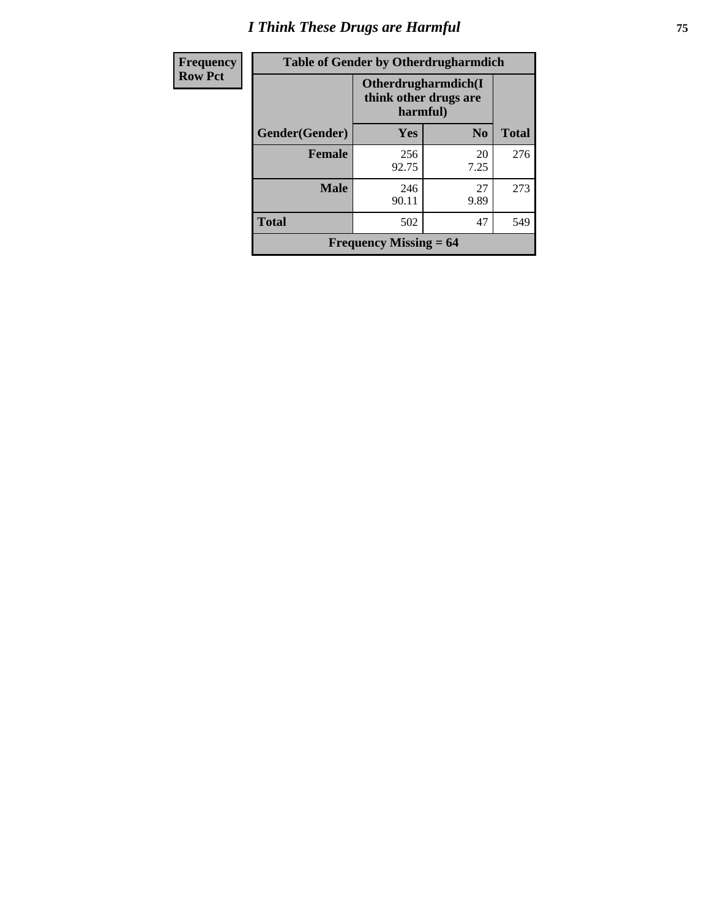| Frequency Row Pct | Table of Gender by Otherdrugharmdich | | |
|---|---|---|---|
| | Otherdrugharmdich(I think other drugs are harmful) | | |
| Gender(Gender) | Yes | No | Total |
| Female | 256<br>92.75 | 20<br>7.25 | 276 |
| Male | 246<br>90.11 | 27<br>9.89 | 273 |
| Total | 502 | 47 | 549 |
| Frequency Missing = 64 | | | |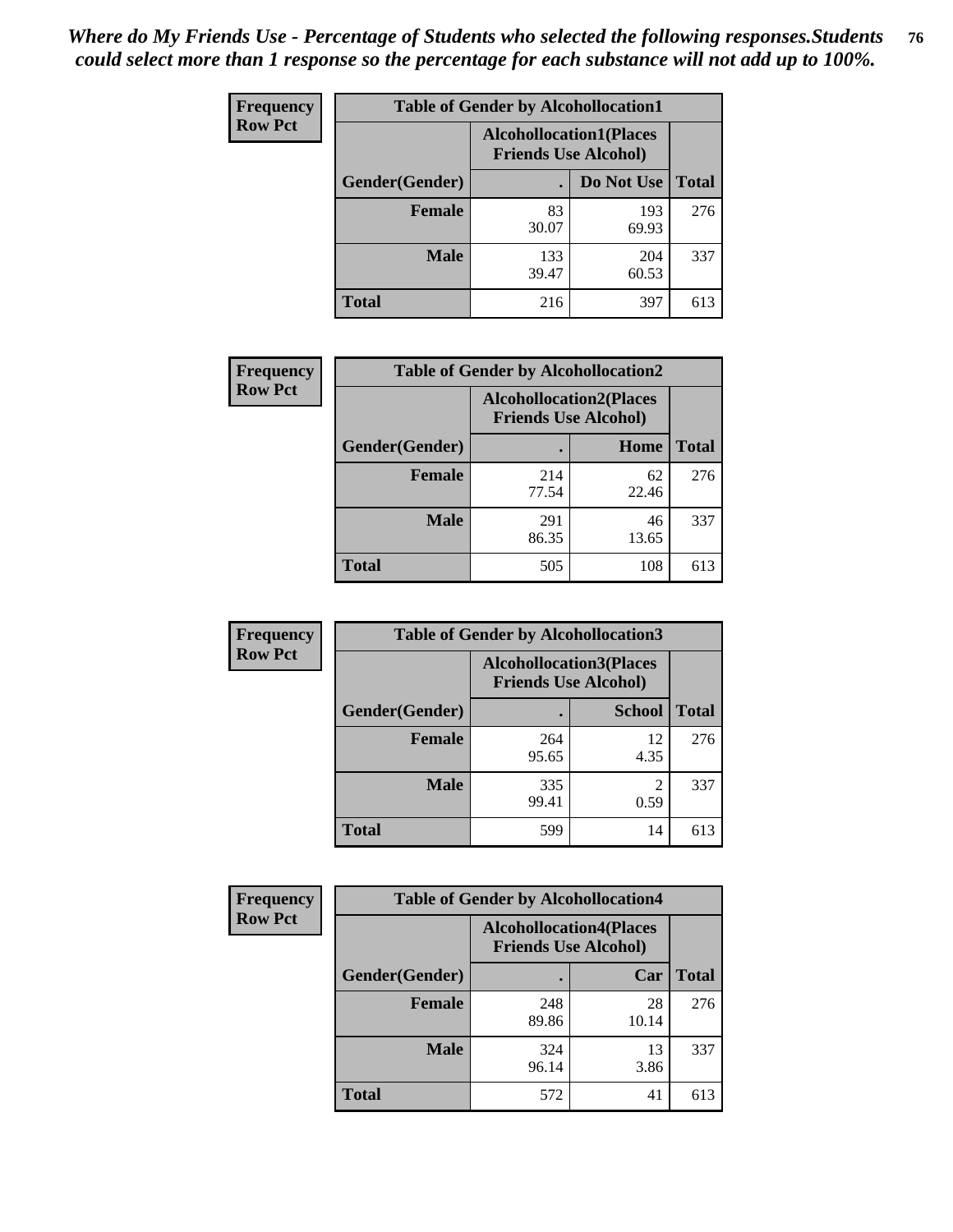*Where do My Friends Use - Percentage of Students who selected the following responses.Students could select more than 1 response so the percentage for each substance will not add up to 100%.*

**Frequency Row Pct**

| Table of Gender by Alcohollocation1 | | | |
|---|---|---|---|
| | Alcohollocation1(Places Friends Use Alcohol) | | |
| Gender(Gender) | . | Do Not Use | Total |
| Female | 83<br>30.07 | 193<br>69.93 | 276 |
| Male | 133<br>39.47 | 204<br>60.53 | 337 |
| Total | 216 | 397 | 613 |

**Frequency Row Pct**

| Table of Gender by Alcohollocation2 | | | |
|---|---|---|---|
| | Alcohollocation2(Places Friends Use Alcohol) | | |
| Gender(Gender) | . | Home | Total |
| Female | 214<br>77.54 | 62<br>22.46 | 276 |
| Male | 291<br>86.35 | 46<br>13.65 | 337 |
| Total | 505 | 108 | 613 |

**Frequency Row Pct**

| Table of Gender by Alcohollocation3 | | | |
|---|---|---|---|
| | Alcohollocation3(Places Friends Use Alcohol) | | |
| Gender(Gender) | . | School | Total |
| Female | 264<br>95.65 | 12<br>4.35 | 276 |
| Male | 335<br>99.41 | 2<br>0.59 | 337 |
| Total | 599 | 14 | 613 |

**Frequency Row Pct**

| Table of Gender by Alcohollocation4 | | | |
|---|---|---|---|
| | Alcohollocation4(Places Friends Use Alcohol) | | |
| Gender(Gender) | . | Car | Total |
| Female | 248<br>89.86 | 28<br>10.14 | 276 |
| Male | 324<br>96.14 | 13<br>3.86 | 337 |
| Total | 572 | 41 | 613 |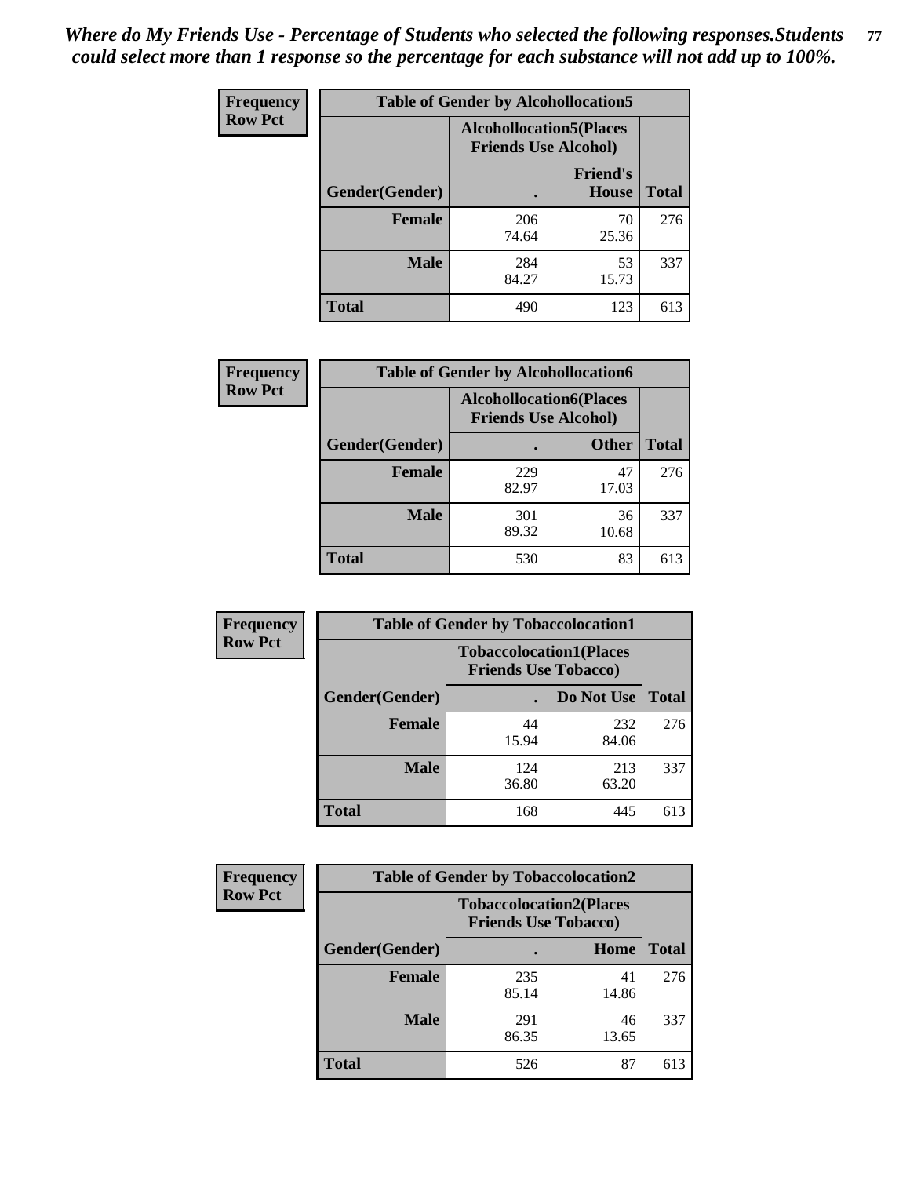*Where do My Friends Use - Percentage of Students who selected the following responses.Students could select more than 1 response so the percentage for each substance will not add up to 100%.*

**Frequency / Row Pct**

| Table of Gender by Alcohollocation5 | | | |
|---|---|---|---|
| | Alcohollocation5(Places Friends Use Alcohol) | | |
| Gender(Gender) | . | Friend's House | Total |
| **Female** | 206<br>74.64 | 70<br>25.36 | 276 |
| **Male** | 284<br>84.27 | 53<br>15.73 | 337 |
| **Total** | 490 | 123 | 613 |

**Frequency / Row Pct**

| Table of Gender by Alcohollocation6 | | | |
|---|---|---|---|
| | Alcohollocation6(Places Friends Use Alcohol) | | |
| Gender(Gender) | . | Other | Total |
| **Female** | 229<br>82.97 | 47<br>17.03 | 276 |
| **Male** | 301<br>89.32 | 36<br>10.68 | 337 |
| **Total** | 530 | 83 | 613 |

**Frequency / Row Pct**

| Table of Gender by Tobaccolocation1 | | | |
|---|---|---|---|
| | Tobaccolocation1(Places Friends Use Tobacco) | | |
| Gender(Gender) | . | Do Not Use | Total |
| **Female** | 44<br>15.94 | 232<br>84.06 | 276 |
| **Male** | 124<br>36.80 | 213<br>63.20 | 337 |
| **Total** | 168 | 445 | 613 |

**Frequency / Row Pct**

| Table of Gender by Tobaccolocation2 | | | |
|---|---|---|---|
| | Tobaccolocation2(Places Friends Use Tobacco) | | |
| Gender(Gender) | . | Home | Total |
| **Female** | 235<br>85.14 | 41<br>14.86 | 276 |
| **Male** | 291<br>86.35 | 46<br>13.65 | 337 |
| **Total** | 526 | 87 | 613 |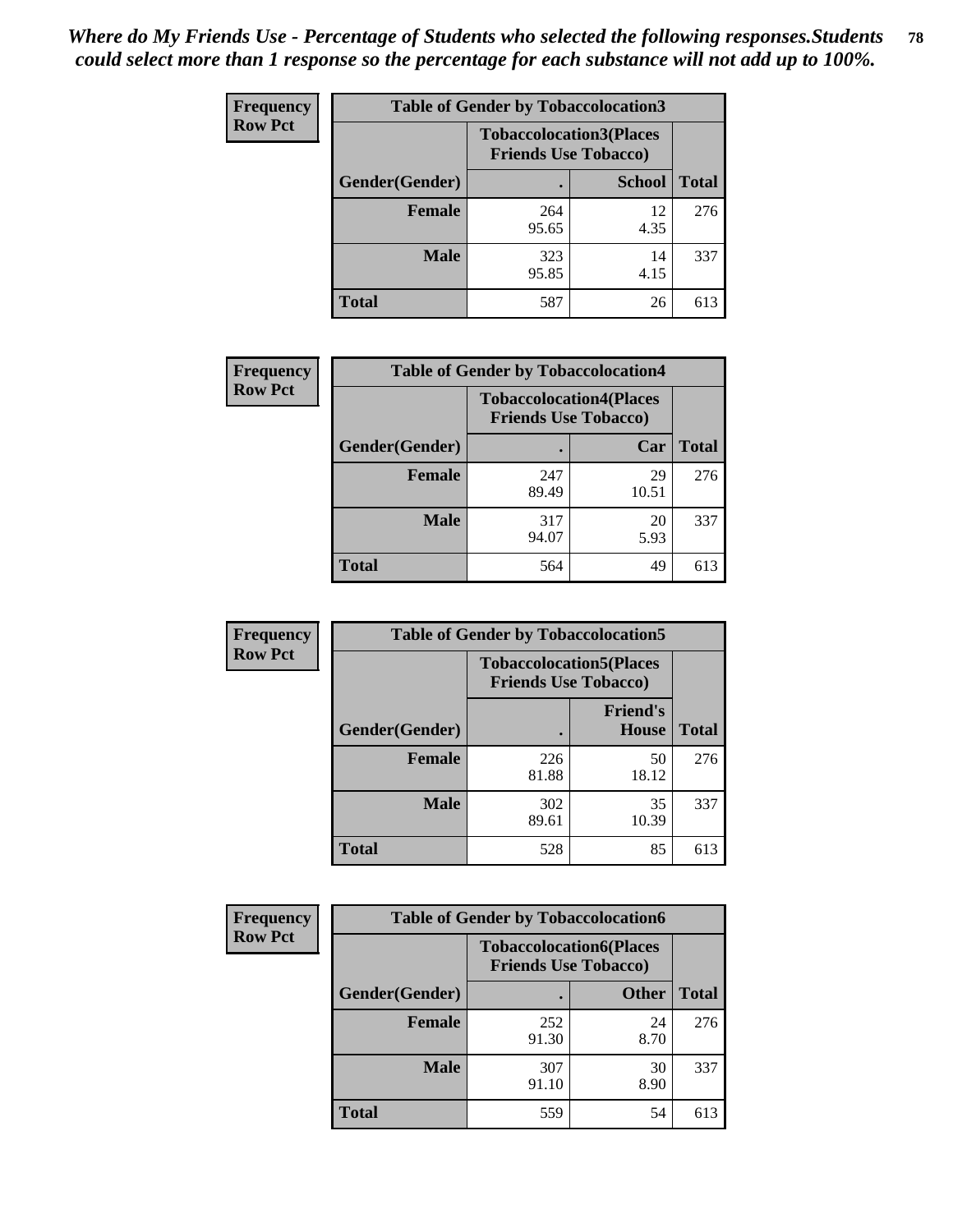*Where do My Friends Use - Percentage of Students who selected the following responses.Students could select more than 1 response so the percentage for each substance will not add up to 100%.*

**Frequency**
**Row Pct**

| Table of Gender by Tobaccolocation3 | | | |
|---|---|---|---|
| | Tobaccolocation3(Places Friends Use Tobacco) | | |
| Gender(Gender) | . | School | Total |
| Female | 264<br>95.65 | 12<br>4.35 | 276 |
| Male | 323<br>95.85 | 14<br>4.15 | 337 |
| Total | 587 | 26 | 613 |

**Frequency**
**Row Pct**

| Table of Gender by Tobaccolocation4 | | | |
|---|---|---|---|
| | Tobaccolocation4(Places Friends Use Tobacco) | | |
| Gender(Gender) | . | Car | Total |
| Female | 247<br>89.49 | 29<br>10.51 | 276 |
| Male | 317<br>94.07 | 20<br>5.93 | 337 |
| Total | 564 | 49 | 613 |

**Frequency**
**Row Pct**

| Table of Gender by Tobaccolocation5 | | | |
|---|---|---|---|
| | Tobaccolocation5(Places Friends Use Tobacco) | | |
| Gender(Gender) | . | Friend's House | Total |
| Female | 226<br>81.88 | 50<br>18.12 | 276 |
| Male | 302<br>89.61 | 35<br>10.39 | 337 |
| Total | 528 | 85 | 613 |

**Frequency**
**Row Pct**

| Table of Gender by Tobaccolocation6 | | | |
|---|---|---|---|
| | Tobaccolocation6(Places Friends Use Tobacco) | | |
| Gender(Gender) | . | Other | Total |
| Female | 252<br>91.30 | 24<br>8.70 | 276 |
| Male | 307<br>91.10 | 30<br>8.90 | 337 |
| Total | 559 | 54 | 613 |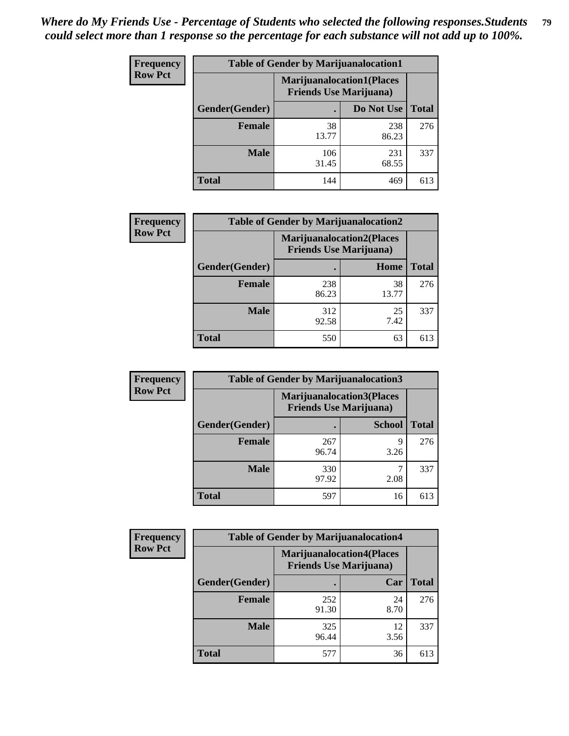*Where do My Friends Use - Percentage of Students who selected the following responses.Students could select more than 1 response so the percentage for each substance will not add up to 100%.*

**Frequency**
**Row Pct**

| Table of Gender by Marijuanalocation1 | | | |
|---|---|---|---|
| | Marijuanalocation1(Places Friends Use Marijuana) | | |
| Gender(Gender) | . | Do Not Use | Total |
| Female | 38<br>13.77 | 238<br>86.23 | 276 |
| Male | 106<br>31.45 | 231<br>68.55 | 337 |
| Total | 144 | 469 | 613 |

**Frequency**
**Row Pct**

| Table of Gender by Marijuanalocation2 | | | |
|---|---|---|---|
| | Marijuanalocation2(Places Friends Use Marijuana) | | |
| Gender(Gender) | . | Home | Total |
| Female | 238<br>86.23 | 38<br>13.77 | 276 |
| Male | 312<br>92.58 | 25<br>7.42 | 337 |
| Total | 550 | 63 | 613 |

**Frequency**
**Row Pct**

| Table of Gender by Marijuanalocation3 | | | |
|---|---|---|---|
| | Marijuanalocation3(Places Friends Use Marijuana) | | |
| Gender(Gender) | . | School | Total |
| Female | 267<br>96.74 | 9<br>3.26 | 276 |
| Male | 330<br>97.92 | 7<br>2.08 | 337 |
| Total | 597 | 16 | 613 |

**Frequency**
**Row Pct**

| Table of Gender by Marijuanalocation4 | | | |
|---|---|---|---|
| | Marijuanalocation4(Places Friends Use Marijuana) | | |
| Gender(Gender) | . | Car | Total |
| Female | 252<br>91.30 | 24<br>8.70 | 276 |
| Male | 325<br>96.44 | 12<br>3.56 | 337 |
| Total | 577 | 36 | 613 |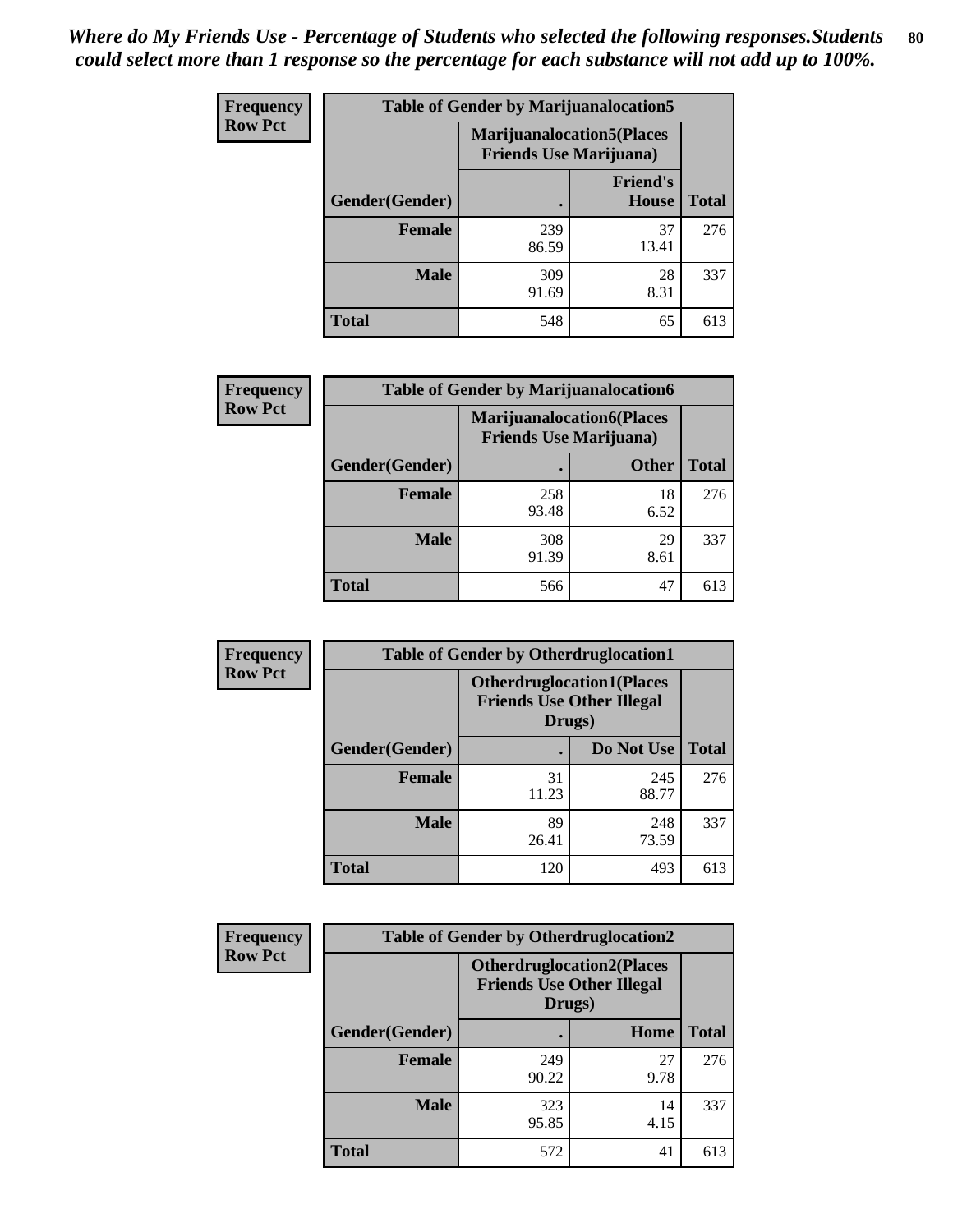*Where do My Friends Use - Percentage of Students who selected the following responses.Students could select more than 1 response so the percentage for each substance will not add up to 100%.*

**Frequency**
**Row Pct**

| Table of Gender by Marijuanalocation5 | | | |
|---|---|---|---|
| | Marijuanalocation5(Places Friends Use Marijuana) | | |
| Gender(Gender) | . | Friend's House | Total |
| **Female** | 239<br>86.59 | 37<br>13.41 | 276 |
| **Male** | 309<br>91.69 | 28<br>8.31 | 337 |
| **Total** | 548 | 65 | 613 |

**Frequency**
**Row Pct**

| Table of Gender by Marijuanalocation6 | | | |
|---|---|---|---|
| | Marijuanalocation6(Places Friends Use Marijuana) | | |
| Gender(Gender) | . | Other | Total |
| **Female** | 258<br>93.48 | 18<br>6.52 | 276 |
| **Male** | 308<br>91.39 | 29<br>8.61 | 337 |
| **Total** | 566 | 47 | 613 |

**Frequency**
**Row Pct**

| Table of Gender by Otherdruglocation1 | | | |
|---|---|---|---|
| | Otherdruglocation1(Places Friends Use Other Illegal Drugs) | | |
| Gender(Gender) | . | Do Not Use | Total |
| **Female** | 31<br>11.23 | 245<br>88.77 | 276 |
| **Male** | 89<br>26.41 | 248<br>73.59 | 337 |
| **Total** | 120 | 493 | 613 |

**Frequency**
**Row Pct**

| Table of Gender by Otherdruglocation2 | | | |
|---|---|---|---|
| | Otherdruglocation2(Places Friends Use Other Illegal Drugs) | | |
| Gender(Gender) | . | Home | Total |
| **Female** | 249<br>90.22 | 27<br>9.78 | 276 |
| **Male** | 323<br>95.85 | 14<br>4.15 | 337 |
| **Total** | 572 | 41 | 613 |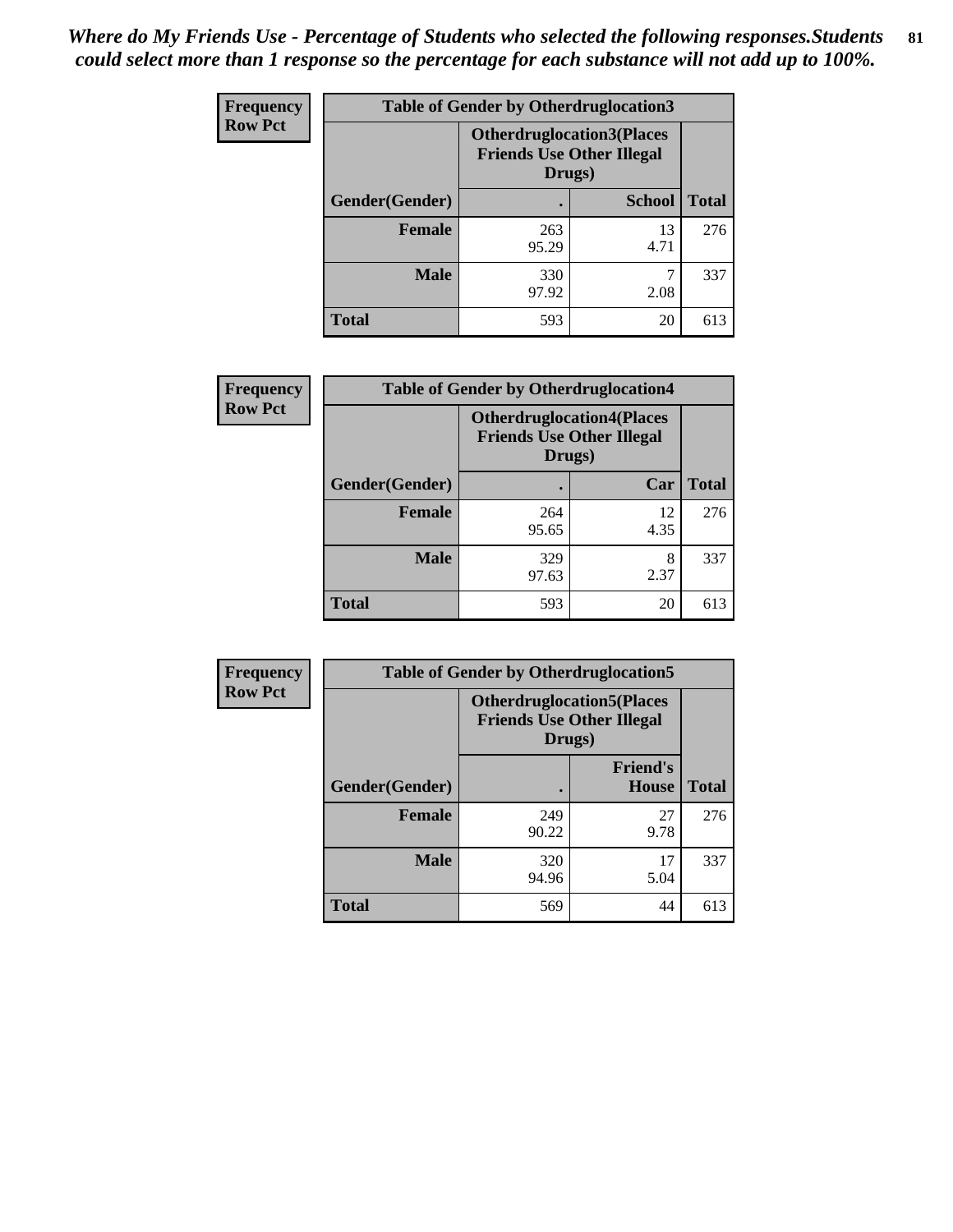*Where do My Friends Use - Percentage of Students who selected the following responses.Students could select more than 1 response so the percentage for each substance will not add up to 100%.*

**Frequency**
**Row Pct**

| Table of Gender by Otherdruglocation3 | | | |
|---|---|---|---|
| | Otherdruglocation3(Places Friends Use Other Illegal Drugs) | | |
| Gender(Gender) | . | School | Total |
| Female | 263<br>95.29 | 13<br>4.71 | 276 |
| Male | 330<br>97.92 | 7<br>2.08 | 337 |
| Total | 593 | 20 | 613 |

**Frequency**
**Row Pct**

| Table of Gender by Otherdruglocation4 | | | |
|---|---|---|---|
| | Otherdruglocation4(Places Friends Use Other Illegal Drugs) | | |
| Gender(Gender) | . | Car | Total |
| Female | 264<br>95.65 | 12<br>4.35 | 276 |
| Male | 329<br>97.63 | 8<br>2.37 | 337 |
| Total | 593 | 20 | 613 |

**Frequency**
**Row Pct**

| Table of Gender by Otherdruglocation5 | | | |
|---|---|---|---|
| | Otherdruglocation5(Places Friends Use Other Illegal Drugs) | | |
| Gender(Gender) | . | Friend's House | Total |
| Female | 249<br>90.22 | 27<br>9.78 | 276 |
| Male | 320<br>94.96 | 17<br>5.04 | 337 |
| Total | 569 | 44 | 613 |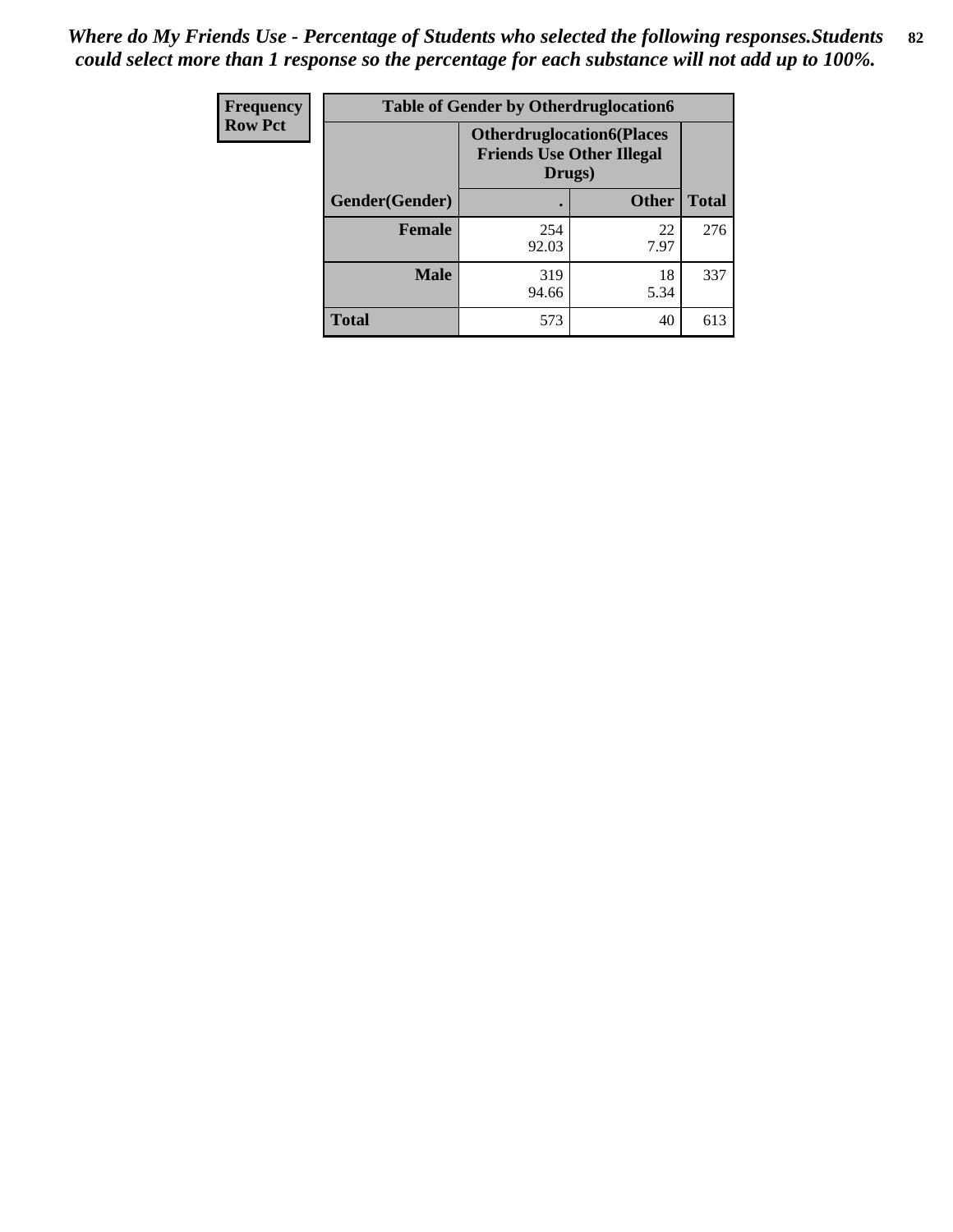*Where do My Friends Use - Percentage of Students who selected the following responses.Students could select more than 1 response so the percentage for each substance will not add up to 100%.*

| Frequency<br>Row Pct | Table of Gender by Otherdruglocation6 | | |
|---|---|---|---|
| | Otherdruglocation6(Places Friends Use Other Illegal Drugs) | | |
| Gender(Gender) | . | Other | Total |
| Female | 254<br>92.03 | 22<br>7.97 | 276 |
| Male | 319<br>94.66 | 18<br>5.34 | 337 |
| Total | 573 | 40 | 613 |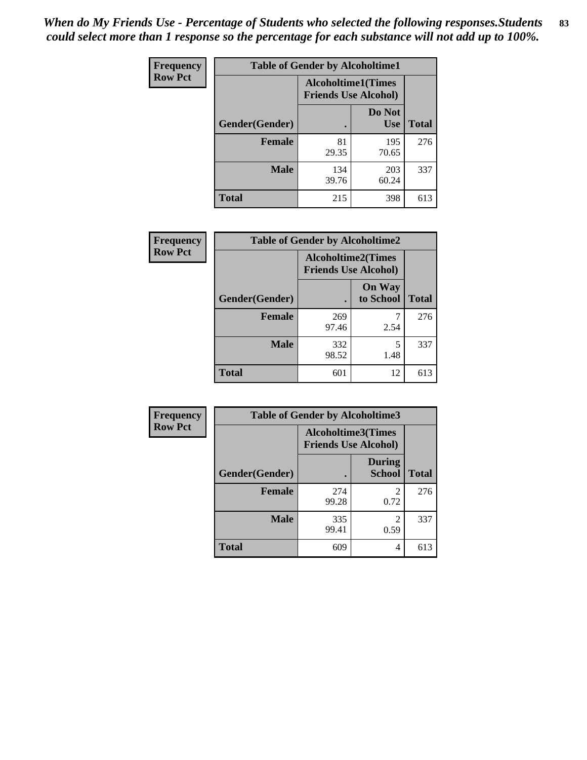*When do My Friends Use - Percentage of Students who selected the following responses.Students could select more than 1 response so the percentage for each substance will not add up to 100%.*

**Frequency**
**Row Pct**

| Table of Gender by Alcoholtime1 | | | |
|---|---|---|---|
| | Alcoholtime1(Times Friends Use Alcohol) | | |
| Gender(Gender) | . | Do Not Use | Total |
| **Female** | 81<br>29.35 | 195<br>70.65 | 276 |
| **Male** | 134<br>39.76 | 203<br>60.24 | 337 |
| **Total** | 215 | 398 | 613 |

**Frequency**
**Row Pct**

| Table of Gender by Alcoholtime2 | | | |
|---|---|---|---|
| | Alcoholtime2(Times Friends Use Alcohol) | | |
| Gender(Gender) | . | On Way to School | Total |
| **Female** | 269<br>97.46 | 7<br>2.54 | 276 |
| **Male** | 332<br>98.52 | 5<br>1.48 | 337 |
| **Total** | 601 | 12 | 613 |

**Frequency**
**Row Pct**

| Table of Gender by Alcoholtime3 | | | |
|---|---|---|---|
| | Alcoholtime3(Times Friends Use Alcohol) | | |
| Gender(Gender) | . | During School | Total |
| **Female** | 274<br>99.28 | 2<br>0.72 | 276 |
| **Male** | 335<br>99.41 | 2<br>0.59 | 337 |
| **Total** | 609 | 4 | 613 |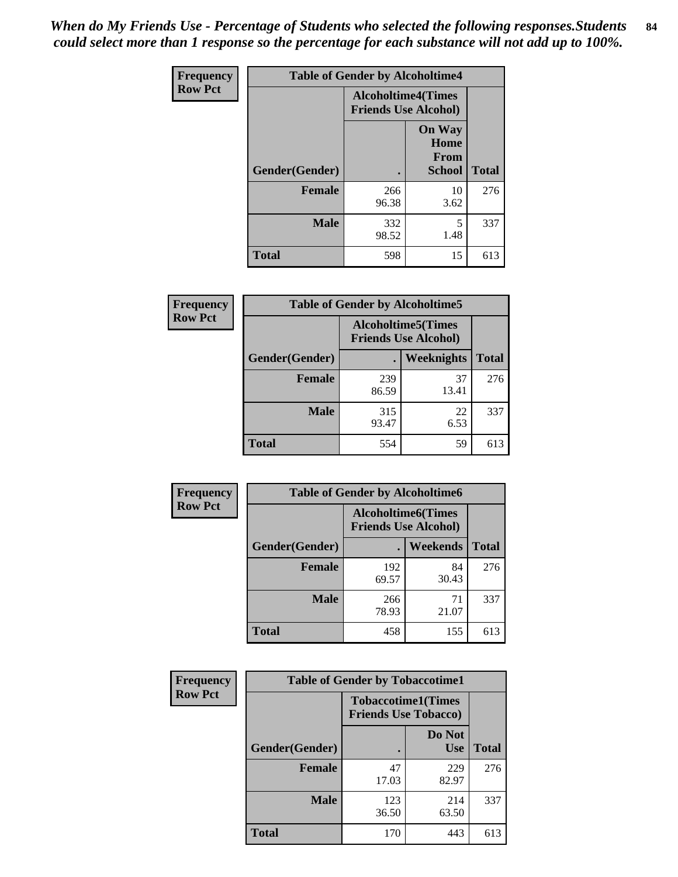*When do My Friends Use - Percentage of Students who selected the following responses.Students could select more than 1 response so the percentage for each substance will not add up to 100%.*

**Frequency / Row Pct**

| Table of Gender by Alcoholtime4 | | | |
|---|---|---|---|
| | Alcoholtime4(Times Friends Use Alcohol) | | |
| Gender(Gender) | . | On Way Home From School | Total |
| **Female** | 266<br>96.38 | 10<br>3.62 | 276 |
| **Male** | 332<br>98.52 | 5<br>1.48 | 337 |
| **Total** | 598 | 15 | 613 |

**Frequency / Row Pct**

| Table of Gender by Alcoholtime5 | | | |
|---|---|---|---|
| | Alcoholtime5(Times Friends Use Alcohol) | | |
| Gender(Gender) | . | Weeknights | Total |
| **Female** | 239<br>86.59 | 37<br>13.41 | 276 |
| **Male** | 315<br>93.47 | 22<br>6.53 | 337 |
| **Total** | 554 | 59 | 613 |

**Frequency / Row Pct**

| Table of Gender by Alcoholtime6 | | | |
|---|---|---|---|
| | Alcoholtime6(Times Friends Use Alcohol) | | |
| Gender(Gender) | . | Weekends | Total |
| **Female** | 192<br>69.57 | 84<br>30.43 | 276 |
| **Male** | 266<br>78.93 | 71<br>21.07 | 337 |
| **Total** | 458 | 155 | 613 |

**Frequency / Row Pct**

| Table of Gender by Tobaccotime1 | | | |
|---|---|---|---|
| | Tobaccotime1(Times Friends Use Tobacco) | | |
| Gender(Gender) | . | Do Not Use | Total |
| **Female** | 47<br>17.03 | 229<br>82.97 | 276 |
| **Male** | 123<br>36.50 | 214<br>63.50 | 337 |
| **Total** | 170 | 443 | 613 |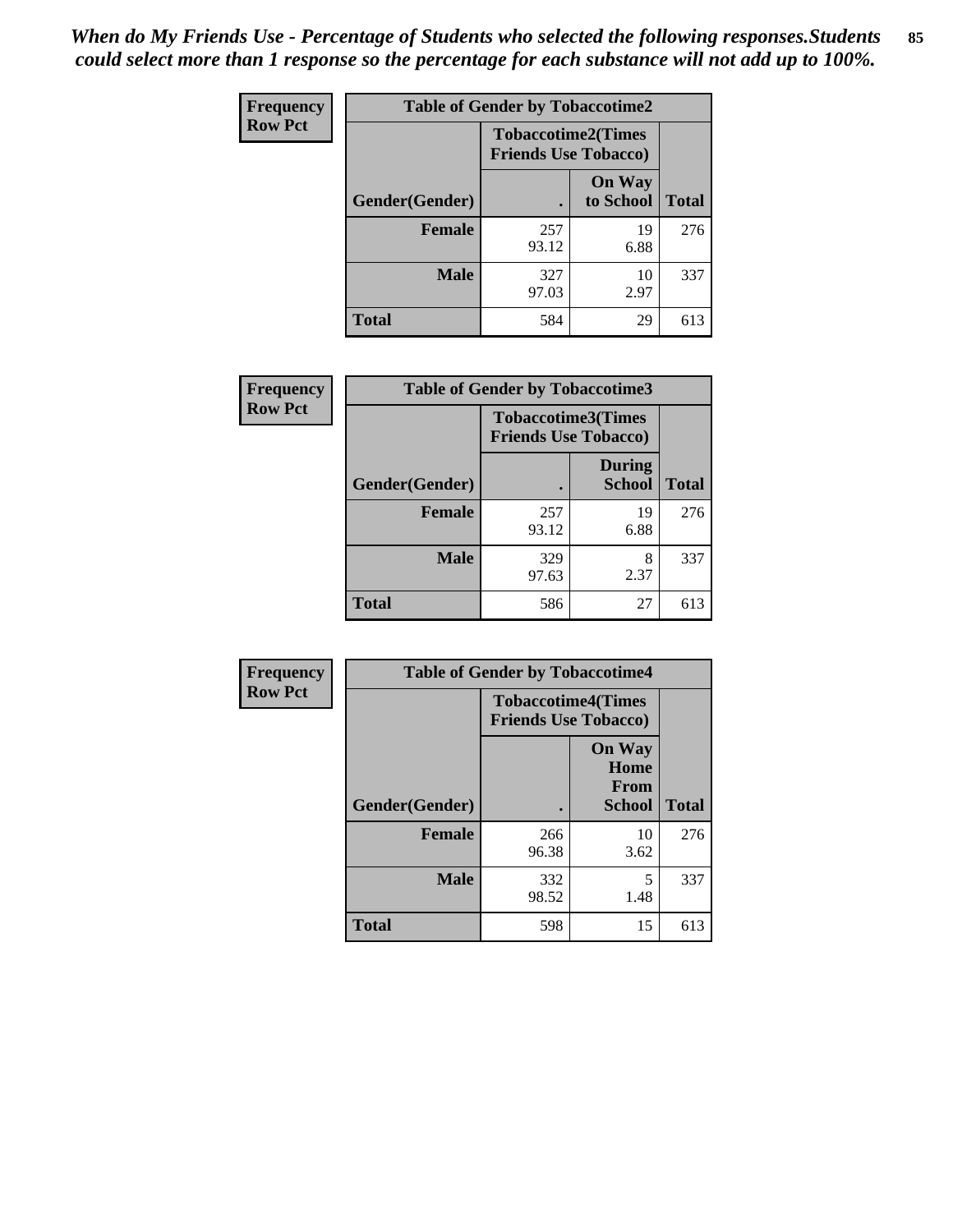*When do My Friends Use - Percentage of Students who selected the following responses.Students could select more than 1 response so the percentage for each substance will not add up to 100%.*

**Frequency**
**Row Pct**

| Table of Gender by Tobaccotime2 | | | |
|---|---|---|---|
| | Tobaccotime2(Times Friends Use Tobacco) | | |
| Gender(Gender) | . | On Way to School | Total |
| **Female** | 257<br>93.12 | 19<br>6.88 | 276 |
| **Male** | 327<br>97.03 | 10<br>2.97 | 337 |
| **Total** | 584 | 29 | 613 |

**Frequency**
**Row Pct**

| Table of Gender by Tobaccotime3 | | | |
|---|---|---|---|
| | Tobaccotime3(Times Friends Use Tobacco) | | |
| Gender(Gender) | . | During School | Total |
| **Female** | 257<br>93.12 | 19<br>6.88 | 276 |
| **Male** | 329<br>97.63 | 8<br>2.37 | 337 |
| **Total** | 586 | 27 | 613 |

**Frequency**
**Row Pct**

| Table of Gender by Tobaccotime4 | | | |
|---|---|---|---|
| | Tobaccotime4(Times Friends Use Tobacco) | | |
| Gender(Gender) | . | On Way Home From School | Total |
| **Female** | 266<br>96.38 | 10<br>3.62 | 276 |
| **Male** | 332<br>98.52 | 5<br>1.48 | 337 |
| **Total** | 598 | 15 | 613 |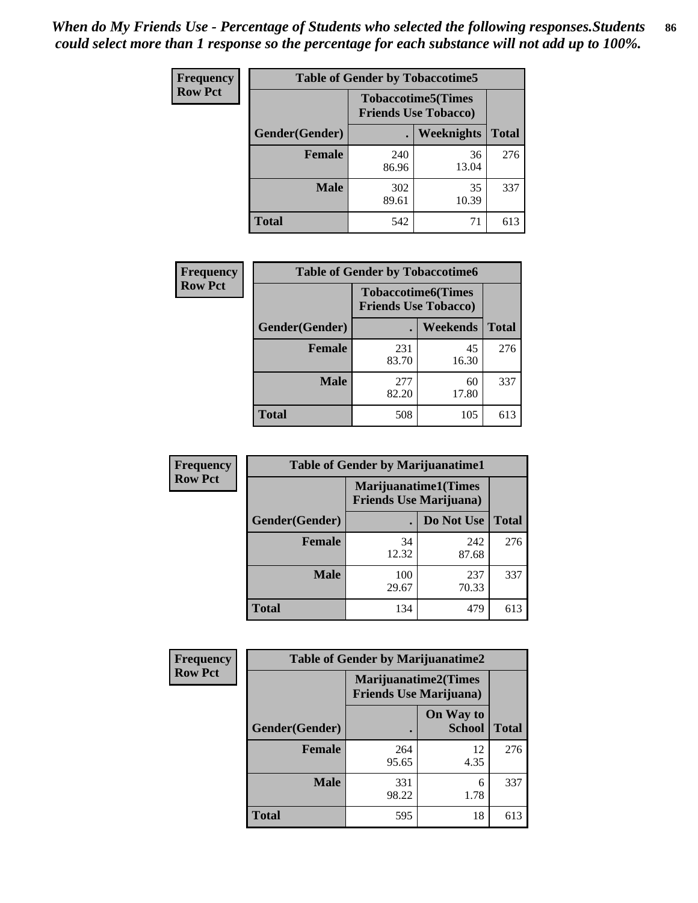*When do My Friends Use - Percentage of Students who selected the following responses.Students could select more than 1 response so the percentage for each substance will not add up to 100%.*

**Frequency**
**Row Pct**

| Table of Gender by Tobaccotime5 | | | |
|---|---|---|---|
| | Tobaccotime5(Times Friends Use Tobacco) | | |
| Gender(Gender) | . | Weeknights | Total |
| **Female** | 240<br>86.96 | 36<br>13.04 | 276 |
| **Male** | 302<br>89.61 | 35<br>10.39 | 337 |
| **Total** | 542 | 71 | 613 |

**Frequency**
**Row Pct**

| Table of Gender by Tobaccotime6 | | | |
|---|---|---|---|
| | Tobaccotime6(Times Friends Use Tobacco) | | |
| Gender(Gender) | . | Weekends | Total |
| **Female** | 231<br>83.70 | 45<br>16.30 | 276 |
| **Male** | 277<br>82.20 | 60<br>17.80 | 337 |
| **Total** | 508 | 105 | 613 |

**Frequency**
**Row Pct**

| Table of Gender by Marijuanatime1 | | | |
|---|---|---|---|
| | Marijuanatime1(Times Friends Use Marijuana) | | |
| Gender(Gender) | . | Do Not Use | Total |
| **Female** | 34<br>12.32 | 242<br>87.68 | 276 |
| **Male** | 100<br>29.67 | 237<br>70.33 | 337 |
| **Total** | 134 | 479 | 613 |

**Frequency**
**Row Pct**

| Table of Gender by Marijuanatime2 | | | |
|---|---|---|---|
| | Marijuanatime2(Times Friends Use Marijuana) | | |
| Gender(Gender) | . | On Way to School | Total |
| **Female** | 264<br>95.65 | 12<br>4.35 | 276 |
| **Male** | 331<br>98.22 | 6<br>1.78 | 337 |
| **Total** | 595 | 18 | 613 |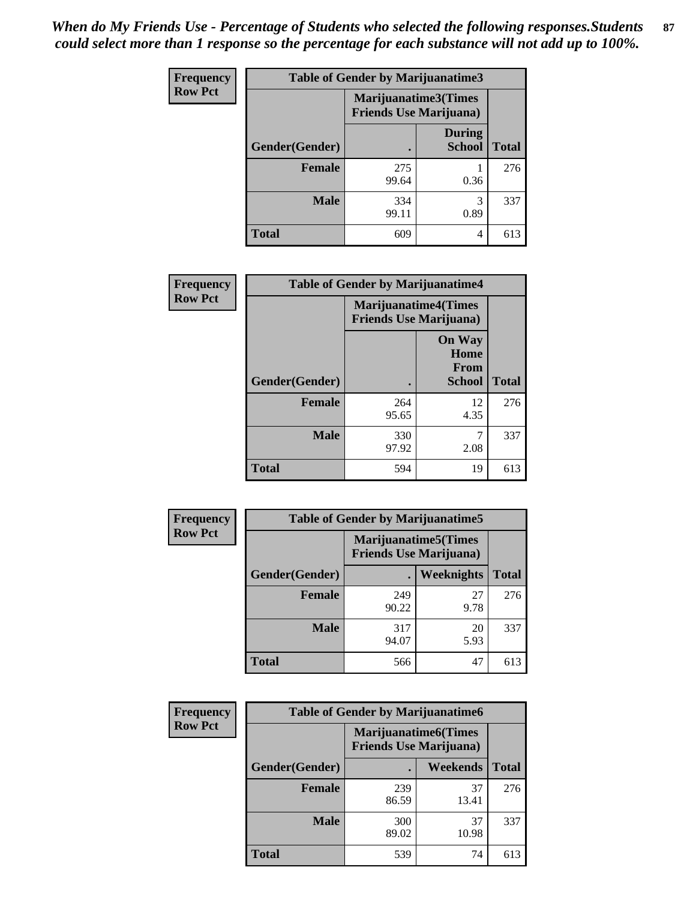*When do My Friends Use - Percentage of Students who selected the following responses.Students could select more than 1 response so the percentage for each substance will not add up to 100%.*

**Frequency**
**Row Pct**

| Table of Gender by Marijuanatime3 | | | |
|---|---|---|---|
| | Marijuanatime3(Times Friends Use Marijuana) | | |
| Gender(Gender) | . | During School | Total |
| **Female** | 275<br>99.64 | 1<br>0.36 | 276 |
| **Male** | 334<br>99.11 | 3<br>0.89 | 337 |
| **Total** | 609 | 4 | 613 |

**Frequency**
**Row Pct**

| Table of Gender by Marijuanatime4 | | | |
|---|---|---|---|
| | Marijuanatime4(Times Friends Use Marijuana) | | |
| Gender(Gender) | . | On Way Home From School | Total |
| **Female** | 264<br>95.65 | 12<br>4.35 | 276 |
| **Male** | 330<br>97.92 | 7<br>2.08 | 337 |
| **Total** | 594 | 19 | 613 |

**Frequency**
**Row Pct**

| Table of Gender by Marijuanatime5 | | | |
|---|---|---|---|
| | Marijuanatime5(Times Friends Use Marijuana) | | |
| Gender(Gender) | . | Weeknights | Total |
| **Female** | 249<br>90.22 | 27<br>9.78 | 276 |
| **Male** | 317<br>94.07 | 20<br>5.93 | 337 |
| **Total** | 566 | 47 | 613 |

**Frequency**
**Row Pct**

| Table of Gender by Marijuanatime6 | | | |
|---|---|---|---|
| | Marijuanatime6(Times Friends Use Marijuana) | | |
| Gender(Gender) | . | Weekends | Total |
| **Female** | 239<br>86.59 | 37<br>13.41 | 276 |
| **Male** | 300<br>89.02 | 37<br>10.98 | 337 |
| **Total** | 539 | 74 | 613 |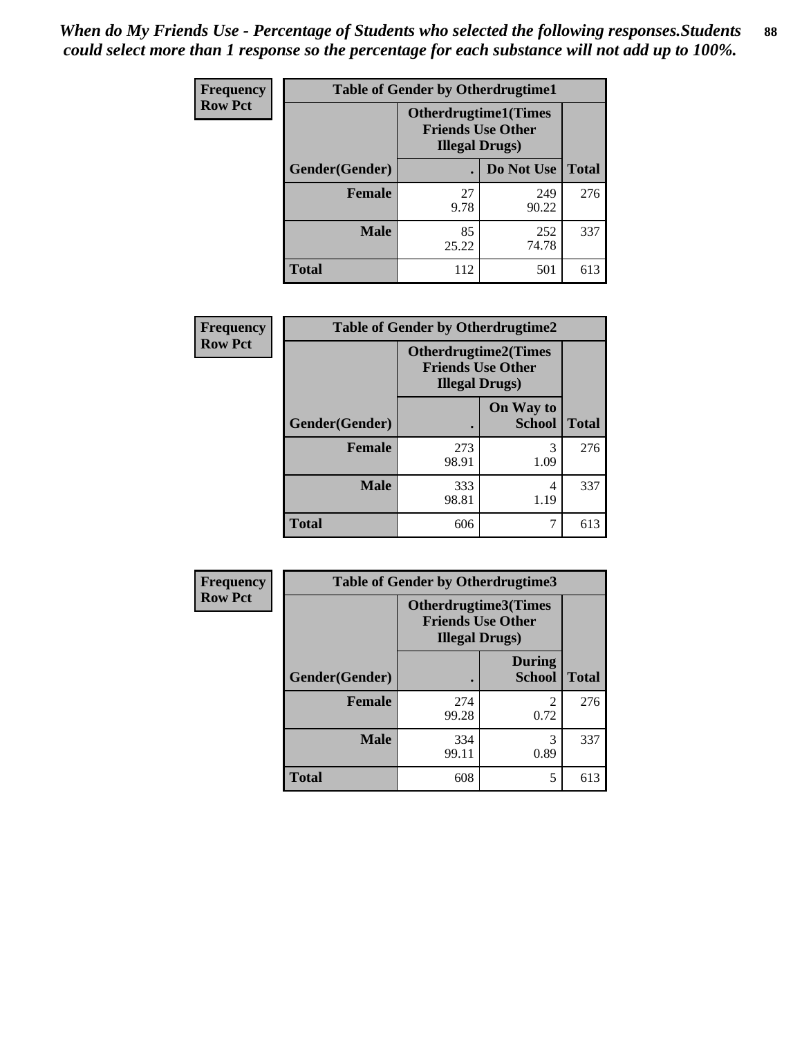*When do My Friends Use - Percentage of Students who selected the following responses.Students could select more than 1 response so the percentage for each substance will not add up to 100%.*

**Frequency**
**Row Pct**

| Table of Gender by Otherdrugtime1 | | | |
|---|---|---|---|
| | Otherdrugtime1(Times Friends Use Other Illegal Drugs) | | |
| Gender(Gender) | . | Do Not Use | Total |
| **Female** | 27<br>9.78 | 249<br>90.22 | 276 |
| **Male** | 85<br>25.22 | 252<br>74.78 | 337 |
| **Total** | 112 | 501 | 613 |

**Frequency**
**Row Pct**

| Table of Gender by Otherdrugtime2 | | | |
|---|---|---|---|
| | Otherdrugtime2(Times Friends Use Other Illegal Drugs) | | |
| Gender(Gender) | . | On Way to School | Total |
| **Female** | 273<br>98.91 | 3<br>1.09 | 276 |
| **Male** | 333<br>98.81 | 4<br>1.19 | 337 |
| **Total** | 606 | 7 | 613 |

**Frequency**
**Row Pct**

| Table of Gender by Otherdrugtime3 | | | |
|---|---|---|---|
| | Otherdrugtime3(Times Friends Use Other Illegal Drugs) | | |
| Gender(Gender) | . | During School | Total |
| **Female** | 274<br>99.28 | 2<br>0.72 | 276 |
| **Male** | 334<br>99.11 | 3<br>0.89 | 337 |
| **Total** | 608 | 5 | 613 |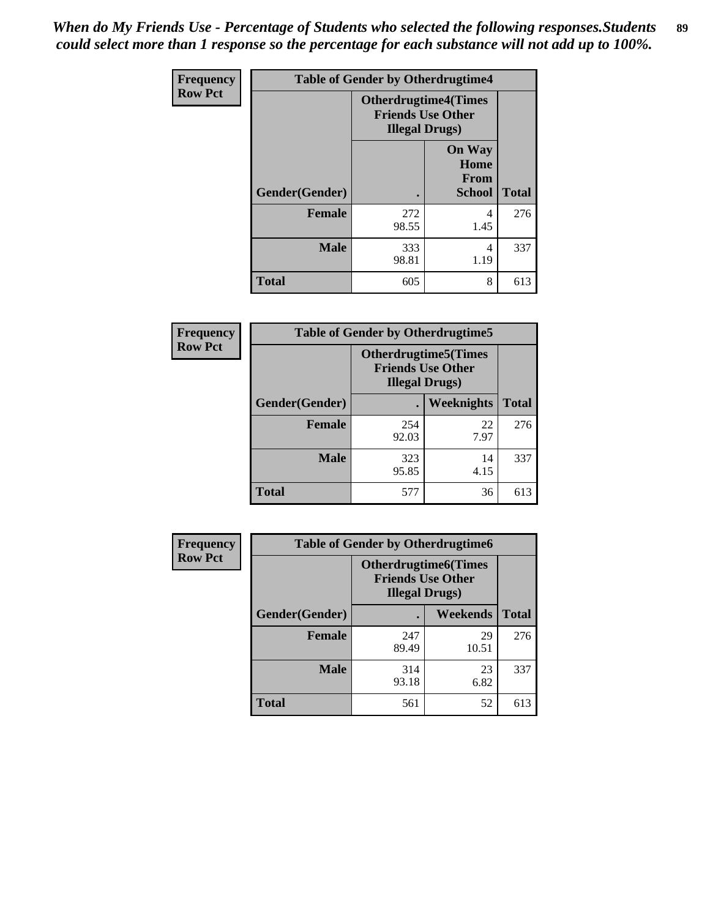*When do My Friends Use - Percentage of Students who selected the following responses.Students could select more than 1 response so the percentage for each substance will not add up to 100%.*

**Frequency**
**Row Pct**

| Table of Gender by Otherdrugtime4 | | | |
|---|---|---|---|
| | Otherdrugtime4(Times Friends Use Other Illegal Drugs) | | |
| Gender(Gender) | . | On Way Home From School | Total |
| Female | 272<br>98.55 | 4<br>1.45 | 276 |
| Male | 333<br>98.81 | 4<br>1.19 | 337 |
| Total | 605 | 8 | 613 |

**Frequency**
**Row Pct**

| Table of Gender by Otherdrugtime5 | | | |
|---|---|---|---|
| | Otherdrugtime5(Times Friends Use Other Illegal Drugs) | | |
| Gender(Gender) | . | Weeknights | Total |
| Female | 254<br>92.03 | 22<br>7.97 | 276 |
| Male | 323<br>95.85 | 14<br>4.15 | 337 |
| Total | 577 | 36 | 613 |

**Frequency**
**Row Pct**

| Table of Gender by Otherdrugtime6 | | | |
|---|---|---|---|
| | Otherdrugtime6(Times Friends Use Other Illegal Drugs) | | |
| Gender(Gender) | . | Weekends | Total |
| Female | 247<br>89.49 | 29<br>10.51 | 276 |
| Male | 314<br>93.18 | 23<br>6.82 | 337 |
| Total | 561 | 52 | 613 |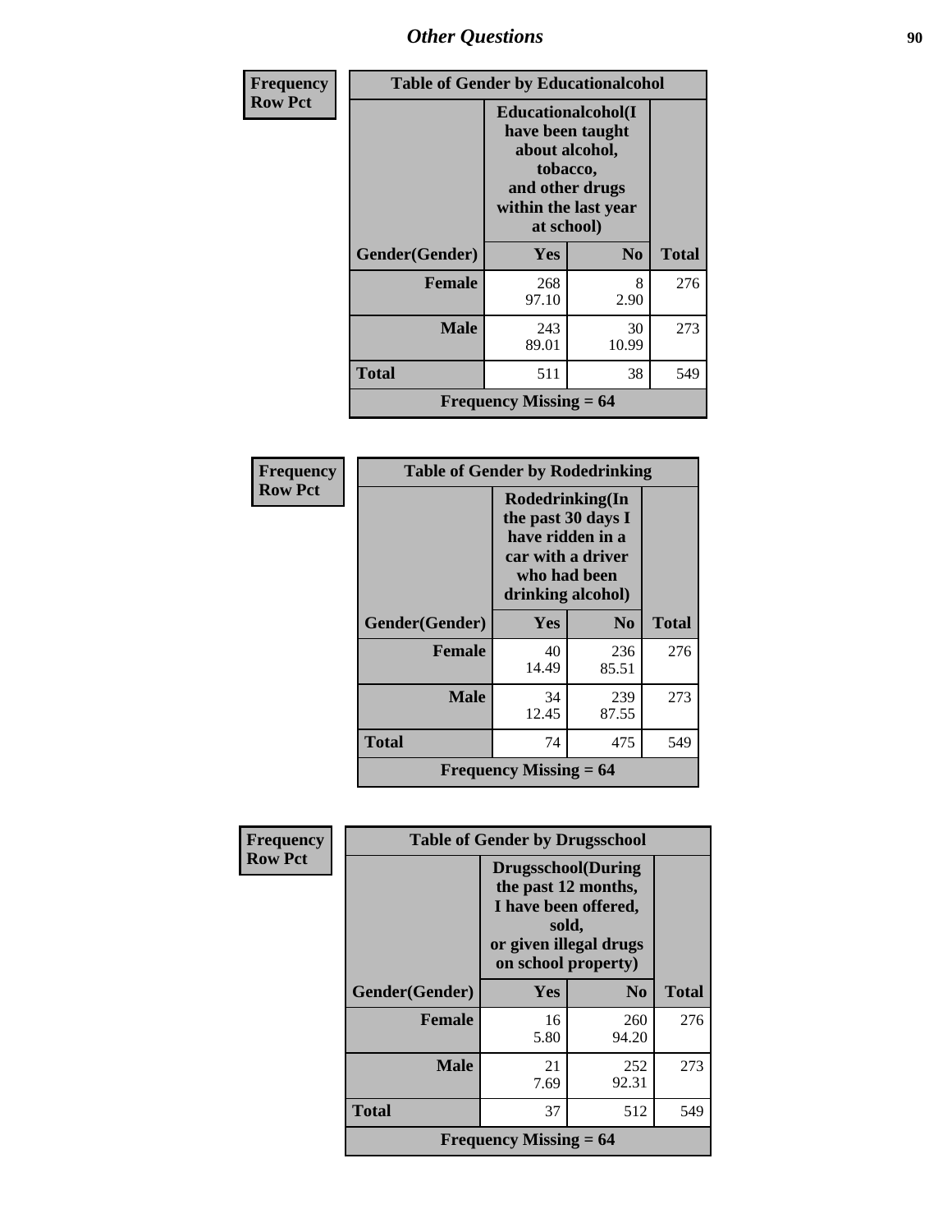| Frequency Row Pct | Table of Gender by Educationalcohol | | |
|---|---|---|---|
| | Educationalcohol(I have been taught about alcohol, tobacco, and other drugs within the last year at school) | | |
| Gender(Gender) | Yes | No | Total |
| Female | 268<br>97.10 | 8<br>2.90 | 276 |
| Male | 243<br>89.01 | 30<br>10.99 | 273 |
| Total | 511 | 38 | 549 |
| Frequency Missing = 64 | | | |

| Frequency Row Pct | Table of Gender by Rodedrinking | | |
|---|---|---|---|
| | Rodedrinking(In the past 30 days I have ridden in a car with a driver who had been drinking alcohol) | | |
| Gender(Gender) | Yes | No | Total |
| Female | 40<br>14.49 | 236<br>85.51 | 276 |
| Male | 34<br>12.45 | 239<br>87.55 | 273 |
| Total | 74 | 475 | 549 |
| Frequency Missing = 64 | | | |

| Frequency Row Pct | Table of Gender by Drugsschool | | |
|---|---|---|---|
| | Drugsschool(During the past 12 months, I have been offered, sold, or given illegal drugs on school property) | | |
| Gender(Gender) | Yes | No | Total |
| Female | 16<br>5.80 | 260<br>94.20 | 276 |
| Male | 21<br>7.69 | 252<br>92.31 | 273 |
| Total | 37 | 512 | 549 |
| Frequency Missing = 64 | | | |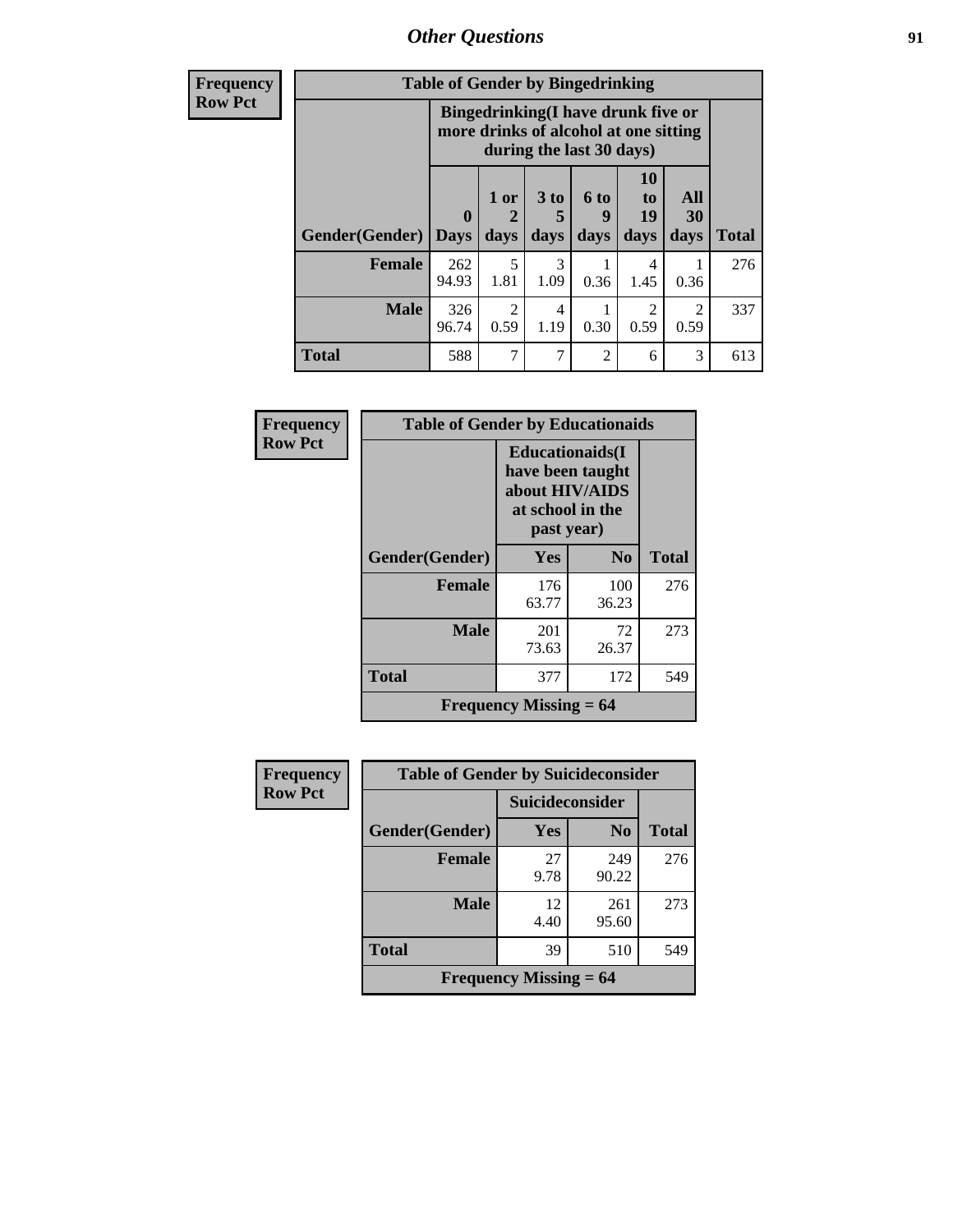# Other Questions

**Frequency / Row Pct**

**Table of Gender by Bingedrinking**

| Gender(Gender) | Bingedrinking(I have drunk five or more drinks of alcohol at one sitting during the last 30 days) | | | | | | Total |
|---|---|---|---|---|---|---|---|
| | 0 Days | 1 or 2 days | 3 to 5 days | 6 to 9 days | 10 to 19 days | All 30 days | |
| **Female** | 262<br>94.93 | 5<br>1.81 | 3<br>1.09 | 1<br>0.36 | 4<br>1.45 | 1<br>0.36 | 276 |
| **Male** | 326<br>96.74 | 2<br>0.59 | 4<br>1.19 | 1<br>0.30 | 2<br>0.59 | 2<br>0.59 | 337 |
| **Total** | 588 | 7 | 7 | 2 | 6 | 3 | 613 |

**Frequency / Row Pct**

**Table of Gender by Educationaids**

| Gender(Gender) | Educationaids(I have been taught about HIV/AIDS at school in the past year) | | Total |
|---|---|---|---|
| | Yes | No | |
| **Female** | 176<br>63.77 | 100<br>36.23 | 276 |
| **Male** | 201<br>73.63 | 72<br>26.37 | 273 |
| **Total** | 377 | 172 | 549 |
| **Frequency Missing = 64** | | | |

**Frequency / Row Pct**

**Table of Gender by Suicideconsider**

| Gender(Gender) | Suicideconsider | | Total |
|---|---|---|---|
| | Yes | No | |
| **Female** | 27<br>9.78 | 249<br>90.22 | 276 |
| **Male** | 12<br>4.40 | 261<br>95.60 | 273 |
| **Total** | 39 | 510 | 549 |
| **Frequency Missing = 64** | | | |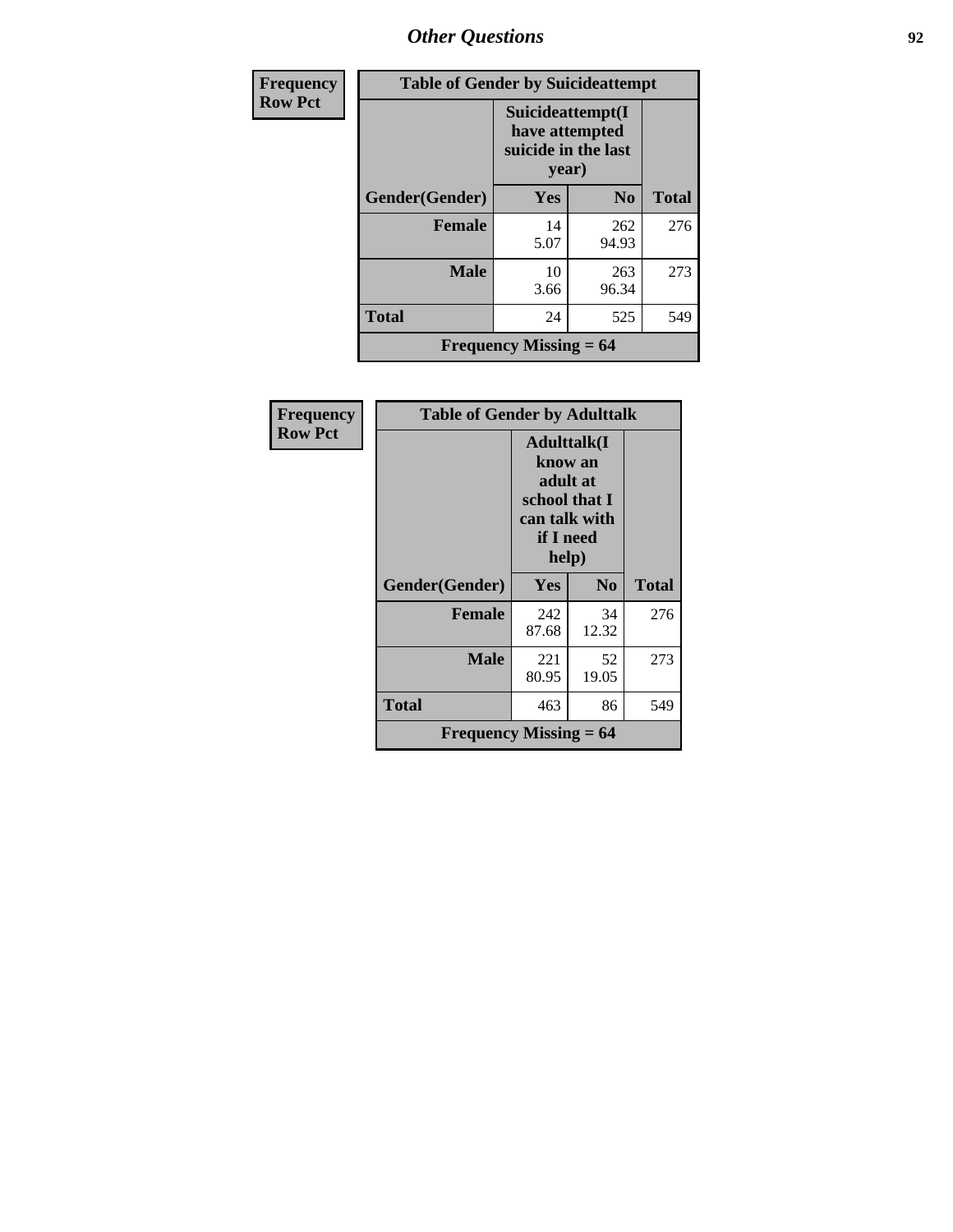## Other Questions

| Frequency<br>Row Pct | Table of Gender by Suicideattempt | | |
|---|---|---|---|
| | Suicideattempt(I have attempted suicide in the last year) | | |
| Gender(Gender) | Yes | No | Total |
| Female | 14<br>5.07 | 262<br>94.93 | 276 |
| Male | 10<br>3.66 | 263<br>96.34 | 273 |
| Total | 24 | 525 | 549 |
| Frequency Missing = 64 | | | |

| Frequency<br>Row Pct | Table of Gender by Adulttalk | | |
|---|---|---|---|
| | Adulttalk(I know an adult at school that I can talk with if I need help) | | |
| Gender(Gender) | Yes | No | Total |
| Female | 242<br>87.68 | 34<br>12.32 | 276 |
| Male | 221<br>80.95 | 52<br>19.05 | 273 |
| Total | 463 | 86 | 549 |
| Frequency Missing = 64 | | | |